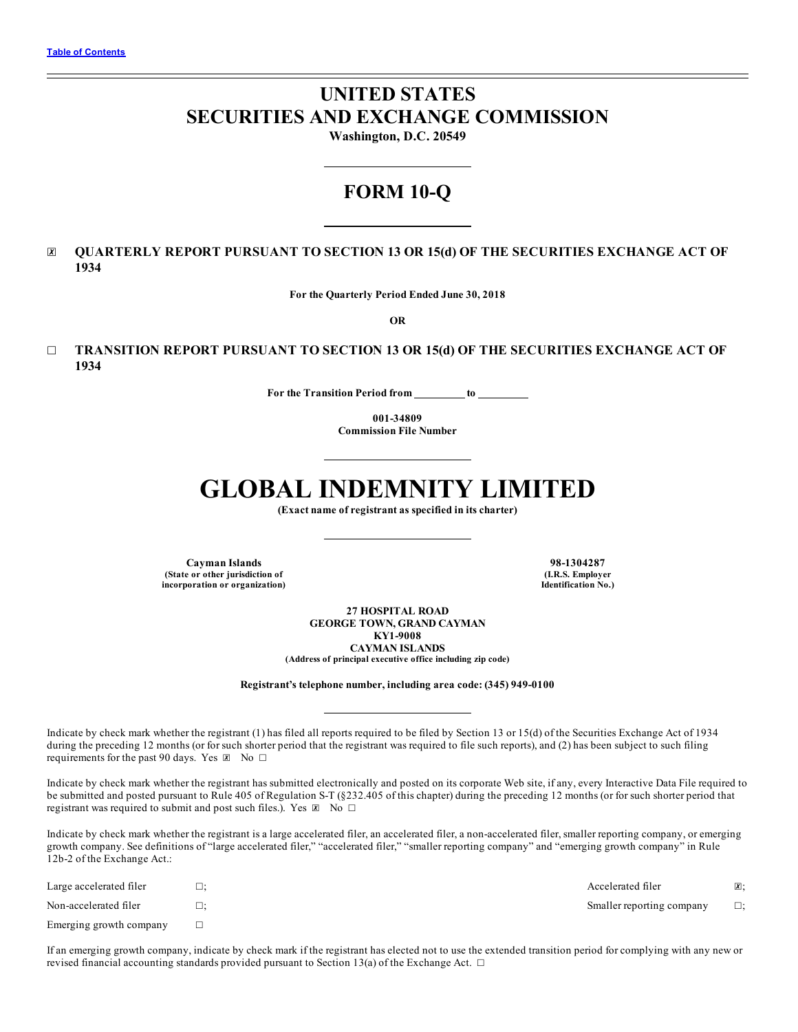# UNITED STATES
# SECURITIES AND EXCHANGE COMMISSION

**Washington, D.C. 20549**

---

# FORM 10-Q

---

☒ **QUARTERLY REPORT PURSUANT TO SECTION 13 OR 15(d) OF THE SECURITIES EXCHANGE ACT OF 1934**

**For the Quarterly Period Ended June 30, 2018**

**OR**

☐ **TRANSITION REPORT PURSUANT TO SECTION 13 OR 15(d) OF THE SECURITIES EXCHANGE ACT OF 1934**

**For the Transition Period from \_\_\_\_\_\_\_\_\_ to \_\_\_\_\_\_\_\_\_**

**001-34809**
**Commission File Number**

---

# GLOBAL INDEMNITY LIMITED

**(Exact name of registrant as specified in its charter)**

---

| **Cayman Islands** | **98-1304287** |
|---|---|
| **(State or other jurisdiction of incorporation or organization)** | **(I.R.S. Employer Identification No.)** |

**27 HOSPITAL ROAD**
**GEORGE TOWN, GRAND CAYMAN**
**KY1-9008**
**CAYMAN ISLANDS**
**(Address of principal executive office including zip code)**

**Registrant's telephone number, including area code: (345) 949-0100**

---

Indicate by check mark whether the registrant (1) has filed all reports required to be filed by Section 13 or 15(d) of the Securities Exchange Act of 1934 during the preceding 12 months (or for such shorter period that the registrant was required to file such reports), and (2) has been subject to such filing requirements for the past 90 days. Yes ☒ No ☐

Indicate by check mark whether the registrant has submitted electronically and posted on its corporate Web site, if any, every Interactive Data File required to be submitted and posted pursuant to Rule 405 of Regulation S-T (§232.405 of this chapter) during the preceding 12 months (or for such shorter period that registrant was required to submit and post such files.). Yes ☒ No ☐

Indicate by check mark whether the registrant is a large accelerated filer, an accelerated filer, a non-accelerated filer, smaller reporting company, or emerging growth company. See definitions of "large accelerated filer," "accelerated filer," "smaller reporting company" and "emerging growth company" in Rule 12b-2 of the Exchange Act.:

| | | | |
|---|---|---|---|
| Large accelerated filer | ☐; | Accelerated filer | ☒; |
| Non-accelerated filer | ☐; | Smaller reporting company | ☐; |
| Emerging growth company | ☐ | | |

If an emerging growth company, indicate by check mark if the registrant has elected not to use the extended transition period for complying with any new or revised financial accounting standards provided pursuant to Section 13(a) of the Exchange Act. ☐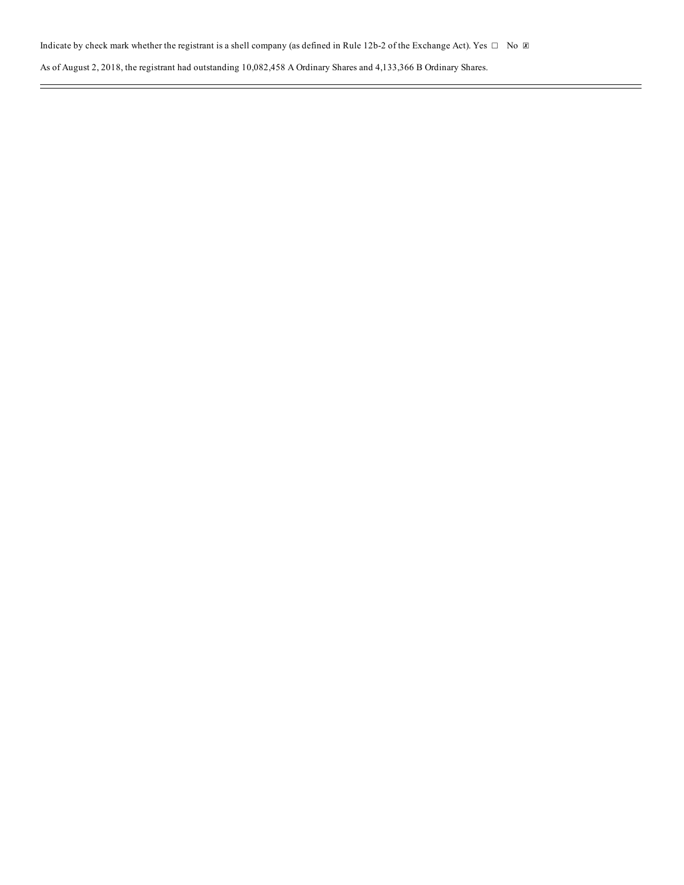Indicate by check mark whether the registrant is a shell company (as defined in Rule 12b-2 of the Exchange Act). Yes ☐ No ☒

As of August 2, 2018, the registrant had outstanding 10,082,458 A Ordinary Shares and 4,133,366 B Ordinary Shares.

---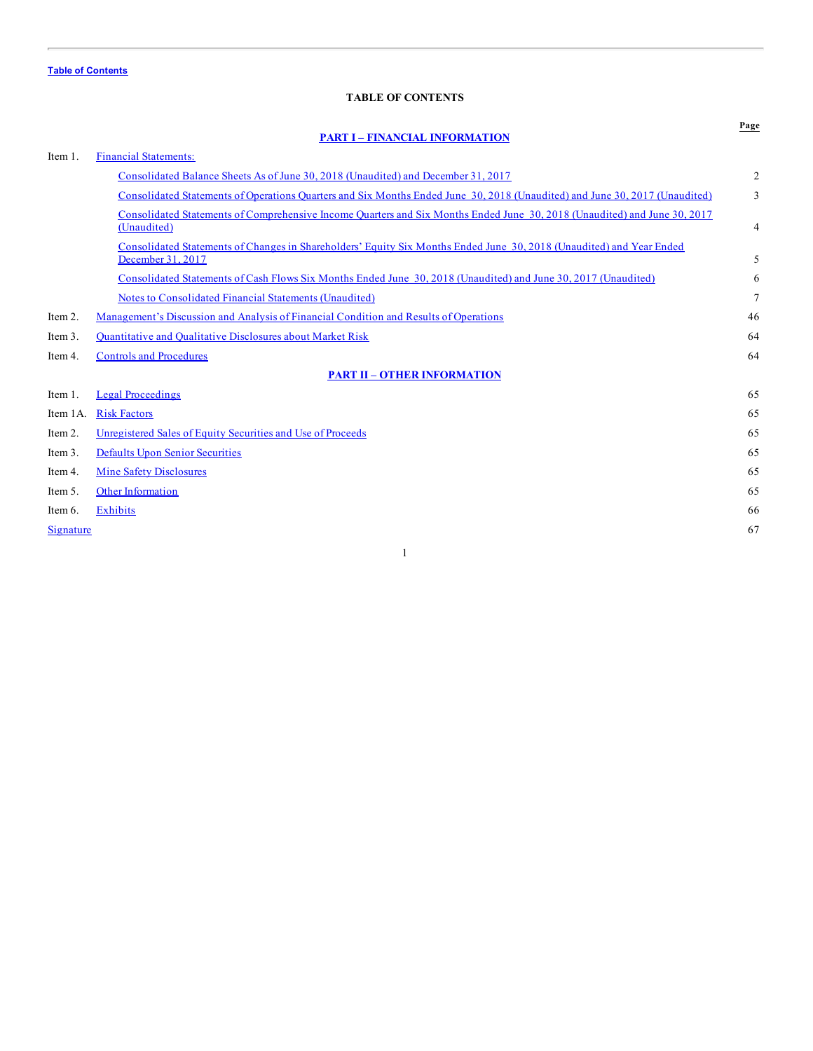Table of Contents

## TABLE OF CONTENTS

| | | Page |
|---|---|---|
| | **PART I – FINANCIAL INFORMATION** | |
| Item 1. | Financial Statements: | |
| | Consolidated Balance Sheets As of June 30, 2018 (Unaudited) and December 31, 2017 | 2 |
| | Consolidated Statements of Operations Quarters and Six Months Ended June 30, 2018 (Unaudited) and June 30, 2017 (Unaudited) | 3 |
| | Consolidated Statements of Comprehensive Income Quarters and Six Months Ended June 30, 2018 (Unaudited) and June 30, 2017 (Unaudited) | 4 |
| | Consolidated Statements of Changes in Shareholders' Equity Six Months Ended June 30, 2018 (Unaudited) and Year Ended December 31, 2017 | 5 |
| | Consolidated Statements of Cash Flows Six Months Ended June 30, 2018 (Unaudited) and June 30, 2017 (Unaudited) | 6 |
| | Notes to Consolidated Financial Statements (Unaudited) | 7 |
| Item 2. | Management's Discussion and Analysis of Financial Condition and Results of Operations | 46 |
| Item 3. | Quantitative and Qualitative Disclosures about Market Risk | 64 |
| Item 4. | Controls and Procedures | 64 |
| | **PART II – OTHER INFORMATION** | |
| Item 1. | Legal Proceedings | 65 |
| Item 1A. | Risk Factors | 65 |
| Item 2. | Unregistered Sales of Equity Securities and Use of Proceeds | 65 |
| Item 3. | Defaults Upon Senior Securities | 65 |
| Item 4. | Mine Safety Disclosures | 65 |
| Item 5. | Other Information | 65 |
| Item 6. | Exhibits | 66 |
| Signature | | 67 |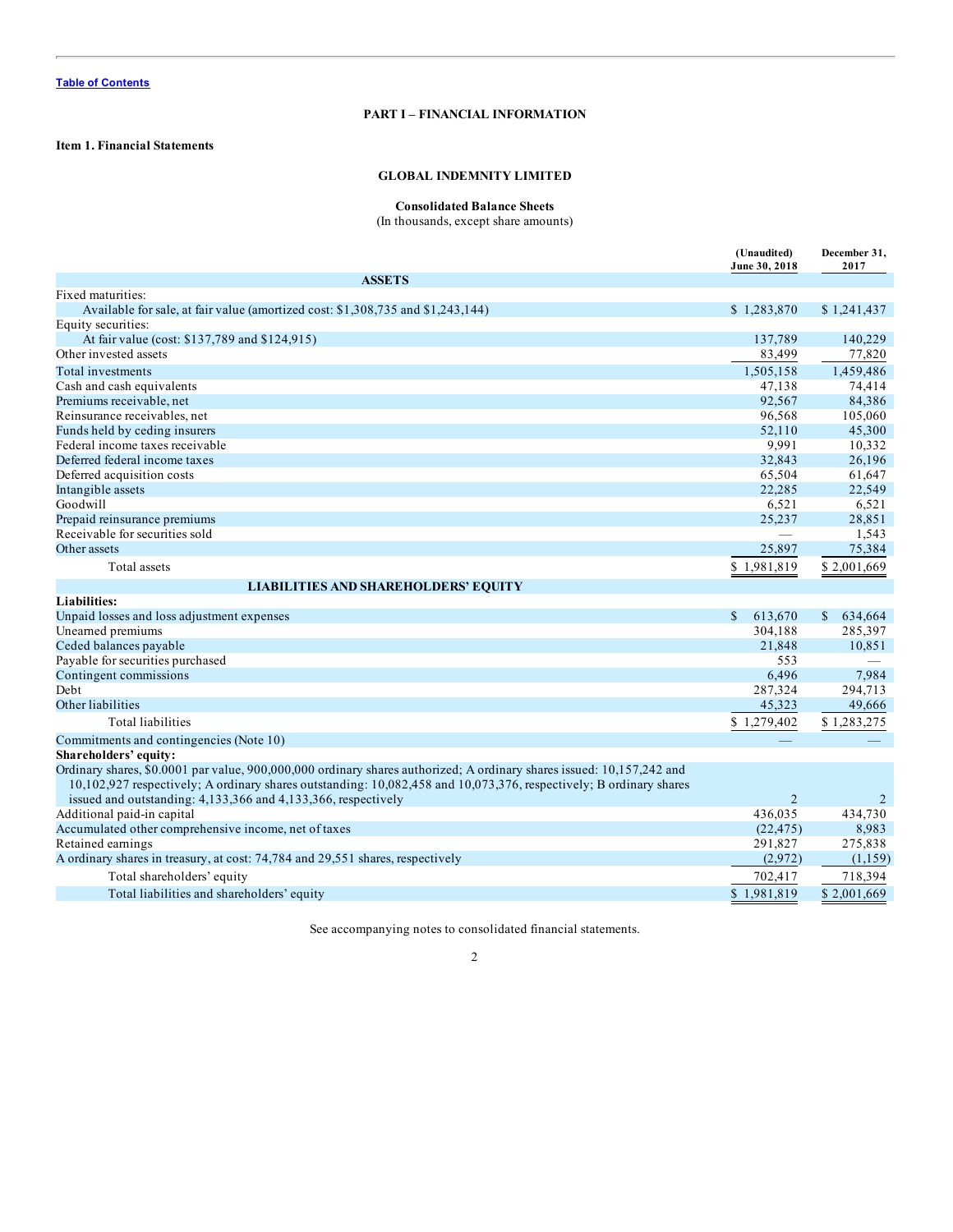Table of Contents

# PART I – FINANCIAL INFORMATION

## Item 1. Financial Statements

### GLOBAL INDEMNITY LIMITED

**Consolidated Balance Sheets**
(In thousands, except share amounts)

| | (Unaudited) June 30, 2018 | December 31, 2017 |
|---|---|---|
| **ASSETS** | | |
| Fixed maturities: | | |
| Available for sale, at fair value (amortized cost: $1,308,735 and $1,243,144) | $ 1,283,870 | $ 1,241,437 |
| Equity securities: | | |
| At fair value (cost: $137,789 and $124,915) | 137,789 | 140,229 |
| Other invested assets | 83,499 | 77,820 |
| Total investments | 1,505,158 | 1,459,486 |
| Cash and cash equivalents | 47,138 | 74,414 |
| Premiums receivable, net | 92,567 | 84,386 |
| Reinsurance receivables, net | 96,568 | 105,060 |
| Funds held by ceding insurers | 52,110 | 45,300 |
| Federal income taxes receivable | 9,991 | 10,332 |
| Deferred federal income taxes | 32,843 | 26,196 |
| Deferred acquisition costs | 65,504 | 61,647 |
| Intangible assets | 22,285 | 22,549 |
| Goodwill | 6,521 | 6,521 |
| Prepaid reinsurance premiums | 25,237 | 28,851 |
| Receivable for securities sold | — | 1,543 |
| Other assets | 25,897 | 75,384 |
| Total assets | $ 1,981,819 | $ 2,001,669 |
| **LIABILITIES AND SHAREHOLDERS' EQUITY** | | |
| **Liabilities:** | | |
| Unpaid losses and loss adjustment expenses | $ 613,670 | $ 634,664 |
| Unearned premiums | 304,188 | 285,397 |
| Ceded balances payable | 21,848 | 10,851 |
| Payable for securities purchased | 553 | — |
| Contingent commissions | 6,496 | 7,984 |
| Debt | 287,324 | 294,713 |
| Other liabilities | 45,323 | 49,666 |
| Total liabilities | $ 1,279,402 | $ 1,283,275 |
| Commitments and contingencies (Note 10) | — | — |
| **Shareholders' equity:** | | |
| Ordinary shares, $0.0001 par value, 900,000,000 ordinary shares authorized; A ordinary shares issued: 10,157,242 and 10,102,927 respectively; A ordinary shares outstanding: 10,082,458 and 10,073,376, respectively; B ordinary shares issued and outstanding: 4,133,366 and 4,133,366, respectively | 2 | 2 |
| Additional paid-in capital | 436,035 | 434,730 |
| Accumulated other comprehensive income, net of taxes | (22,475) | 8,983 |
| Retained earnings | 291,827 | 275,838 |
| A ordinary shares in treasury, at cost: 74,784 and 29,551 shares, respectively | (2,972) | (1,159) |
| Total shareholders' equity | 702,417 | 718,394 |
| Total liabilities and shareholders' equity | $ 1,981,819 | $ 2,001,669 |

See accompanying notes to consolidated financial statements.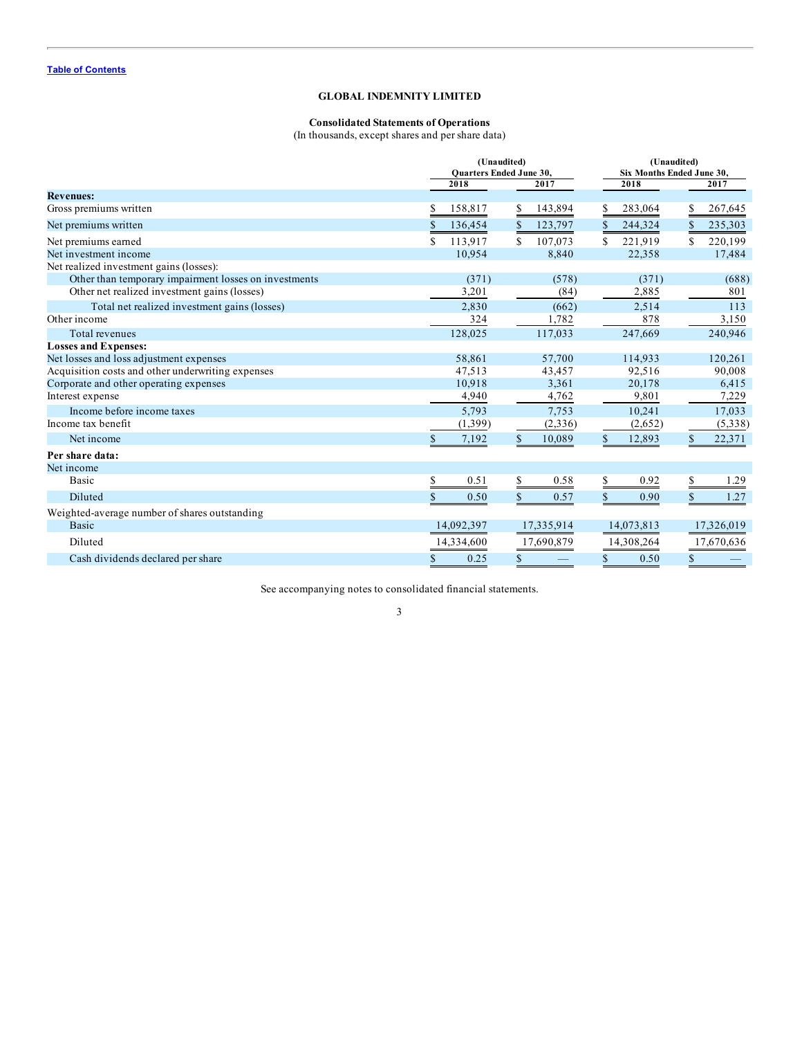[Table of Contents](#)

# GLOBAL INDEMNITY LIMITED

## Consolidated Statements of Operations

(In thousands, except shares and per share data)

| | (Unaudited) Quarters Ended June 30, | | (Unaudited) Six Months Ended June 30, | |
|---|---|---|---|---|
| | 2018 | 2017 | 2018 | 2017 |
| **Revenues:** | | | | |
| Gross premiums written | $ 158,817 | $ 143,894 | $ 283,064 | $ 267,645 |
| Net premiums written | $ 136,454 | $ 123,797 | $ 244,324 | $ 235,303 |
| Net premiums earned | $ 113,917 | $ 107,073 | $ 221,919 | $ 220,199 |
| Net investment income | 10,954 | 8,840 | 22,358 | 17,484 |
| Net realized investment gains (losses): | | | | |
| Other than temporary impairment losses on investments | (371) | (578) | (371) | (688) |
| Other net realized investment gains (losses) | 3,201 | (84) | 2,885 | 801 |
| Total net realized investment gains (losses) | 2,830 | (662) | 2,514 | 113 |
| Other income | 324 | 1,782 | 878 | 3,150 |
| Total revenues | 128,025 | 117,033 | 247,669 | 240,946 |
| **Losses and Expenses:** | | | | |
| Net losses and loss adjustment expenses | 58,861 | 57,700 | 114,933 | 120,261 |
| Acquisition costs and other underwriting expenses | 47,513 | 43,457 | 92,516 | 90,008 |
| Corporate and other operating expenses | 10,918 | 3,361 | 20,178 | 6,415 |
| Interest expense | 4,940 | 4,762 | 9,801 | 7,229 |
| Income before income taxes | 5,793 | 7,753 | 10,241 | 17,033 |
| Income tax benefit | (1,399) | (2,336) | (2,652) | (5,338) |
| Net income | $ 7,192 | $ 10,089 | $ 12,893 | $ 22,371 |
| **Per share data:** | | | | |
| Net income | | | | |
| Basic | $ 0.51 | $ 0.58 | $ 0.92 | $ 1.29 |
| Diluted | $ 0.50 | $ 0.57 | $ 0.90 | $ 1.27 |
| Weighted-average number of shares outstanding | | | | |
| Basic | 14,092,397 | 17,335,914 | 14,073,813 | 17,326,019 |
| Diluted | 14,334,600 | 17,690,879 | 14,308,264 | 17,670,636 |
| Cash dividends declared per share | $ 0.25 | $ — | $ 0.50 | $ — |

See accompanying notes to consolidated financial statements.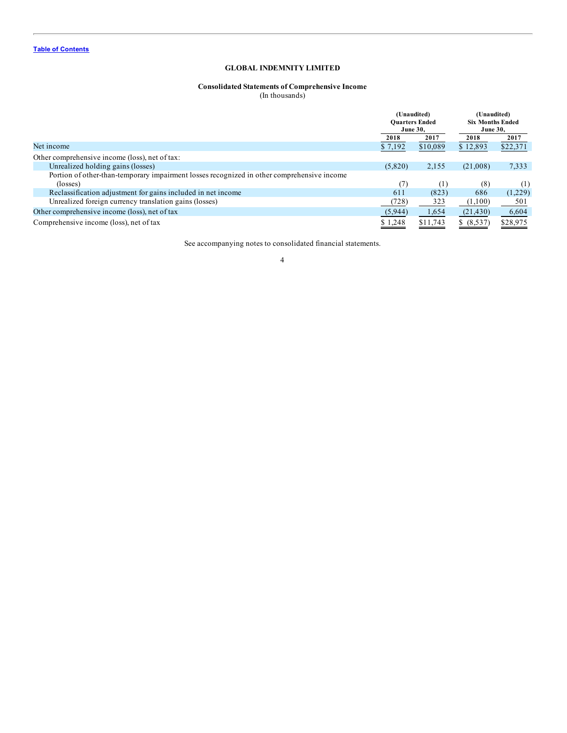Table of Contents

# GLOBAL INDEMNITY LIMITED

## Consolidated Statements of Comprehensive Income

(In thousands)

| | (Unaudited) Quarters Ended June 30, | | (Unaudited) Six Months Ended June 30, | |
|---|---|---|---|---|
| | 2018 | 2017 | 2018 | 2017 |
| Net income | $ 7,192 | $10,089 | $ 12,893 | $22,371 |
| Other comprehensive income (loss), net of tax: | | | | |
| Unrealized holding gains (losses) | (5,820) | 2,155 | (21,008) | 7,333 |
| Portion of other-than-temporary impairment losses recognized in other comprehensive income (losses) | (7) | (1) | (8) | (1) |
| Reclassification adjustment for gains included in net income | 611 | (823) | 686 | (1,229) |
| Unrealized foreign currency translation gains (losses) | (728) | 323 | (1,100) | 501 |
| Other comprehensive income (loss), net of tax | (5,944) | 1,654 | (21,430) | 6,604 |
| Comprehensive income (loss), net of tax | $ 1,248 | $11,743 | $ (8,537) | $28,975 |

See accompanying notes to consolidated financial statements.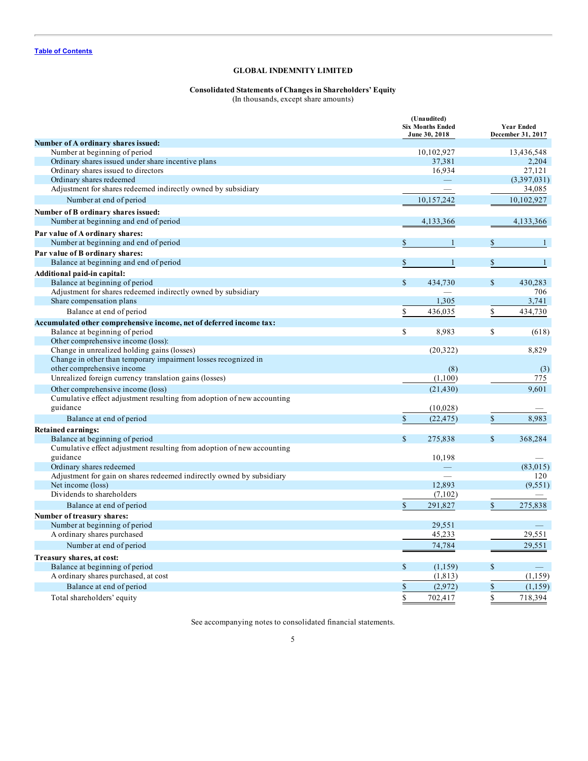Table of Contents

## GLOBAL INDEMNITY LIMITED

### Consolidated Statements of Changes in Shareholders' Equity

(In thousands, except share amounts)

| | (Unaudited) Six Months Ended June 30, 2018 | Year Ended December 31, 2017 |
|---|---|---|
| **Number of A ordinary shares issued:** | | |
| Number at beginning of period | 10,102,927 | 13,436,548 |
| Ordinary shares issued under share incentive plans | 37,381 | 2,204 |
| Ordinary shares issued to directors | 16,934 | 27,121 |
| Ordinary shares redeemed | — | (3,397,031) |
| Adjustment for shares redeemed indirectly owned by subsidiary | — | 34,085 |
| Number at end of period | 10,157,242 | 10,102,927 |
| **Number of B ordinary shares issued:** | | |
| Number at beginning and end of period | 4,133,366 | 4,133,366 |
| **Par value of A ordinary shares:** | | |
| Number at beginning and end of period | $ 1 | $ 1 |
| **Par value of B ordinary shares:** | | |
| Balance at beginning and end of period | $ 1 | $ 1 |
| **Additional paid-in capital:** | | |
| Balance at beginning of period | $ 434,730 | $ 430,283 |
| Adjustment for shares redeemed indirectly owned by subsidiary | — | 706 |
| Share compensation plans | 1,305 | 3,741 |
| Balance at end of period | $ 436,035 | $ 434,730 |
| **Accumulated other comprehensive income, net of deferred income tax:** | | |
| Balance at beginning of period | $ 8,983 | $ (618) |
| Other comprehensive income (loss): | | |
| Change in unrealized holding gains (losses) | (20,322) | 8,829 |
| Change in other than temporary impairment losses recognized in other comprehensive income | (8) | (3) |
| Unrealized foreign currency translation gains (losses) | (1,100) | 775 |
| Other comprehensive income (loss) | (21,430) | 9,601 |
| Cumulative effect adjustment resulting from adoption of new accounting guidance | (10,028) | — |
| Balance at end of period | $ (22,475) | $ 8,983 |
| **Retained earnings:** | | |
| Balance at beginning of period | $ 275,838 | $ 368,284 |
| Cumulative effect adjustment resulting from adoption of new accounting guidance | 10,198 | — |
| Ordinary shares redeemed | — | (83,015) |
| Adjustment for gain on shares redeemed indirectly owned by subsidiary | — | 120 |
| Net income (loss) | 12,893 | (9,551) |
| Dividends to shareholders | (7,102) | — |
| Balance at end of period | $ 291,827 | $ 275,838 |
| **Number of treasury shares:** | | |
| Number at beginning of period | 29,551 | — |
| A ordinary shares purchased | 45,233 | 29,551 |
| Number at end of period | 74,784 | 29,551 |
| **Treasury shares, at cost:** | | |
| Balance at beginning of period | $ (1,159) | $ — |
| A ordinary shares purchased, at cost | (1,813) | (1,159) |
| Balance at end of period | $ (2,972) | $ (1,159) |
| Total shareholders' equity | $ 702,417 | $ 718,394 |

See accompanying notes to consolidated financial statements.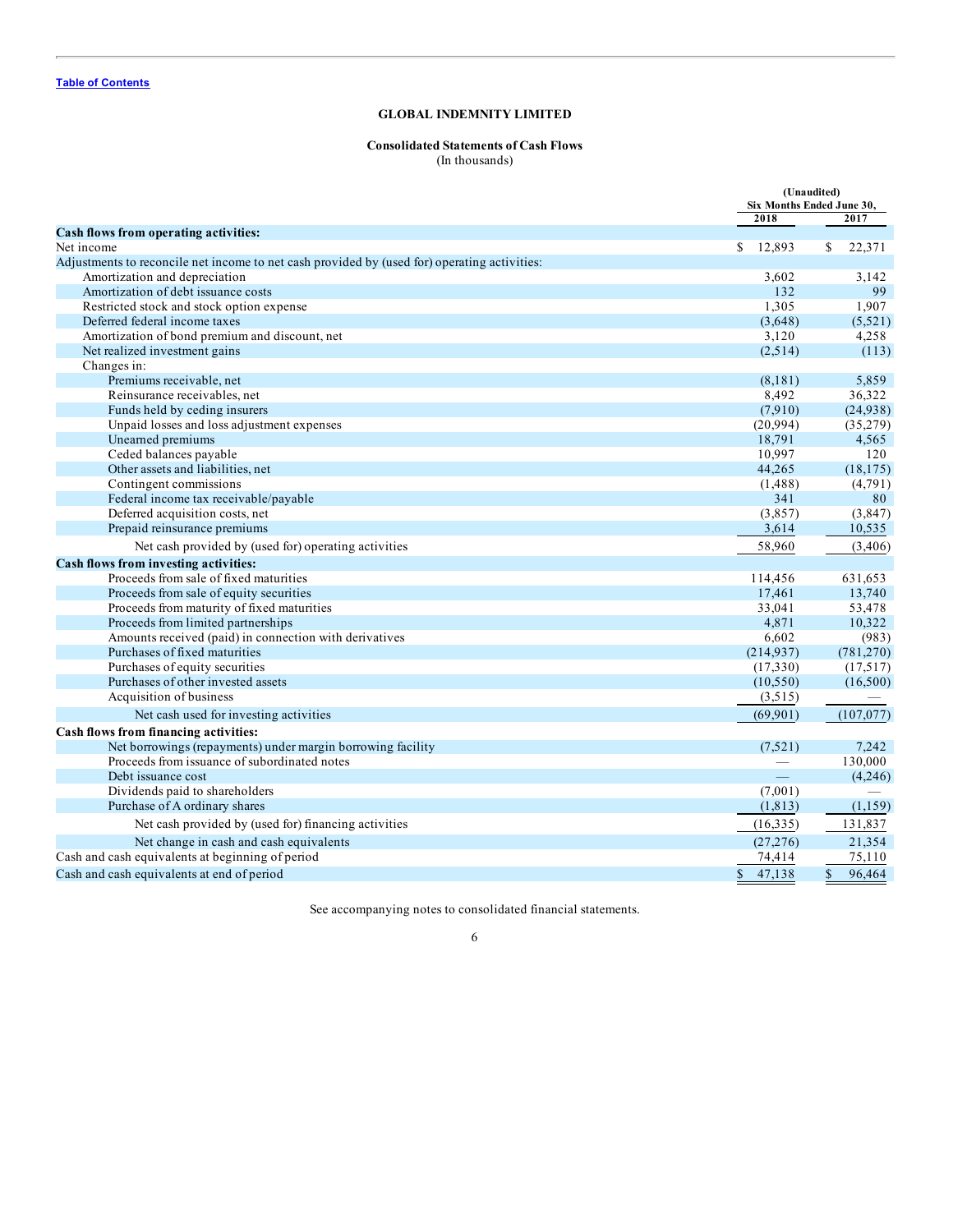Table of Contents

# GLOBAL INDEMNITY LIMITED

## Consolidated Statements of Cash Flows

(In thousands)

| | (Unaudited) Six Months Ended June 30, | |
|---|---|---|
| | 2018 | 2017 |
| **Cash flows from operating activities:** | | |
| Net income | $ 12,893 | $ 22,371 |
| Adjustments to reconcile net income to net cash provided by (used for) operating activities: | | |
| Amortization and depreciation | 3,602 | 3,142 |
| Amortization of debt issuance costs | 132 | 99 |
| Restricted stock and stock option expense | 1,305 | 1,907 |
| Deferred federal income taxes | (3,648) | (5,521) |
| Amortization of bond premium and discount, net | 3,120 | 4,258 |
| Net realized investment gains | (2,514) | (113) |
| Changes in: | | |
| Premiums receivable, net | (8,181) | 5,859 |
| Reinsurance receivables, net | 8,492 | 36,322 |
| Funds held by ceding insurers | (7,910) | (24,938) |
| Unpaid losses and loss adjustment expenses | (20,994) | (35,279) |
| Unearned premiums | 18,791 | 4,565 |
| Ceded balances payable | 10,997 | 120 |
| Other assets and liabilities, net | 44,265 | (18,175) |
| Contingent commissions | (1,488) | (4,791) |
| Federal income tax receivable/payable | 341 | 80 |
| Deferred acquisition costs, net | (3,857) | (3,847) |
| Prepaid reinsurance premiums | 3,614 | 10,535 |
| Net cash provided by (used for) operating activities | 58,960 | (3,406) |
| **Cash flows from investing activities:** | | |
| Proceeds from sale of fixed maturities | 114,456 | 631,653 |
| Proceeds from sale of equity securities | 17,461 | 13,740 |
| Proceeds from maturity of fixed maturities | 33,041 | 53,478 |
| Proceeds from limited partnerships | 4,871 | 10,322 |
| Amounts received (paid) in connection with derivatives | 6,602 | (983) |
| Purchases of fixed maturities | (214,937) | (781,270) |
| Purchases of equity securities | (17,330) | (17,517) |
| Purchases of other invested assets | (10,550) | (16,500) |
| Acquisition of business | (3,515) | — |
| Net cash used for investing activities | (69,901) | (107,077) |
| **Cash flows from financing activities:** | | |
| Net borrowings (repayments) under margin borrowing facility | (7,521) | 7,242 |
| Proceeds from issuance of subordinated notes | — | 130,000 |
| Debt issuance cost | — | (4,246) |
| Dividends paid to shareholders | (7,001) | — |
| Purchase of A ordinary shares | (1,813) | (1,159) |
| Net cash provided by (used for) financing activities | (16,335) | 131,837 |
| Net change in cash and cash equivalents | (27,276) | 21,354 |
| Cash and cash equivalents at beginning of period | 74,414 | 75,110 |
| Cash and cash equivalents at end of period | $ 47,138 | $ 96,464 |

See accompanying notes to consolidated financial statements.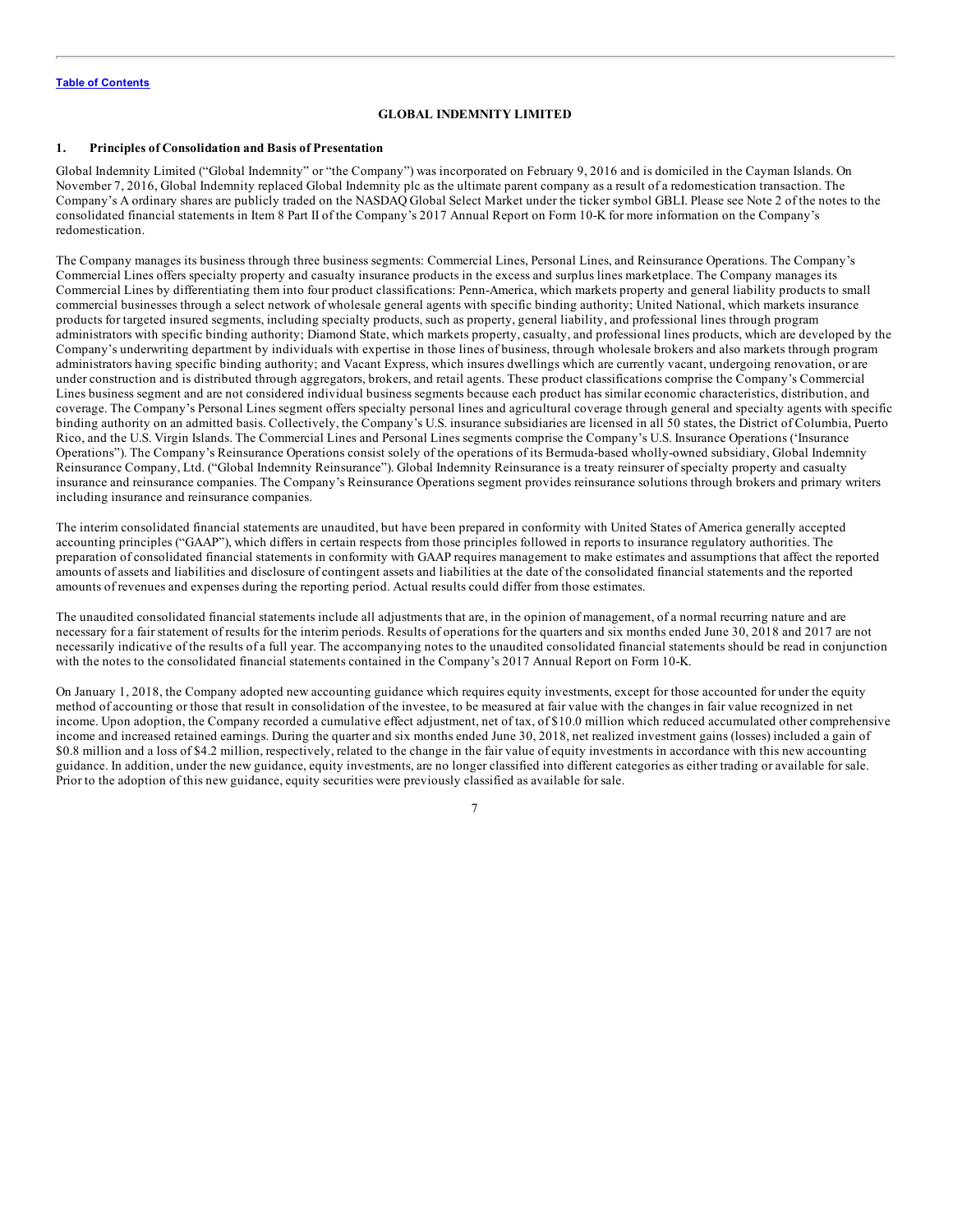**GLOBAL INDEMNITY LIMITED**

## 1. Principles of Consolidation and Basis of Presentation

Global Indemnity Limited ("Global Indemnity" or "the Company") was incorporated on February 9, 2016 and is domiciled in the Cayman Islands. On November 7, 2016, Global Indemnity replaced Global Indemnity plc as the ultimate parent company as a result of a redomestication transaction. The Company's A ordinary shares are publicly traded on the NASDAQ Global Select Market under the ticker symbol GBLI. Please see Note 2 of the notes to the consolidated financial statements in Item 8 Part II of the Company's 2017 Annual Report on Form 10-K for more information on the Company's redomestication.

The Company manages its business through three business segments: Commercial Lines, Personal Lines, and Reinsurance Operations. The Company's Commercial Lines offers specialty property and casualty insurance products in the excess and surplus lines marketplace. The Company manages its Commercial Lines by differentiating them into four product classifications: Penn-America, which markets property and general liability products to small commercial businesses through a select network of wholesale general agents with specific binding authority; United National, which markets insurance products for targeted insured segments, including specialty products, such as property, general liability, and professional lines through program administrators with specific binding authority; Diamond State, which markets property, casualty, and professional lines products, which are developed by the Company's underwriting department by individuals with expertise in those lines of business, through wholesale brokers and also markets through program administrators having specific binding authority; and Vacant Express, which insures dwellings which are currently vacant, undergoing renovation, or are under construction and is distributed through aggregators, brokers, and retail agents. These product classifications comprise the Company's Commercial Lines business segment and are not considered individual business segments because each product has similar economic characteristics, distribution, and coverage. The Company's Personal Lines segment offers specialty personal lines and agricultural coverage through general and specialty agents with specific binding authority on an admitted basis. Collectively, the Company's U.S. insurance subsidiaries are licensed in all 50 states, the District of Columbia, Puerto Rico, and the U.S. Virgin Islands. The Commercial Lines and Personal Lines segments comprise the Company's U.S. Insurance Operations ('Insurance Operations"). The Company's Reinsurance Operations consist solely of the operations of its Bermuda-based wholly-owned subsidiary, Global Indemnity Reinsurance Company, Ltd. ("Global Indemnity Reinsurance"). Global Indemnity Reinsurance is a treaty reinsurer of specialty property and casualty insurance and reinsurance companies. The Company's Reinsurance Operations segment provides reinsurance solutions through brokers and primary writers including insurance and reinsurance companies.

The interim consolidated financial statements are unaudited, but have been prepared in conformity with United States of America generally accepted accounting principles ("GAAP"), which differs in certain respects from those principles followed in reports to insurance regulatory authorities. The preparation of consolidated financial statements in conformity with GAAP requires management to make estimates and assumptions that affect the reported amounts of assets and liabilities and disclosure of contingent assets and liabilities at the date of the consolidated financial statements and the reported amounts of revenues and expenses during the reporting period. Actual results could differ from those estimates.

The unaudited consolidated financial statements include all adjustments that are, in the opinion of management, of a normal recurring nature and are necessary for a fair statement of results for the interim periods. Results of operations for the quarters and six months ended June 30, 2018 and 2017 are not necessarily indicative of the results of a full year. The accompanying notes to the unaudited consolidated financial statements should be read in conjunction with the notes to the consolidated financial statements contained in the Company's 2017 Annual Report on Form 10-K.

On January 1, 2018, the Company adopted new accounting guidance which requires equity investments, except for those accounted for under the equity method of accounting or those that result in consolidation of the investee, to be measured at fair value with the changes in fair value recognized in net income. Upon adoption, the Company recorded a cumulative effect adjustment, net of tax, of $10.0 million which reduced accumulated other comprehensive income and increased retained earnings. During the quarter and six months ended June 30, 2018, net realized investment gains (losses) included a gain of $0.8 million and a loss of $4.2 million, respectively, related to the change in the fair value of equity investments in accordance with this new accounting guidance. In addition, under the new guidance, equity investments, are no longer classified into different categories as either trading or available for sale. Prior to the adoption of this new guidance, equity securities were previously classified as available for sale.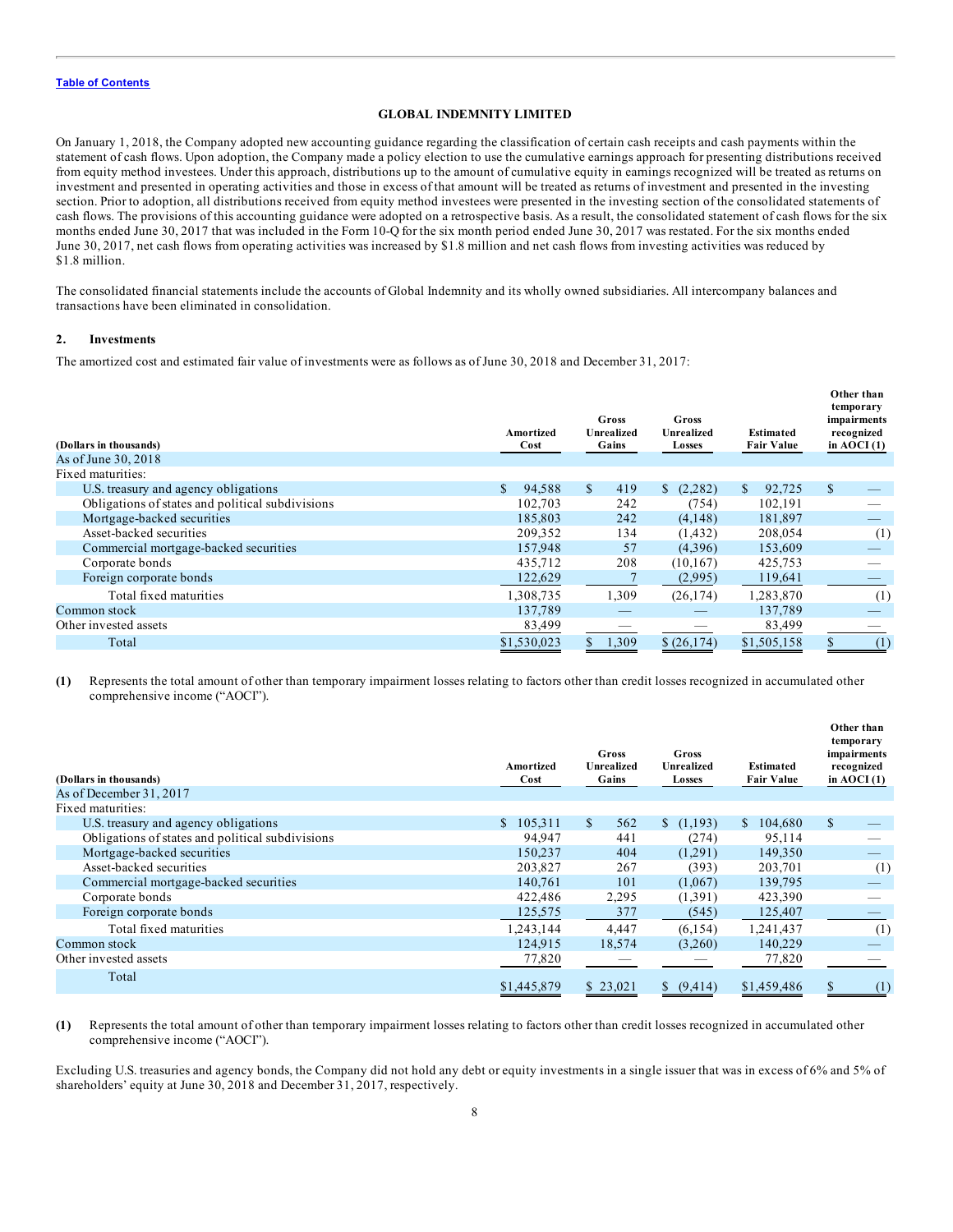[Table of Contents](#)

**GLOBAL INDEMNITY LIMITED**

On January 1, 2018, the Company adopted new accounting guidance regarding the classification of certain cash receipts and cash payments within the statement of cash flows. Upon adoption, the Company made a policy election to use the cumulative earnings approach for presenting distributions received from equity method investees. Under this approach, distributions up to the amount of cumulative equity in earnings recognized will be treated as returns on investment and presented in operating activities and those in excess of that amount will be treated as returns of investment and presented in the investing section. Prior to adoption, all distributions received from equity method investees were presented in the investing section of the consolidated statements of cash flows. The provisions of this accounting guidance were adopted on a retrospective basis. As a result, the consolidated statement of cash flows for the six months ended June 30, 2017 that was included in the Form 10-Q for the six month period ended June 30, 2017 was restated. For the six months ended June 30, 2017, net cash flows from operating activities was increased by $1.8 million and net cash flows from investing activities was reduced by $1.8 million.

The consolidated financial statements include the accounts of Global Indemnity and its wholly owned subsidiaries. All intercompany balances and transactions have been eliminated in consolidation.

## 2. Investments

The amortized cost and estimated fair value of investments were as follows as of June 30, 2018 and December 31, 2017:

| (Dollars in thousands) | Amortized Cost | Gross Unrealized Gains | Gross Unrealized Losses | Estimated Fair Value | Other than temporary impairments recognized in AOCI (1) |
|---|---|---|---|---|---|
| As of June 30, 2018 | | | | | |
| Fixed maturities: | | | | | |
| U.S. treasury and agency obligations | $ 94,588 | $ 419 | $ (2,282) | $ 92,725 | $ — |
| Obligations of states and political subdivisions | 102,703 | 242 | (754) | 102,191 | — |
| Mortgage-backed securities | 185,803 | 242 | (4,148) | 181,897 | — |
| Asset-backed securities | 209,352 | 134 | (1,432) | 208,054 | (1) |
| Commercial mortgage-backed securities | 157,948 | 57 | (4,396) | 153,609 | — |
| Corporate bonds | 435,712 | 208 | (10,167) | 425,753 | — |
| Foreign corporate bonds | 122,629 | 7 | (2,995) | 119,641 | — |
| Total fixed maturities | 1,308,735 | 1,309 | (26,174) | 1,283,870 | (1) |
| Common stock | 137,789 | — | — | 137,789 | — |
| Other invested assets | 83,499 | — | — | 83,499 | — |
| Total | $1,530,023 | $ 1,309 | $ (26,174) | $1,505,158 | $ (1) |

**(1)** Represents the total amount of other than temporary impairment losses relating to factors other than credit losses recognized in accumulated other comprehensive income ("AOCI").

| (Dollars in thousands) | Amortized Cost | Gross Unrealized Gains | Gross Unrealized Losses | Estimated Fair Value | Other than temporary impairments recognized in AOCI (1) |
|---|---|---|---|---|---|
| As of December 31, 2017 | | | | | |
| Fixed maturities: | | | | | |
| U.S. treasury and agency obligations | $ 105,311 | $ 562 | $ (1,193) | $ 104,680 | $ — |
| Obligations of states and political subdivisions | 94,947 | 441 | (274) | 95,114 | — |
| Mortgage-backed securities | 150,237 | 404 | (1,291) | 149,350 | — |
| Asset-backed securities | 203,827 | 267 | (393) | 203,701 | (1) |
| Commercial mortgage-backed securities | 140,761 | 101 | (1,067) | 139,795 | — |
| Corporate bonds | 422,486 | 2,295 | (1,391) | 423,390 | — |
| Foreign corporate bonds | 125,575 | 377 | (545) | 125,407 | — |
| Total fixed maturities | 1,243,144 | 4,447 | (6,154) | 1,241,437 | (1) |
| Common stock | 124,915 | 18,574 | (3,260) | 140,229 | — |
| Other invested assets | 77,820 | — | — | 77,820 | — |
| Total | $1,445,879 | $ 23,021 | $ (9,414) | $1,459,486 | $ (1) |

**(1)** Represents the total amount of other than temporary impairment losses relating to factors other than credit losses recognized in accumulated other comprehensive income ("AOCI").

Excluding U.S. treasuries and agency bonds, the Company did not hold any debt or equity investments in a single issuer that was in excess of 6% and 5% of shareholders' equity at June 30, 2018 and December 31, 2017, respectively.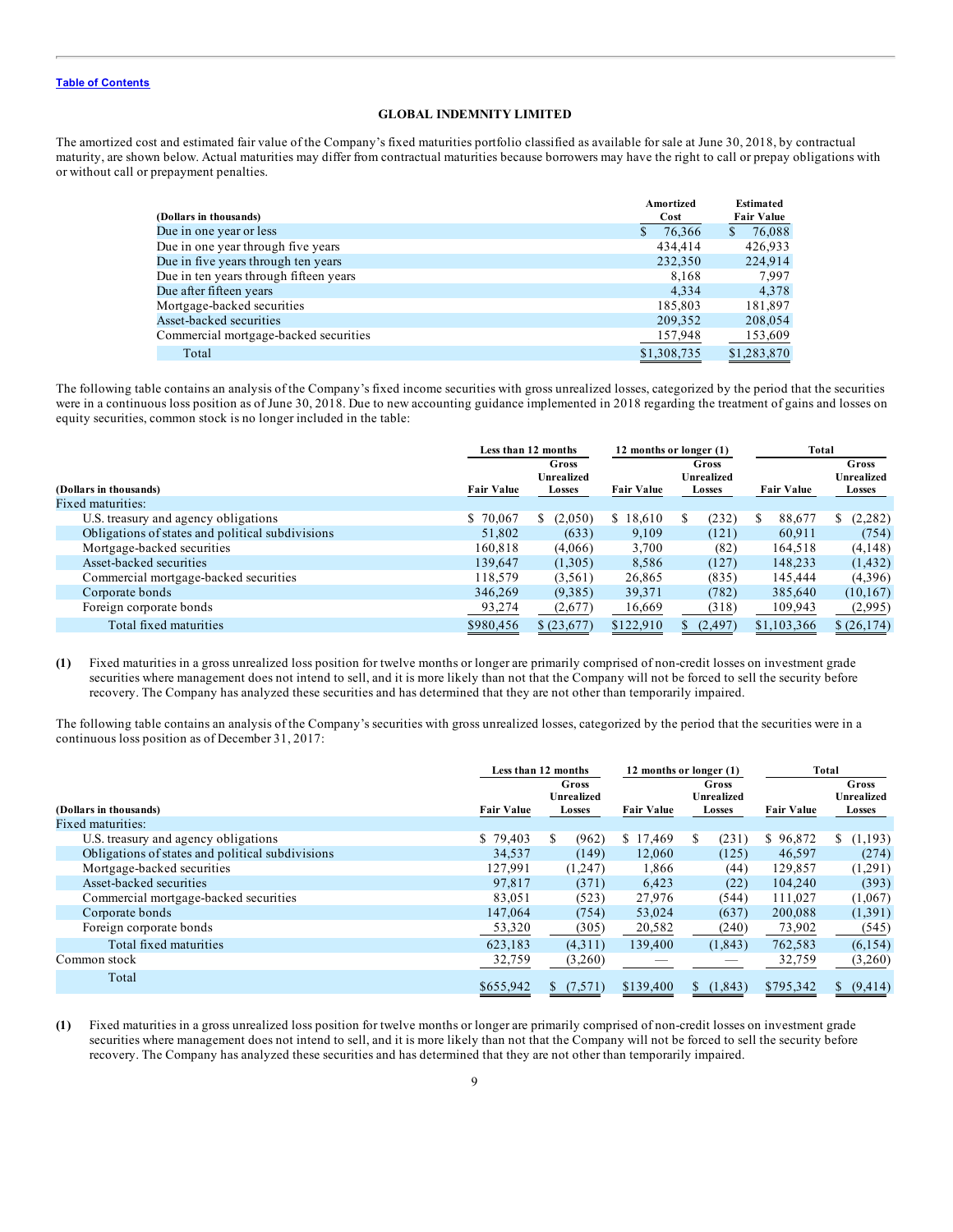GLOBAL INDEMNITY LIMITED

The amortized cost and estimated fair value of the Company's fixed maturities portfolio classified as available for sale at June 30, 2018, by contractual maturity, are shown below. Actual maturities may differ from contractual maturities because borrowers may have the right to call or prepay obligations with or without call or prepayment penalties.

| (Dollars in thousands) | Amortized Cost | Estimated Fair Value |
|---|---|---|
| Due in one year or less | $ 76,366 | $ 76,088 |
| Due in one year through five years | 434,414 | 426,933 |
| Due in five years through ten years | 232,350 | 224,914 |
| Due in ten years through fifteen years | 8,168 | 7,997 |
| Due after fifteen years | 4,334 | 4,378 |
| Mortgage-backed securities | 185,803 | 181,897 |
| Asset-backed securities | 209,352 | 208,054 |
| Commercial mortgage-backed securities | 157,948 | 153,609 |
| Total | $1,308,735 | $1,283,870 |

The following table contains an analysis of the Company's fixed income securities with gross unrealized losses, categorized by the period that the securities were in a continuous loss position as of June 30, 2018. Due to new accounting guidance implemented in 2018 regarding the treatment of gains and losses on equity securities, common stock is no longer included in the table:

| | Less than 12 months | | 12 months or longer (1) | | Total | |
|---|---|---|---|---|---|---|
| (Dollars in thousands) | Fair Value | Gross Unrealized Losses | Fair Value | Gross Unrealized Losses | Fair Value | Gross Unrealized Losses |
| Fixed maturities: | | | | | | |
| U.S. treasury and agency obligations | $ 70,067 | $ (2,050) | $ 18,610 | $ (232) | $ 88,677 | $ (2,282) |
| Obligations of states and political subdivisions | 51,802 | (633) | 9,109 | (121) | 60,911 | (754) |
| Mortgage-backed securities | 160,818 | (4,066) | 3,700 | (82) | 164,518 | (4,148) |
| Asset-backed securities | 139,647 | (1,305) | 8,586 | (127) | 148,233 | (1,432) |
| Commercial mortgage-backed securities | 118,579 | (3,561) | 26,865 | (835) | 145,444 | (4,396) |
| Corporate bonds | 346,269 | (9,385) | 39,371 | (782) | 385,640 | (10,167) |
| Foreign corporate bonds | 93,274 | (2,677) | 16,669 | (318) | 109,943 | (2,995) |
| Total fixed maturities | $980,456 | $ (23,677) | $122,910 | $ (2,497) | $1,103,366 | $ (26,174) |

**(1)** Fixed maturities in a gross unrealized loss position for twelve months or longer are primarily comprised of non-credit losses on investment grade securities where management does not intend to sell, and it is more likely than not that the Company will not be forced to sell the security before recovery. The Company has analyzed these securities and has determined that they are not other than temporarily impaired.

The following table contains an analysis of the Company's securities with gross unrealized losses, categorized by the period that the securities were in a continuous loss position as of December 31, 2017:

| | Less than 12 months | | 12 months or longer (1) | | Total | |
|---|---|---|---|---|---|---|
| (Dollars in thousands) | Fair Value | Gross Unrealized Losses | Fair Value | Gross Unrealized Losses | Fair Value | Gross Unrealized Losses |
| Fixed maturities: | | | | | | |
| U.S. treasury and agency obligations | $ 79,403 | $ (962) | $ 17,469 | $ (231) | $ 96,872 | $ (1,193) |
| Obligations of states and political subdivisions | 34,537 | (149) | 12,060 | (125) | 46,597 | (274) |
| Mortgage-backed securities | 127,991 | (1,247) | 1,866 | (44) | 129,857 | (1,291) |
| Asset-backed securities | 97,817 | (371) | 6,423 | (22) | 104,240 | (393) |
| Commercial mortgage-backed securities | 83,051 | (523) | 27,976 | (544) | 111,027 | (1,067) |
| Corporate bonds | 147,064 | (754) | 53,024 | (637) | 200,088 | (1,391) |
| Foreign corporate bonds | 53,320 | (305) | 20,582 | (240) | 73,902 | (545) |
| Total fixed maturities | 623,183 | (4,311) | 139,400 | (1,843) | 762,583 | (6,154) |
| Common stock | 32,759 | (3,260) | — | — | 32,759 | (3,260) |
| Total | $655,942 | $ (7,571) | $139,400 | $ (1,843) | $795,342 | $ (9,414) |

**(1)** Fixed maturities in a gross unrealized loss position for twelve months or longer are primarily comprised of non-credit losses on investment grade securities where management does not intend to sell, and it is more likely than not that the Company will not be forced to sell the security before recovery. The Company has analyzed these securities and has determined that they are not other than temporarily impaired.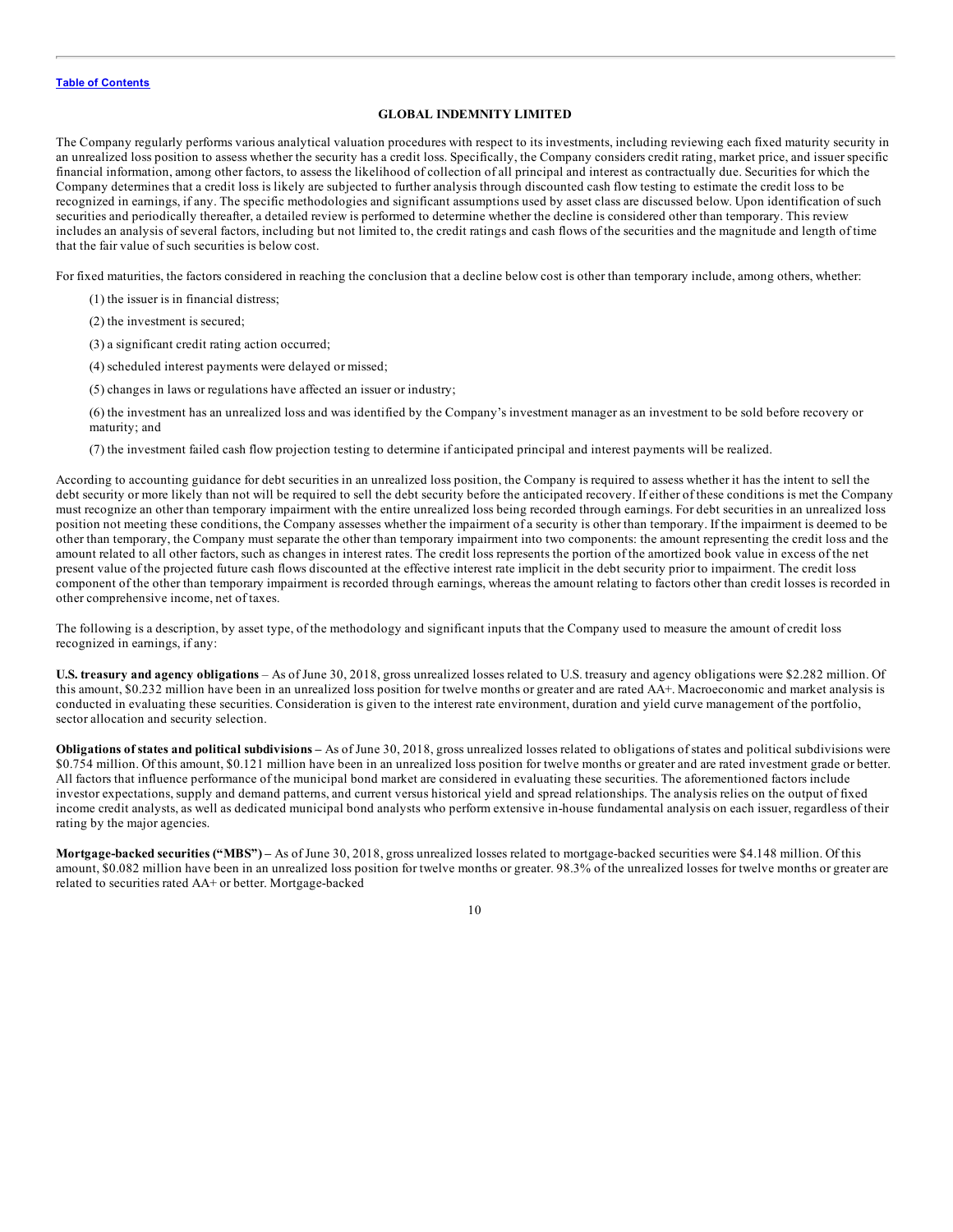The Company regularly performs various analytical valuation procedures with respect to its investments, including reviewing each fixed maturity security in an unrealized loss position to assess whether the security has a credit loss. Specifically, the Company considers credit rating, market price, and issuer specific financial information, among other factors, to assess the likelihood of collection of all principal and interest as contractually due. Securities for which the Company determines that a credit loss is likely are subjected to further analysis through discounted cash flow testing to estimate the credit loss to be recognized in earnings, if any. The specific methodologies and significant assumptions used by asset class are discussed below. Upon identification of such securities and periodically thereafter, a detailed review is performed to determine whether the decline is considered other than temporary. This review includes an analysis of several factors, including but not limited to, the credit ratings and cash flows of the securities and the magnitude and length of time that the fair value of such securities is below cost.

For fixed maturities, the factors considered in reaching the conclusion that a decline below cost is other than temporary include, among others, whether:

(1) the issuer is in financial distress;

(2) the investment is secured;

(3) a significant credit rating action occurred;

(4) scheduled interest payments were delayed or missed;

(5) changes in laws or regulations have affected an issuer or industry;

(6) the investment has an unrealized loss and was identified by the Company's investment manager as an investment to be sold before recovery or maturity; and

(7) the investment failed cash flow projection testing to determine if anticipated principal and interest payments will be realized.

According to accounting guidance for debt securities in an unrealized loss position, the Company is required to assess whether it has the intent to sell the debt security or more likely than not will be required to sell the debt security before the anticipated recovery. If either of these conditions is met the Company must recognize an other than temporary impairment with the entire unrealized loss being recorded through earnings. For debt securities in an unrealized loss position not meeting these conditions, the Company assesses whether the impairment of a security is other than temporary. If the impairment is deemed to be other than temporary, the Company must separate the other than temporary impairment into two components: the amount representing the credit loss and the amount related to all other factors, such as changes in interest rates. The credit loss represents the portion of the amortized book value in excess of the net present value of the projected future cash flows discounted at the effective interest rate implicit in the debt security prior to impairment. The credit loss component of the other than temporary impairment is recorded through earnings, whereas the amount relating to factors other than credit losses is recorded in other comprehensive income, net of taxes.

The following is a description, by asset type, of the methodology and significant inputs that the Company used to measure the amount of credit loss recognized in earnings, if any:

**U.S. treasury and agency obligations** – As of June 30, 2018, gross unrealized losses related to U.S. treasury and agency obligations were $2.282 million. Of this amount, $0.232 million have been in an unrealized loss position for twelve months or greater and are rated AA+. Macroeconomic and market analysis is conducted in evaluating these securities. Consideration is given to the interest rate environment, duration and yield curve management of the portfolio, sector allocation and security selection.

**Obligations of states and political subdivisions –** As of June 30, 2018, gross unrealized losses related to obligations of states and political subdivisions were $0.754 million. Of this amount, $0.121 million have been in an unrealized loss position for twelve months or greater and are rated investment grade or better. All factors that influence performance of the municipal bond market are considered in evaluating these securities. The aforementioned factors include investor expectations, supply and demand patterns, and current versus historical yield and spread relationships. The analysis relies on the output of fixed income credit analysts, as well as dedicated municipal bond analysts who perform extensive in-house fundamental analysis on each issuer, regardless of their rating by the major agencies.

**Mortgage-backed securities ("MBS") –** As of June 30, 2018, gross unrealized losses related to mortgage-backed securities were $4.148 million. Of this amount, $0.082 million have been in an unrealized loss position for twelve months or greater. 98.3% of the unrealized losses for twelve months or greater are related to securities rated AA+ or better. Mortgage-backed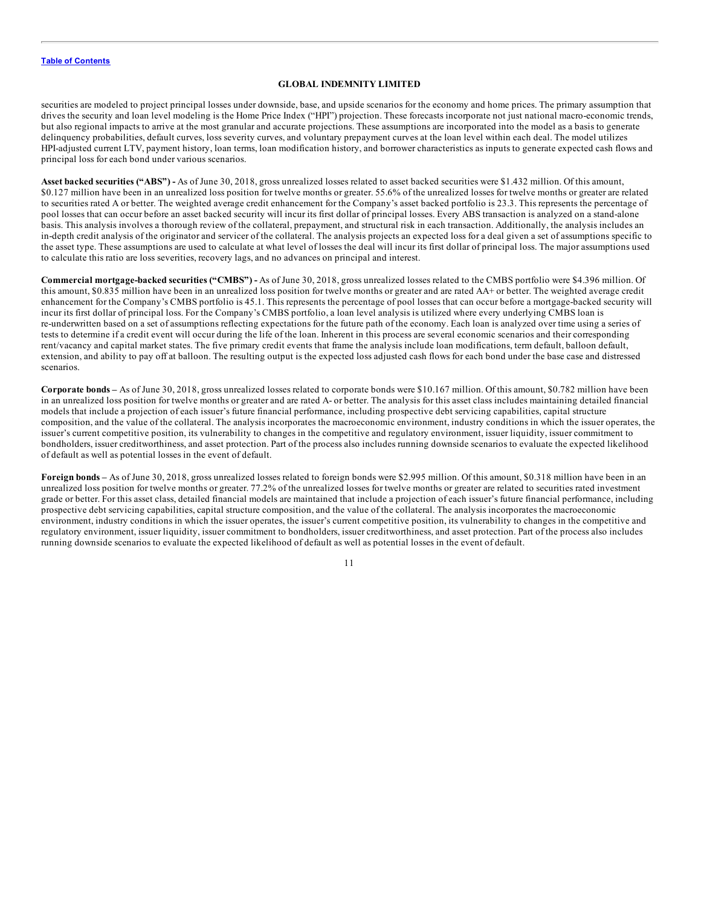securities are modeled to project principal losses under downside, base, and upside scenarios for the economy and home prices. The primary assumption that drives the security and loan level modeling is the Home Price Index ("HPI") projection. These forecasts incorporate not just national macro-economic trends, but also regional impacts to arrive at the most granular and accurate projections. These assumptions are incorporated into the model as a basis to generate delinquency probabilities, default curves, loss severity curves, and voluntary prepayment curves at the loan level within each deal. The model utilizes HPI-adjusted current LTV, payment history, loan terms, loan modification history, and borrower characteristics as inputs to generate expected cash flows and principal loss for each bond under various scenarios.

**Asset backed securities ("ABS") -** As of June 30, 2018, gross unrealized losses related to asset backed securities were $1.432 million. Of this amount, $0.127 million have been in an unrealized loss position for twelve months or greater. 55.6% of the unrealized losses for twelve months or greater are related to securities rated A or better. The weighted average credit enhancement for the Company's asset backed portfolio is 23.3. This represents the percentage of pool losses that can occur before an asset backed security will incur its first dollar of principal losses. Every ABS transaction is analyzed on a stand-alone basis. This analysis involves a thorough review of the collateral, prepayment, and structural risk in each transaction. Additionally, the analysis includes an in-depth credit analysis of the originator and servicer of the collateral. The analysis projects an expected loss for a deal given a set of assumptions specific to the asset type. These assumptions are used to calculate at what level of losses the deal will incur its first dollar of principal loss. The major assumptions used to calculate this ratio are loss severities, recovery lags, and no advances on principal and interest.

**Commercial mortgage-backed securities ("CMBS") -** As of June 30, 2018, gross unrealized losses related to the CMBS portfolio were $4.396 million. Of this amount, $0.835 million have been in an unrealized loss position for twelve months or greater and are rated AA+ or better. The weighted average credit enhancement for the Company's CMBS portfolio is 45.1. This represents the percentage of pool losses that can occur before a mortgage-backed security will incur its first dollar of principal loss. For the Company's CMBS portfolio, a loan level analysis is utilized where every underlying CMBS loan is re-underwritten based on a set of assumptions reflecting expectations for the future path of the economy. Each loan is analyzed over time using a series of tests to determine if a credit event will occur during the life of the loan. Inherent in this process are several economic scenarios and their corresponding rent/vacancy and capital market states. The five primary credit events that frame the analysis include loan modifications, term default, balloon default, extension, and ability to pay off at balloon. The resulting output is the expected loss adjusted cash flows for each bond under the base case and distressed scenarios.

**Corporate bonds –** As of June 30, 2018, gross unrealized losses related to corporate bonds were $10.167 million. Of this amount, $0.782 million have been in an unrealized loss position for twelve months or greater and are rated A- or better. The analysis for this asset class includes maintaining detailed financial models that include a projection of each issuer's future financial performance, including prospective debt servicing capabilities, capital structure composition, and the value of the collateral. The analysis incorporates the macroeconomic environment, industry conditions in which the issuer operates, the issuer's current competitive position, its vulnerability to changes in the competitive and regulatory environment, issuer liquidity, issuer commitment to bondholders, issuer creditworthiness, and asset protection. Part of the process also includes running downside scenarios to evaluate the expected likelihood of default as well as potential losses in the event of default.

**Foreign bonds –** As of June 30, 2018, gross unrealized losses related to foreign bonds were $2.995 million. Of this amount, $0.318 million have been in an unrealized loss position for twelve months or greater. 77.2% of the unrealized losses for twelve months or greater are related to securities rated investment grade or better. For this asset class, detailed financial models are maintained that include a projection of each issuer's future financial performance, including prospective debt servicing capabilities, capital structure composition, and the value of the collateral. The analysis incorporates the macroeconomic environment, industry conditions in which the issuer operates, the issuer's current competitive position, its vulnerability to changes in the competitive and regulatory environment, issuer liquidity, issuer commitment to bondholders, issuer creditworthiness, and asset protection. Part of the process also includes running downside scenarios to evaluate the expected likelihood of default as well as potential losses in the event of default.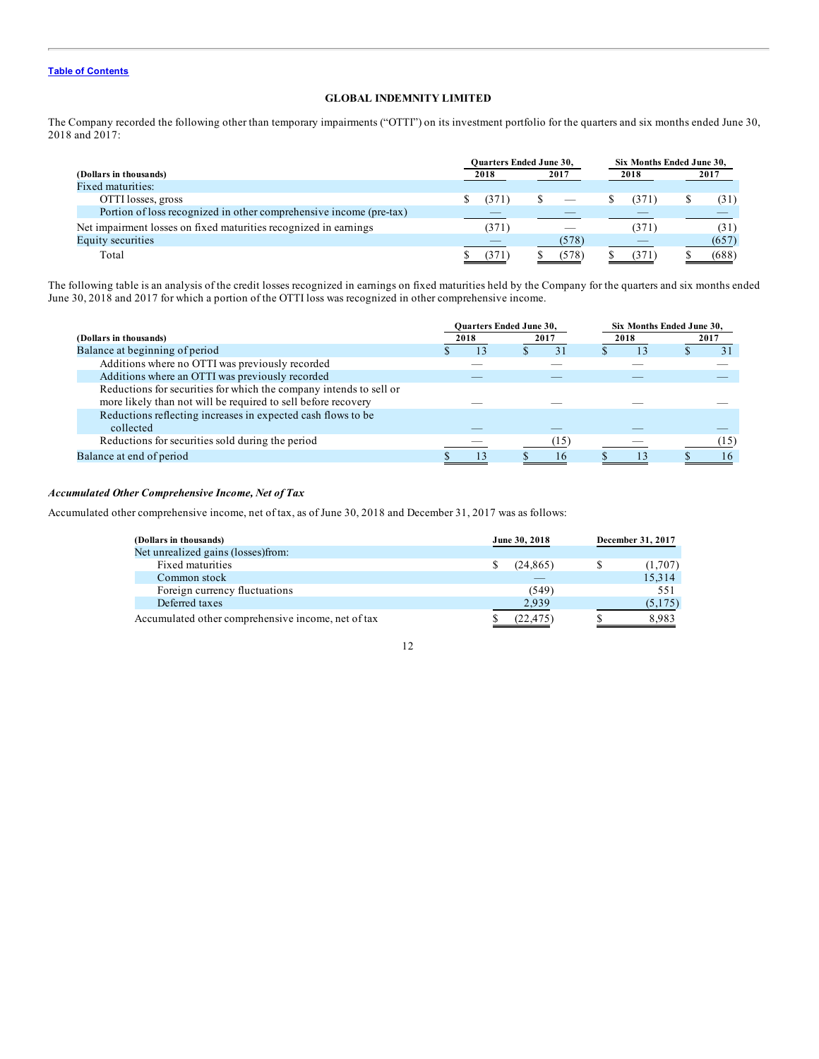Table of Contents

## GLOBAL INDEMNITY LIMITED

The Company recorded the following other than temporary impairments ("OTTI") on its investment portfolio for the quarters and six months ended June 30, 2018 and 2017:

| (Dollars in thousands) | Quarters Ended June 30, | | Six Months Ended June 30, | |
|---|---|---|---|---|
| | 2018 | 2017 | 2018 | 2017 |
| Fixed maturities: | | | | |
| OTTI losses, gross | $ (371) | $ — | $ (371) | $ (31) |
| Portion of loss recognized in other comprehensive income (pre-tax) | — | — | — | — |
| Net impairment losses on fixed maturities recognized in earnings | (371) | — | (371) | (31) |
| Equity securities | — | (578) | — | (657) |
| Total | $ (371) | $ (578) | $ (371) | $ (688) |

The following table is an analysis of the credit losses recognized in earnings on fixed maturities held by the Company for the quarters and six months ended June 30, 2018 and 2017 for which a portion of the OTTI loss was recognized in other comprehensive income.

| (Dollars in thousands) | Quarters Ended June 30, | | Six Months Ended June 30, | |
|---|---|---|---|---|
| | 2018 | 2017 | 2018 | 2017 |
| Balance at beginning of period | $ 13 | $ 31 | $ 13 | $ 31 |
| Additions where no OTTI was previously recorded | — | — | — | — |
| Additions where an OTTI was previously recorded | — | — | — | — |
| Reductions for securities for which the company intends to sell or more likely than not will be required to sell before recovery | — | — | — | — |
| Reductions reflecting increases in expected cash flows to be collected | — | — | — | — |
| Reductions for securities sold during the period | — | (15) | — | (15) |
| Balance at end of period | $ 13 | $ 16 | $ 13 | $ 16 |

***Accumulated Other Comprehensive Income, Net of Tax***

Accumulated other comprehensive income, net of tax, as of June 30, 2018 and December 31, 2017 was as follows:

| (Dollars in thousands) | June 30, 2018 | December 31, 2017 |
|---|---|---|
| Net unrealized gains (losses)from: | | |
| Fixed maturities | $ (24,865) | $ (1,707) |
| Common stock | — | 15,314 |
| Foreign currency fluctuations | (549) | 551 |
| Deferred taxes | 2,939 | (5,175) |
| Accumulated other comprehensive income, net of tax | $ (22,475) | $ 8,983 |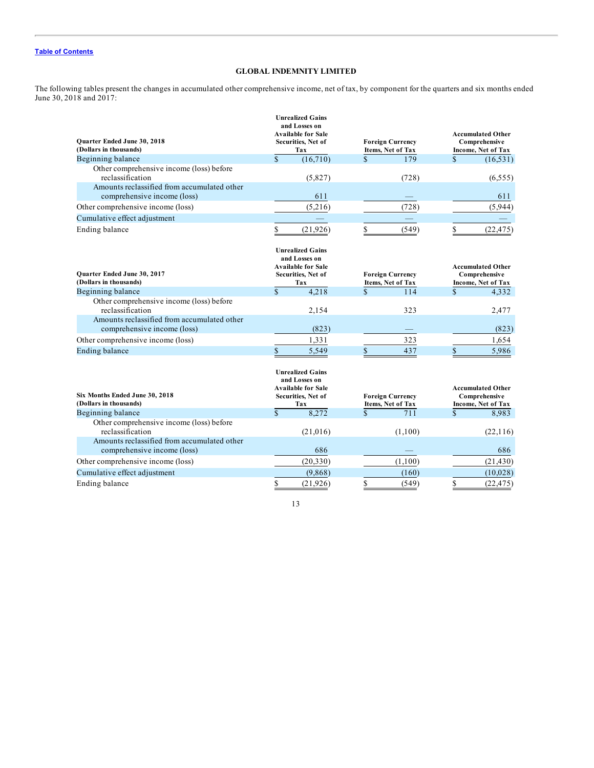**GLOBAL INDEMNITY LIMITED**

The following tables present the changes in accumulated other comprehensive income, net of tax, by component for the quarters and six months ended June 30, 2018 and 2017:

| Quarter Ended June 30, 2018 (Dollars in thousands) | Unrealized Gains and Losses on Available for Sale Securities, Net of Tax | Foreign Currency Items, Net of Tax | Accumulated Other Comprehensive Income, Net of Tax |
|---|---|---|---|
| Beginning balance | $ (16,710) | $ 179 | $ (16,531) |
| Other comprehensive income (loss) before reclassification | (5,827) | (728) | (6,555) |
| Amounts reclassified from accumulated other comprehensive income (loss) | 611 | — | 611 |
| Other comprehensive income (loss) | (5,216) | (728) | (5,944) |
| Cumulative effect adjustment | — | — | — |
| Ending balance | $ (21,926) | $ (549) | $ (22,475) |

| Quarter Ended June 30, 2017 (Dollars in thousands) | Unrealized Gains and Losses on Available for Sale Securities, Net of Tax | Foreign Currency Items, Net of Tax | Accumulated Other Comprehensive Income, Net of Tax |
|---|---|---|---|
| Beginning balance | $ 4,218 | $ 114 | $ 4,332 |
| Other comprehensive income (loss) before reclassification | 2,154 | 323 | 2,477 |
| Amounts reclassified from accumulated other comprehensive income (loss) | (823) | — | (823) |
| Other comprehensive income (loss) | 1,331 | 323 | 1,654 |
| Ending balance | $ 5,549 | $ 437 | $ 5,986 |

| Six Months Ended June 30, 2018 (Dollars in thousands) | Unrealized Gains and Losses on Available for Sale Securities, Net of Tax | Foreign Currency Items, Net of Tax | Accumulated Other Comprehensive Income, Net of Tax |
|---|---|---|---|
| Beginning balance | $ 8,272 | $ 711 | $ 8,983 |
| Other comprehensive income (loss) before reclassification | (21,016) | (1,100) | (22,116) |
| Amounts reclassified from accumulated other comprehensive income (loss) | 686 | — | 686 |
| Other comprehensive income (loss) | (20,330) | (1,100) | (21,430) |
| Cumulative effect adjustment | (9,868) | (160) | (10,028) |
| Ending balance | $ (21,926) | $ (549) | $ (22,475) |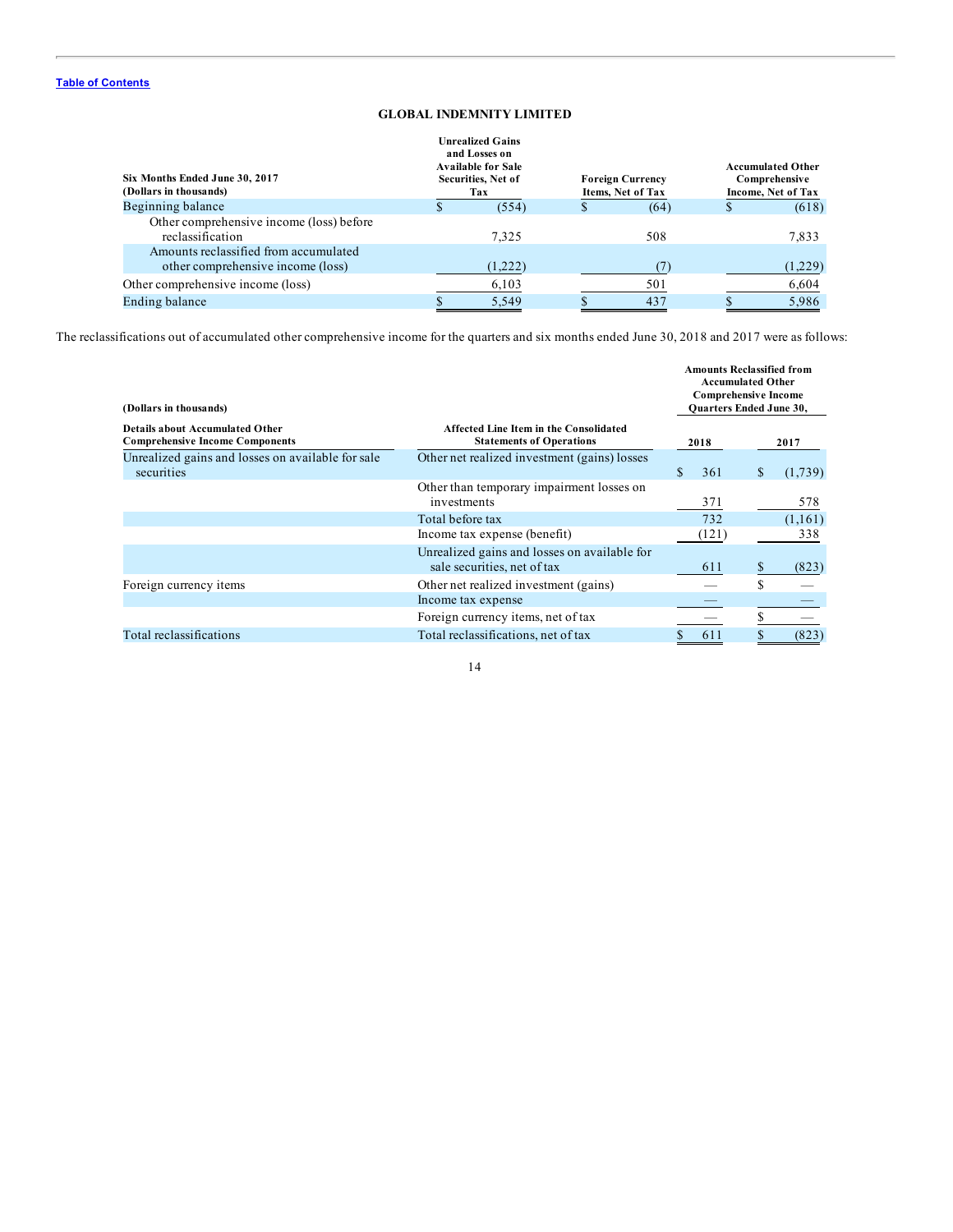Table of Contents

## GLOBAL INDEMNITY LIMITED

| Six Months Ended June 30, 2017 (Dollars in thousands) | Unrealized Gains and Losses on Available for Sale Securities, Net of Tax | Foreign Currency Items, Net of Tax | Accumulated Other Comprehensive Income, Net of Tax |
|---|---|---|---|
| Beginning balance | $ (554) | $ (64) | $ (618) |
| Other comprehensive income (loss) before reclassification | 7,325 | 508 | 7,833 |
| Amounts reclassified from accumulated other comprehensive income (loss) | (1,222) | (7) | (1,229) |
| Other comprehensive income (loss) | 6,103 | 501 | 6,604 |
| Ending balance | $ 5,549 | $ 437 | $ 5,986 |

The reclassifications out of accumulated other comprehensive income for the quarters and six months ended June 30, 2018 and 2017 were as follows:

| (Dollars in thousands) | | Amounts Reclassified from Accumulated Other Comprehensive Income Quarters Ended June 30, | |
|---|---|---|---|
| **Details about Accumulated Other Comprehensive Income Components** | **Affected Line Item in the Consolidated Statements of Operations** | **2018** | **2017** |
| Unrealized gains and losses on available for sale securities | Other net realized investment (gains) losses | $ 361 | $ (1,739) |
| | Other than temporary impairment losses on investments | 371 | 578 |
| | Total before tax | 732 | (1,161) |
| | Income tax expense (benefit) | (121) | 338 |
| | Unrealized gains and losses on available for sale securities, net of tax | 611 | $ (823) |
| Foreign currency items | Other net realized investment (gains) | — | $ — |
| | Income tax expense | — | — |
| | Foreign currency items, net of tax | — | $ — |
| Total reclassifications | Total reclassifications, net of tax | $ 611 | $ (823) |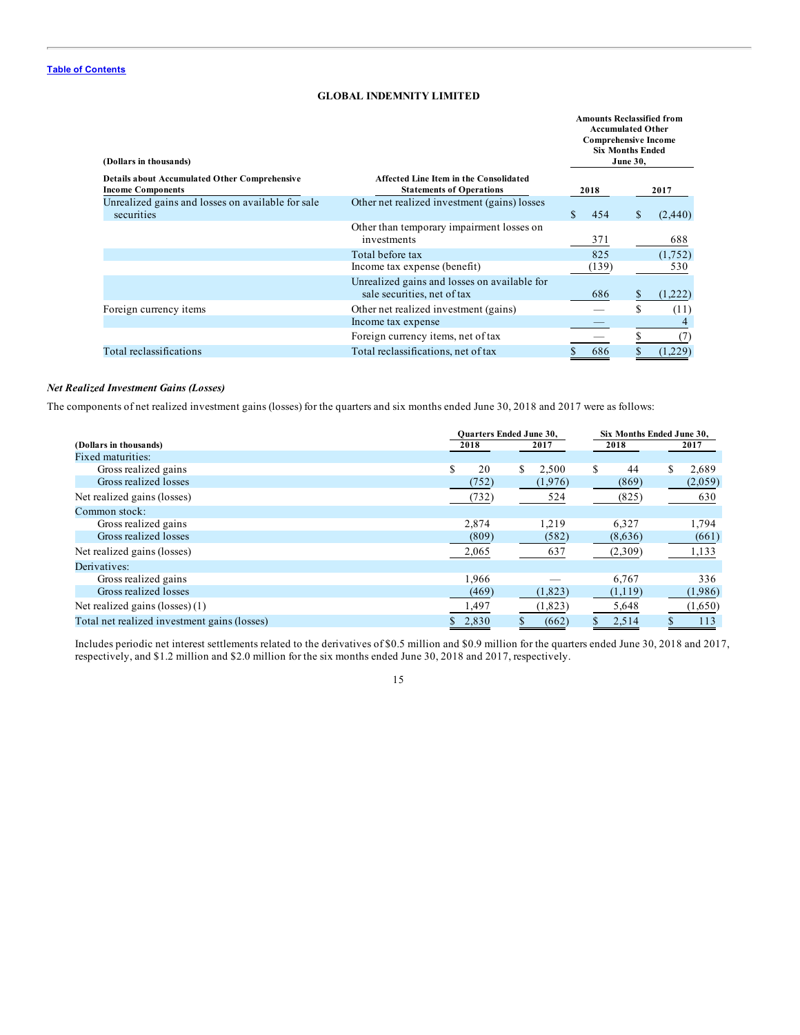[Table of Contents](#)

**GLOBAL INDEMNITY LIMITED**

| (Dollars in thousands) | | Amounts Reclassified from Accumulated Other Comprehensive Income Six Months Ended June 30, | |
|---|---|---|---|
| **Details about Accumulated Other Comprehensive Income Components** | **Affected Line Item in the Consolidated Statements of Operations** | **2018** | **2017** |
| Unrealized gains and losses on available for sale securities | Other net realized investment (gains) losses | $ 454 | $ (2,440) |
| | Other than temporary impairment losses on investments | 371 | 688 |
| | Total before tax | 825 | (1,752) |
| | Income tax expense (benefit) | (139) | 530 |
| | Unrealized gains and losses on available for sale securities, net of tax | 686 | $ (1,222) |
| Foreign currency items | Other net realized investment (gains) | — | $ (11) |
| | Income tax expense | — | 4 |
| | Foreign currency items, net of tax | — | $ (7) |
| Total reclassifications | Total reclassifications, net of tax | $ 686 | $ (1,229) |

***Net Realized Investment Gains (Losses)***

The components of net realized investment gains (losses) for the quarters and six months ended June 30, 2018 and 2017 were as follows:

| (Dollars in thousands) | Quarters Ended June 30, 2018 | Quarters Ended June 30, 2017 | Six Months Ended June 30, 2018 | Six Months Ended June 30, 2017 |
|---|---|---|---|---|
| Fixed maturities: | | | | |
| Gross realized gains | $ 20 | $ 2,500 | $ 44 | $ 2,689 |
| Gross realized losses | (752) | (1,976) | (869) | (2,059) |
| Net realized gains (losses) | (732) | 524 | (825) | 630 |
| Common stock: | | | | |
| Gross realized gains | 2,874 | 1,219 | 6,327 | 1,794 |
| Gross realized losses | (809) | (582) | (8,636) | (661) |
| Net realized gains (losses) | 2,065 | 637 | (2,309) | 1,133 |
| Derivatives: | | | | |
| Gross realized gains | 1,966 | — | 6,767 | 336 |
| Gross realized losses | (469) | (1,823) | (1,119) | (1,986) |
| Net realized gains (losses) (1) | 1,497 | (1,823) | 5,648 | (1,650) |
| Total net realized investment gains (losses) | $ 2,830 | $ (662) | $ 2,514 | $ 113 |

Includes periodic net interest settlements related to the derivatives of $0.5 million and $0.9 million for the quarters ended June 30, 2018 and 2017, respectively, and $1.2 million and $2.0 million for the six months ended June 30, 2018 and 2017, respectively.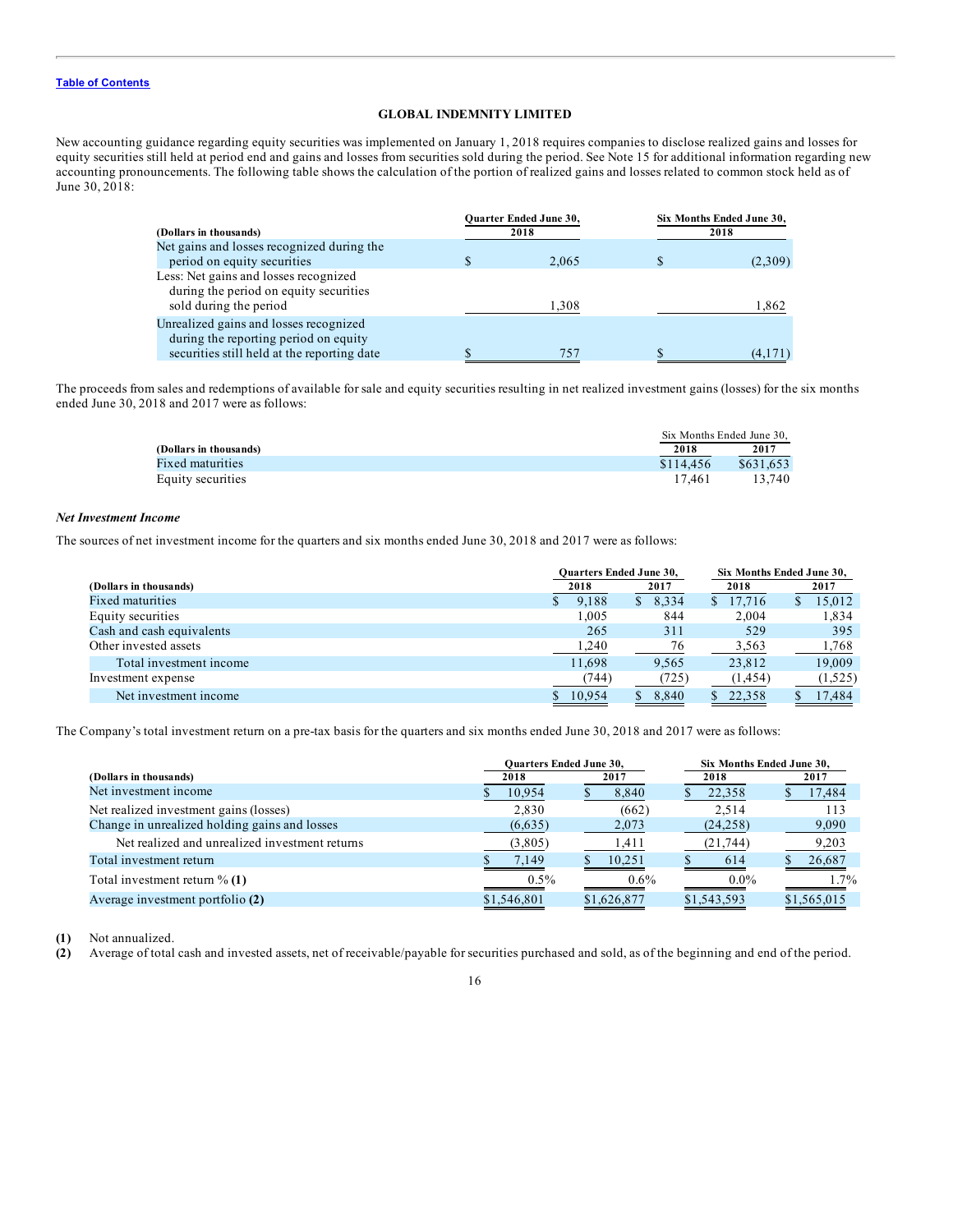GLOBAL INDEMNITY LIMITED

New accounting guidance regarding equity securities was implemented on January 1, 2018 requires companies to disclose realized gains and losses for equity securities still held at period end and gains and losses from securities sold during the period. See Note 15 for additional information regarding new accounting pronouncements. The following table shows the calculation of the portion of realized gains and losses related to common stock held as of June 30, 2018:

| (Dollars in thousands) | Quarter Ended June 30, 2018 | Six Months Ended June 30, 2018 |
|---|---|---|
| Net gains and losses recognized during the period on equity securities | $ 2,065 | $ (2,309) |
| Less: Net gains and losses recognized during the period on equity securities sold during the period | 1,308 | 1,862 |
| Unrealized gains and losses recognized during the reporting period on equity securities still held at the reporting date | $ 757 | $ (4,171) |

The proceeds from sales and redemptions of available for sale and equity securities resulting in net realized investment gains (losses) for the six months ended June 30, 2018 and 2017 were as follows:

| | Six Months Ended June 30, | |
|---|---|---|
| (Dollars in thousands) | 2018 | 2017 |
| Fixed maturities | $114,456 | $631,653 |
| Equity securities | 17,461 | 13,740 |

***Net Investment Income***

The sources of net investment income for the quarters and six months ended June 30, 2018 and 2017 were as follows:

| | Quarters Ended June 30, | | Six Months Ended June 30, | |
|---|---|---|---|---|
| (Dollars in thousands) | 2018 | 2017 | 2018 | 2017 |
| Fixed maturities | $ 9,188 | $ 8,334 | $ 17,716 | $ 15,012 |
| Equity securities | 1,005 | 844 | 2,004 | 1,834 |
| Cash and cash equivalents | 265 | 311 | 529 | 395 |
| Other invested assets | 1,240 | 76 | 3,563 | 1,768 |
| Total investment income | 11,698 | 9,565 | 23,812 | 19,009 |
| Investment expense | (744) | (725) | (1,454) | (1,525) |
| Net investment income | $ 10,954 | $ 8,840 | $ 22,358 | $ 17,484 |

The Company's total investment return on a pre-tax basis for the quarters and six months ended June 30, 2018 and 2017 were as follows:

| | Quarters Ended June 30, | | Six Months Ended June 30, | |
|---|---|---|---|---|
| (Dollars in thousands) | 2018 | 2017 | 2018 | 2017 |
| Net investment income | $ 10,954 | $ 8,840 | $ 22,358 | $ 17,484 |
| Net realized investment gains (losses) | 2,830 | (662) | 2,514 | 113 |
| Change in unrealized holding gains and losses | (6,635) | 2,073 | (24,258) | 9,090 |
| Net realized and unrealized investment returns | (3,805) | 1,411 | (21,744) | 9,203 |
| Total investment return | $ 7,149 | $ 10,251 | $ 614 | $ 26,687 |
| Total investment return % **(1)** | 0.5% | 0.6% | 0.0% | 1.7% |
| Average investment portfolio **(2)** | $1,546,801 | $1,626,877 | $1,543,593 | $1,565,015 |

**(1)** Not annualized.

**(2)** Average of total cash and invested assets, net of receivable/payable for securities purchased and sold, as of the beginning and end of the period.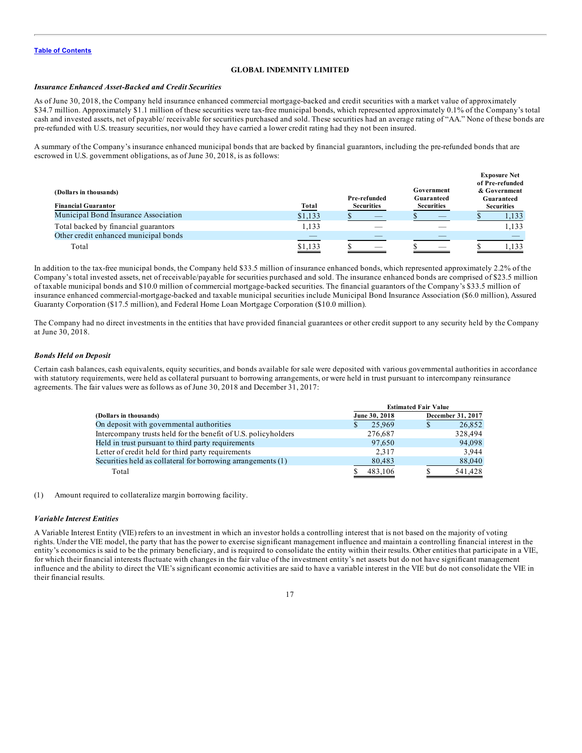*Insurance Enhanced Asset-Backed and Credit Securities*

As of June 30, 2018, the Company held insurance enhanced commercial mortgage-backed and credit securities with a market value of approximately $34.7 million. Approximately $1.1 million of these securities were tax-free municipal bonds, which represented approximately 0.1% of the Company's total cash and invested assets, net of payable/ receivable for securities purchased and sold. These securities had an average rating of "AA." None of these bonds are pre-refunded with U.S. treasury securities, nor would they have carried a lower credit rating had they not been insured.

A summary of the Company's insurance enhanced municipal bonds that are backed by financial guarantors, including the pre-refunded bonds that are escrowed in U.S. government obligations, as of June 30, 2018, is as follows:

| (Dollars in thousands)<br>Financial Guarantor | Total | Pre-refunded Securities | Government Guaranteed Securities | Exposure Net of Pre-refunded & Government Guaranteed Securities |
|---|---|---|---|---|
| Municipal Bond Insurance Association | $1,133 | $ — | $ — | $ 1,133 |
| Total backed by financial guarantors | 1,133 | — | — | 1,133 |
| Other credit enhanced municipal bonds | — | — | — | — |
| Total | $1,133 | $ — | $ — | $ 1,133 |

In addition to the tax-free municipal bonds, the Company held $33.5 million of insurance enhanced bonds, which represented approximately 2.2% of the Company's total invested assets, net of receivable/payable for securities purchased and sold. The insurance enhanced bonds are comprised of $23.5 million of taxable municipal bonds and $10.0 million of commercial mortgage-backed securities. The financial guarantors of the Company's $33.5 million of insurance enhanced commercial-mortgage-backed and taxable municipal securities include Municipal Bond Insurance Association ($6.0 million), Assured Guaranty Corporation ($17.5 million), and Federal Home Loan Mortgage Corporation ($10.0 million).

The Company had no direct investments in the entities that have provided financial guarantees or other credit support to any security held by the Company at June 30, 2018.

*Bonds Held on Deposit*

Certain cash balances, cash equivalents, equity securities, and bonds available for sale were deposited with various governmental authorities in accordance with statutory requirements, were held as collateral pursuant to borrowing arrangements, or were held in trust pursuant to intercompany reinsurance agreements. The fair values were as follows as of June 30, 2018 and December 31, 2017:

| | Estimated Fair Value | |
|---|---|---|
| (Dollars in thousands) | June 30, 2018 | December 31, 2017 |
| On deposit with governmental authorities | $ 25,969 | $ 26,852 |
| Intercompany trusts held for the benefit of U.S. policyholders | 276,687 | 328,494 |
| Held in trust pursuant to third party requirements | 97,650 | 94,098 |
| Letter of credit held for third party requirements | 2,317 | 3,944 |
| Securities held as collateral for borrowing arrangements (1) | 80,483 | 88,040 |
| Total | $ 483,106 | $ 541,428 |

(1) Amount required to collateralize margin borrowing facility.

*Variable Interest Entities*

A Variable Interest Entity (VIE) refers to an investment in which an investor holds a controlling interest that is not based on the majority of voting rights. Under the VIE model, the party that has the power to exercise significant management influence and maintain a controlling financial interest in the entity's economics is said to be the primary beneficiary, and is required to consolidate the entity within their results. Other entities that participate in a VIE, for which their financial interests fluctuate with changes in the fair value of the investment entity's net assets but do not have significant management influence and the ability to direct the VIE's significant economic activities are said to have a variable interest in the VIE but do not consolidate the VIE in their financial results.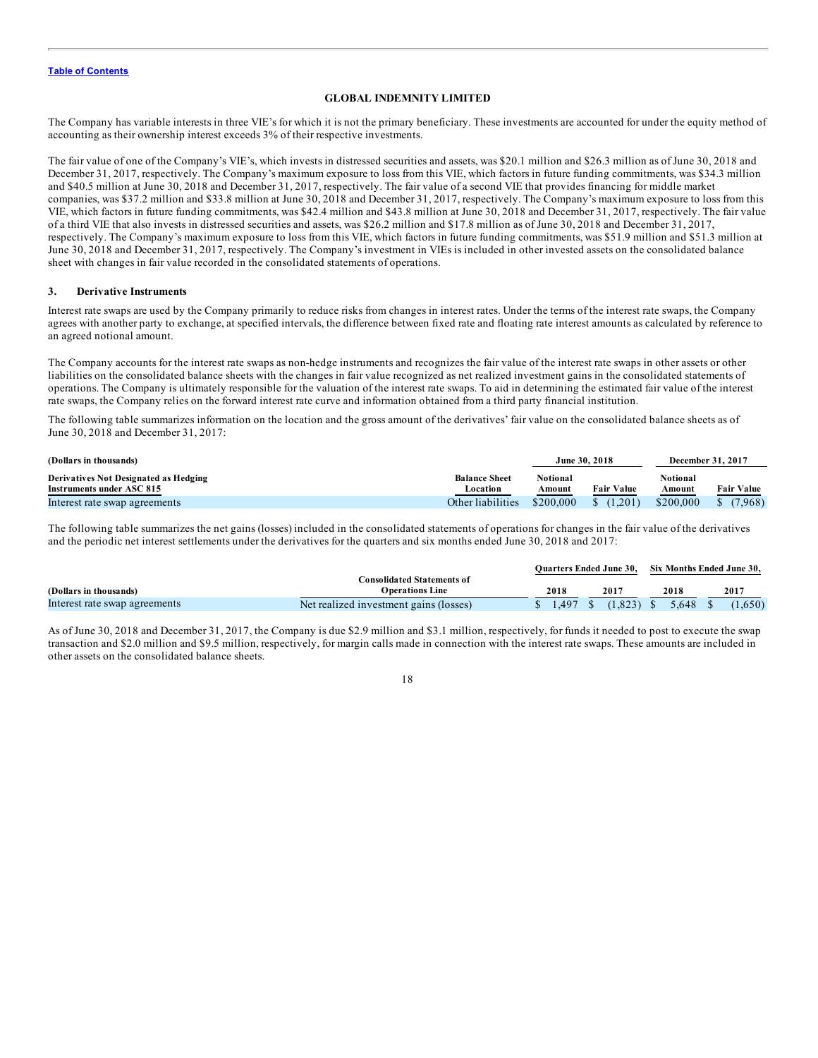The Company has variable interests in three VIE's for which it is not the primary beneficiary. These investments are accounted for under the equity method of accounting as their ownership interest exceeds 3% of their respective investments.

The fair value of one of the Company's VIE's, which invests in distressed securities and assets, was $20.1 million and $26.3 million as of June 30, 2018 and December 31, 2017, respectively. The Company's maximum exposure to loss from this VIE, which factors in future funding commitments, was $34.3 million and $40.5 million at June 30, 2018 and December 31, 2017, respectively. The fair value of a second VIE that provides financing for middle market companies, was $37.2 million and $33.8 million at June 30, 2018 and December 31, 2017, respectively. The Company's maximum exposure to loss from this VIE, which factors in future funding commitments, was $42.4 million and $43.8 million at June 30, 2018 and December 31, 2017, respectively. The fair value of a third VIE that also invests in distressed securities and assets, was $26.2 million and $17.8 million as of June 30, 2018 and December 31, 2017, respectively. The Company's maximum exposure to loss from this VIE, which factors in future funding commitments, was $51.9 million and $51.3 million at June 30, 2018 and December 31, 2017, respectively. The Company's investment in VIEs is included in other invested assets on the consolidated balance sheet with changes in fair value recorded in the consolidated statements of operations.

## 3. Derivative Instruments

Interest rate swaps are used by the Company primarily to reduce risks from changes in interest rates. Under the terms of the interest rate swaps, the Company agrees with another party to exchange, at specified intervals, the difference between fixed rate and floating rate interest amounts as calculated by reference to an agreed notional amount.

The Company accounts for the interest rate swaps as non-hedge instruments and recognizes the fair value of the interest rate swaps in other assets or other liabilities on the consolidated balance sheets with the changes in fair value recognized as net realized investment gains in the consolidated statements of operations. The Company is ultimately responsible for the valuation of the interest rate swaps. To aid in determining the estimated fair value of the interest rate swaps, the Company relies on the forward interest rate curve and information obtained from a third party financial institution.

The following table summarizes information on the location and the gross amount of the derivatives' fair value on the consolidated balance sheets as of June 30, 2018 and December 31, 2017:

| (Dollars in thousands) | | June 30, 2018 | | December 31, 2017 | |
|---|---|---|---|---|---|
| **Derivatives Not Designated as Hedging Instruments under ASC 815** | **Balance Sheet Location** | **Notional Amount** | **Fair Value** | **Notional Amount** | **Fair Value** |
| Interest rate swap agreements | Other liabilities | $200,000 | $ (1,201) | $200,000 | $ (7,968) |

The following table summarizes the net gains (losses) included in the consolidated statements of operations for changes in the fair value of the derivatives and the periodic net interest settlements under the derivatives for the quarters and six months ended June 30, 2018 and 2017:

| | | Quarters Ended June 30, | | Six Months Ended June 30, | |
|---|---|---|---|---|---|
| (Dollars in thousands) | Consolidated Statements of Operations Line | 2018 | 2017 | 2018 | 2017 |
| Interest rate swap agreements | Net realized investment gains (losses) | $ 1,497 | $ (1,823) | $ 5,648 | $ (1,650) |

As of June 30, 2018 and December 31, 2017, the Company is due $2.9 million and $3.1 million, respectively, for funds it needed to post to execute the swap transaction and $2.0 million and $9.5 million, respectively, for margin calls made in connection with the interest rate swaps. These amounts are included in other assets on the consolidated balance sheets.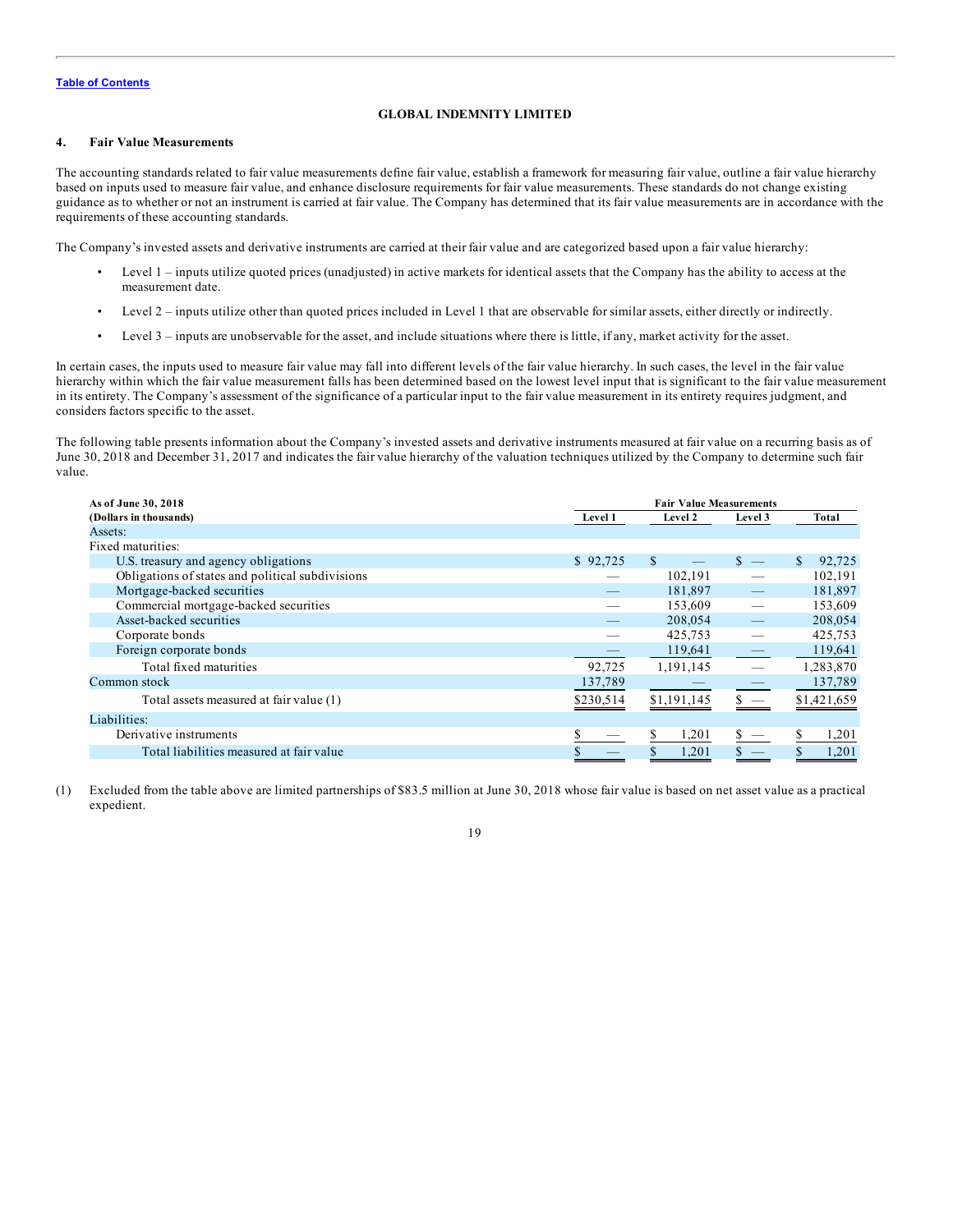GLOBAL INDEMNITY LIMITED

## 4. Fair Value Measurements

The accounting standards related to fair value measurements define fair value, establish a framework for measuring fair value, outline a fair value hierarchy based on inputs used to measure fair value, and enhance disclosure requirements for fair value measurements. These standards do not change existing guidance as to whether or not an instrument is carried at fair value. The Company has determined that its fair value measurements are in accordance with the requirements of these accounting standards.

The Company's invested assets and derivative instruments are carried at their fair value and are categorized based upon a fair value hierarchy:

- Level 1 – inputs utilize quoted prices (unadjusted) in active markets for identical assets that the Company has the ability to access at the measurement date.
- Level 2 – inputs utilize other than quoted prices included in Level 1 that are observable for similar assets, either directly or indirectly.
- Level 3 – inputs are unobservable for the asset, and include situations where there is little, if any, market activity for the asset.

In certain cases, the inputs used to measure fair value may fall into different levels of the fair value hierarchy. In such cases, the level in the fair value hierarchy within which the fair value measurement falls has been determined based on the lowest level input that is significant to the fair value measurement in its entirety. The Company's assessment of the significance of a particular input to the fair value measurement in its entirety requires judgment, and considers factors specific to the asset.

The following table presents information about the Company's invested assets and derivative instruments measured at fair value on a recurring basis as of June 30, 2018 and December 31, 2017 and indicates the fair value hierarchy of the valuation techniques utilized by the Company to determine such fair value.

| As of June 30, 2018 (Dollars in thousands) | Fair Value Measurements Level 1 | Level 2 | Level 3 | Total |
|---|---|---|---|---|
| Assets: | | | | |
| Fixed maturities: | | | | |
| U.S. treasury and agency obligations | $ 92,725 | $ — | $ — | $ 92,725 |
| Obligations of states and political subdivisions | — | 102,191 | — | 102,191 |
| Mortgage-backed securities | — | 181,897 | — | 181,897 |
| Commercial mortgage-backed securities | — | 153,609 | — | 153,609 |
| Asset-backed securities | — | 208,054 | — | 208,054 |
| Corporate bonds | — | 425,753 | — | 425,753 |
| Foreign corporate bonds | — | 119,641 | — | 119,641 |
| Total fixed maturities | 92,725 | 1,191,145 | — | 1,283,870 |
| Common stock | 137,789 | — | — | 137,789 |
| Total assets measured at fair value (1) | $230,514 | $1,191,145 | $ — | $1,421,659 |
| Liabilities: | | | | |
| Derivative instruments | $ — | $ 1,201 | $ — | $ 1,201 |
| Total liabilities measured at fair value | $ — | $ 1,201 | $ — | $ 1,201 |

(1) Excluded from the table above are limited partnerships of $83.5 million at June 30, 2018 whose fair value is based on net asset value as a practical expedient.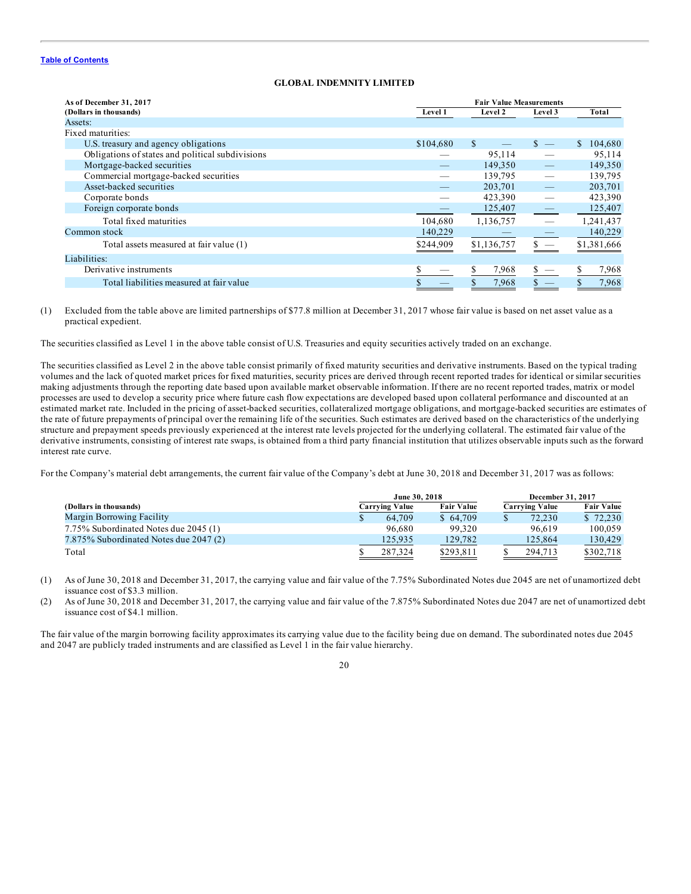**GLOBAL INDEMNITY LIMITED**

| As of December 31, 2017 (Dollars in thousands) | Fair Value Measurements | | | |
|---|---|---|---|---|
| | Level 1 | Level 2 | Level 3 | Total |
| Assets: | | | | |
| Fixed maturities: | | | | |
| U.S. treasury and agency obligations | $104,680 | $ — | $ — | $ 104,680 |
| Obligations of states and political subdivisions | — | 95,114 | — | 95,114 |
| Mortgage-backed securities | — | 149,350 | — | 149,350 |
| Commercial mortgage-backed securities | — | 139,795 | — | 139,795 |
| Asset-backed securities | — | 203,701 | — | 203,701 |
| Corporate bonds | — | 423,390 | — | 423,390 |
| Foreign corporate bonds | — | 125,407 | — | 125,407 |
| Total fixed maturities | 104,680 | 1,136,757 | — | 1,241,437 |
| Common stock | 140,229 | — | — | 140,229 |
| Total assets measured at fair value (1) | $244,909 | $1,136,757 | $ — | $1,381,666 |
| Liabilities: | | | | |
| Derivative instruments | $ — | $ 7,968 | $ — | $ 7,968 |
| Total liabilities measured at fair value | $ — | $ 7,968 | $ — | $ 7,968 |

(1) Excluded from the table above are limited partnerships of $77.8 million at December 31, 2017 whose fair value is based on net asset value as a practical expedient.

The securities classified as Level 1 in the above table consist of U.S. Treasuries and equity securities actively traded on an exchange.

The securities classified as Level 2 in the above table consist primarily of fixed maturity securities and derivative instruments. Based on the typical trading volumes and the lack of quoted market prices for fixed maturities, security prices are derived through recent reported trades for identical or similar securities making adjustments through the reporting date based upon available market observable information. If there are no recent reported trades, matrix or model processes are used to develop a security price where future cash flow expectations are developed based upon collateral performance and discounted at an estimated market rate. Included in the pricing of asset-backed securities, collateralized mortgage obligations, and mortgage-backed securities are estimates of the rate of future prepayments of principal over the remaining life of the securities. Such estimates are derived based on the characteristics of the underlying structure and prepayment speeds previously experienced at the interest rate levels projected for the underlying collateral. The estimated fair value of the derivative instruments, consisting of interest rate swaps, is obtained from a third party financial institution that utilizes observable inputs such as the forward interest rate curve.

For the Company's material debt arrangements, the current fair value of the Company's debt at June 30, 2018 and December 31, 2017 was as follows:

| (Dollars in thousands) | June 30, 2018 | | December 31, 2017 | |
|---|---|---|---|---|
| | Carrying Value | Fair Value | Carrying Value | Fair Value |
| Margin Borrowing Facility | $ 64,709 | $ 64,709 | $ 72,230 | $ 72,230 |
| 7.75% Subordinated Notes due 2045 (1) | 96,680 | 99,320 | 96,619 | 100,059 |
| 7.875% Subordinated Notes due 2047 (2) | 125,935 | 129,782 | 125,864 | 130,429 |
| Total | $ 287,324 | $293,811 | $ 294,713 | $302,718 |

(1) As of June 30, 2018 and December 31, 2017, the carrying value and fair value of the 7.75% Subordinated Notes due 2045 are net of unamortized debt issuance cost of $3.3 million.

(2) As of June 30, 2018 and December 31, 2017, the carrying value and fair value of the 7.875% Subordinated Notes due 2047 are net of unamortized debt issuance cost of $4.1 million.

The fair value of the margin borrowing facility approximates its carrying value due to the facility being due on demand. The subordinated notes due 2045 and 2047 are publicly traded instruments and are classified as Level 1 in the fair value hierarchy.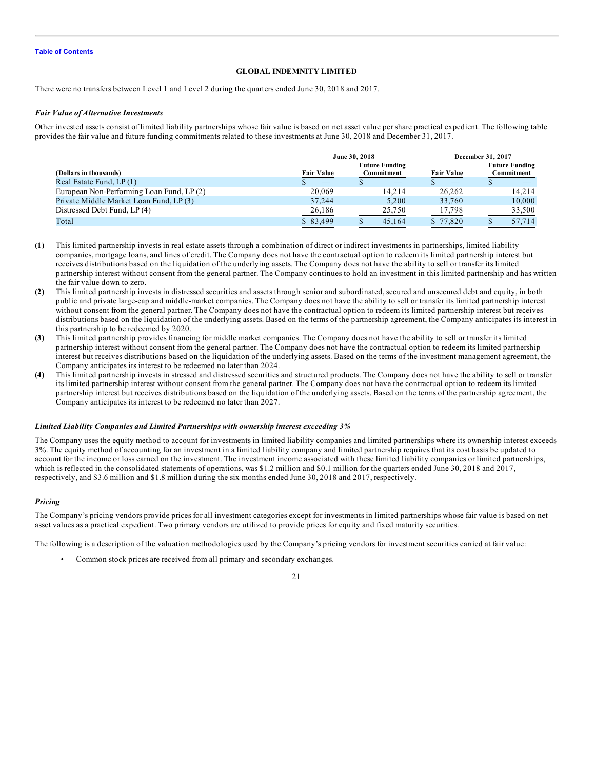**GLOBAL INDEMNITY LIMITED**

There were no transfers between Level 1 and Level 2 during the quarters ended June 30, 2018 and 2017.

***Fair Value of Alternative Investments***

Other invested assets consist of limited liability partnerships whose fair value is based on net asset value per share practical expedient. The following table provides the fair value and future funding commitments related to these investments at June 30, 2018 and December 31, 2017.

| | June 30, 2018 | | December 31, 2017 | |
|---|---|---|---|---|
| **(Dollars in thousands)** | **Fair Value** | **Future Funding Commitment** | **Fair Value** | **Future Funding Commitment** |
| Real Estate Fund, LP (1) | $ — | $ — | $ — | $ — |
| European Non-Performing Loan Fund, LP (2) | 20,069 | 14,214 | 26,262 | 14,214 |
| Private Middle Market Loan Fund, LP (3) | 37,244 | 5,200 | 33,760 | 10,000 |
| Distressed Debt Fund, LP (4) | 26,186 | 25,750 | 17,798 | 33,500 |
| Total | $ 83,499 | $ 45,164 | $ 77,820 | $ 57,714 |

**(1)** This limited partnership invests in real estate assets through a combination of direct or indirect investments in partnerships, limited liability companies, mortgage loans, and lines of credit. The Company does not have the contractual option to redeem its limited partnership interest but receives distributions based on the liquidation of the underlying assets. The Company does not have the ability to sell or transfer its limited partnership interest without consent from the general partner. The Company continues to hold an investment in this limited partnership and has written the fair value down to zero.

**(2)** This limited partnership invests in distressed securities and assets through senior and subordinated, secured and unsecured debt and equity, in both public and private large-cap and middle-market companies. The Company does not have the ability to sell or transfer its limited partnership interest without consent from the general partner. The Company does not have the contractual option to redeem its limited partnership interest but receives distributions based on the liquidation of the underlying assets. Based on the terms of the partnership agreement, the Company anticipates its interest in this partnership to be redeemed by 2020.

**(3)** This limited partnership provides financing for middle market companies. The Company does not have the ability to sell or transfer its limited partnership interest without consent from the general partner. The Company does not have the contractual option to redeem its limited partnership interest but receives distributions based on the liquidation of the underlying assets. Based on the terms of the investment management agreement, the Company anticipates its interest to be redeemed no later than 2024.

**(4)** This limited partnership invests in stressed and distressed securities and structured products. The Company does not have the ability to sell or transfer its limited partnership interest without consent from the general partner. The Company does not have the contractual option to redeem its limited partnership interest but receives distributions based on the liquidation of the underlying assets. Based on the terms of the partnership agreement, the Company anticipates its interest to be redeemed no later than 2027.

***Limited Liability Companies and Limited Partnerships with ownership interest exceeding 3%***

The Company uses the equity method to account for investments in limited liability companies and limited partnerships where its ownership interest exceeds 3%. The equity method of accounting for an investment in a limited liability company and limited partnership requires that its cost basis be updated to account for the income or loss earned on the investment. The investment income associated with these limited liability companies or limited partnerships, which is reflected in the consolidated statements of operations, was $1.2 million and $0.1 million for the quarters ended June 30, 2018 and 2017, respectively, and $3.6 million and $1.8 million during the six months ended June 30, 2018 and 2017, respectively.

***Pricing***

The Company's pricing vendors provide prices for all investment categories except for investments in limited partnerships whose fair value is based on net asset values as a practical expedient. Two primary vendors are utilized to provide prices for equity and fixed maturity securities.

The following is a description of the valuation methodologies used by the Company's pricing vendors for investment securities carried at fair value:

- Common stock prices are received from all primary and secondary exchanges.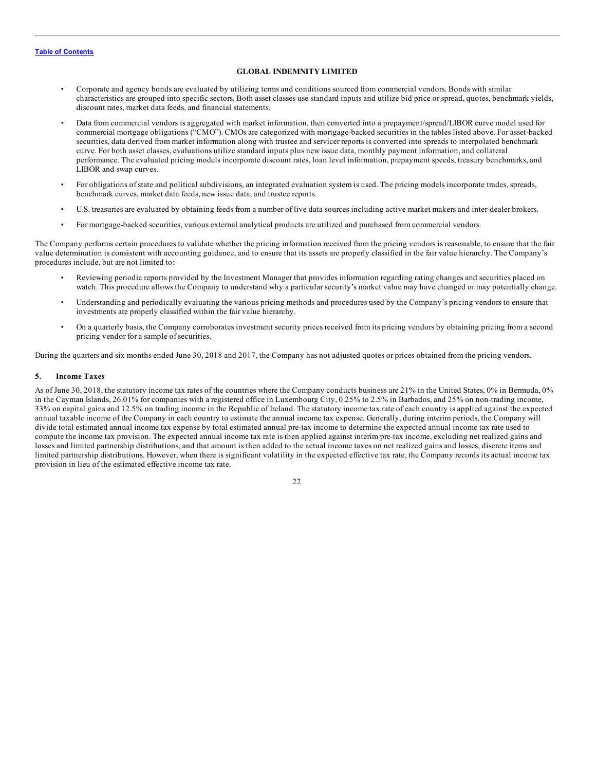- Corporate and agency bonds are evaluated by utilizing terms and conditions sourced from commercial vendors. Bonds with similar characteristics are grouped into specific sectors. Both asset classes use standard inputs and utilize bid price or spread, quotes, benchmark yields, discount rates, market data feeds, and financial statements.
- Data from commercial vendors is aggregated with market information, then converted into a prepayment/spread/LIBOR curve model used for commercial mortgage obligations ("CMO"). CMOs are categorized with mortgage-backed securities in the tables listed above. For asset-backed securities, data derived from market information along with trustee and servicer reports is converted into spreads to interpolated benchmark curve. For both asset classes, evaluations utilize standard inputs plus new issue data, monthly payment information, and collateral performance. The evaluated pricing models incorporate discount rates, loan level information, prepayment speeds, treasury benchmarks, and LIBOR and swap curves.
- For obligations of state and political subdivisions, an integrated evaluation system is used. The pricing models incorporate trades, spreads, benchmark curves, market data feeds, new issue data, and trustee reports.
- U.S. treasuries are evaluated by obtaining feeds from a number of live data sources including active market makers and inter-dealer brokers.
- For mortgage-backed securities, various external analytical products are utilized and purchased from commercial vendors.

The Company performs certain procedures to validate whether the pricing information received from the pricing vendors is reasonable, to ensure that the fair value determination is consistent with accounting guidance, and to ensure that its assets are properly classified in the fair value hierarchy. The Company's procedures include, but are not limited to:

- Reviewing periodic reports provided by the Investment Manager that provides information regarding rating changes and securities placed on watch. This procedure allows the Company to understand why a particular security's market value may have changed or may potentially change.
- Understanding and periodically evaluating the various pricing methods and procedures used by the Company's pricing vendors to ensure that investments are properly classified within the fair value hierarchy.
- On a quarterly basis, the Company corroborates investment security prices received from its pricing vendors by obtaining pricing from a second pricing vendor for a sample of securities.

During the quarters and six months ended June 30, 2018 and 2017, the Company has not adjusted quotes or prices obtained from the pricing vendors.

## 5. Income Taxes

As of June 30, 2018, the statutory income tax rates of the countries where the Company conducts business are 21% in the United States, 0% in Bermuda, 0% in the Cayman Islands, 26.01% for companies with a registered office in Luxembourg City, 0.25% to 2.5% in Barbados, and 25% on non-trading income, 33% on capital gains and 12.5% on trading income in the Republic of Ireland. The statutory income tax rate of each country is applied against the expected annual taxable income of the Company in each country to estimate the annual income tax expense. Generally, during interim periods, the Company will divide total estimated annual income tax expense by total estimated annual pre-tax income to determine the expected annual income tax rate used to compute the income tax provision. The expected annual income tax rate is then applied against interim pre-tax income, excluding net realized gains and losses and limited partnership distributions, and that amount is then added to the actual income taxes on net realized gains and losses, discrete items and limited partnership distributions. However, when there is significant volatility in the expected effective tax rate, the Company records its actual income tax provision in lieu of the estimated effective income tax rate.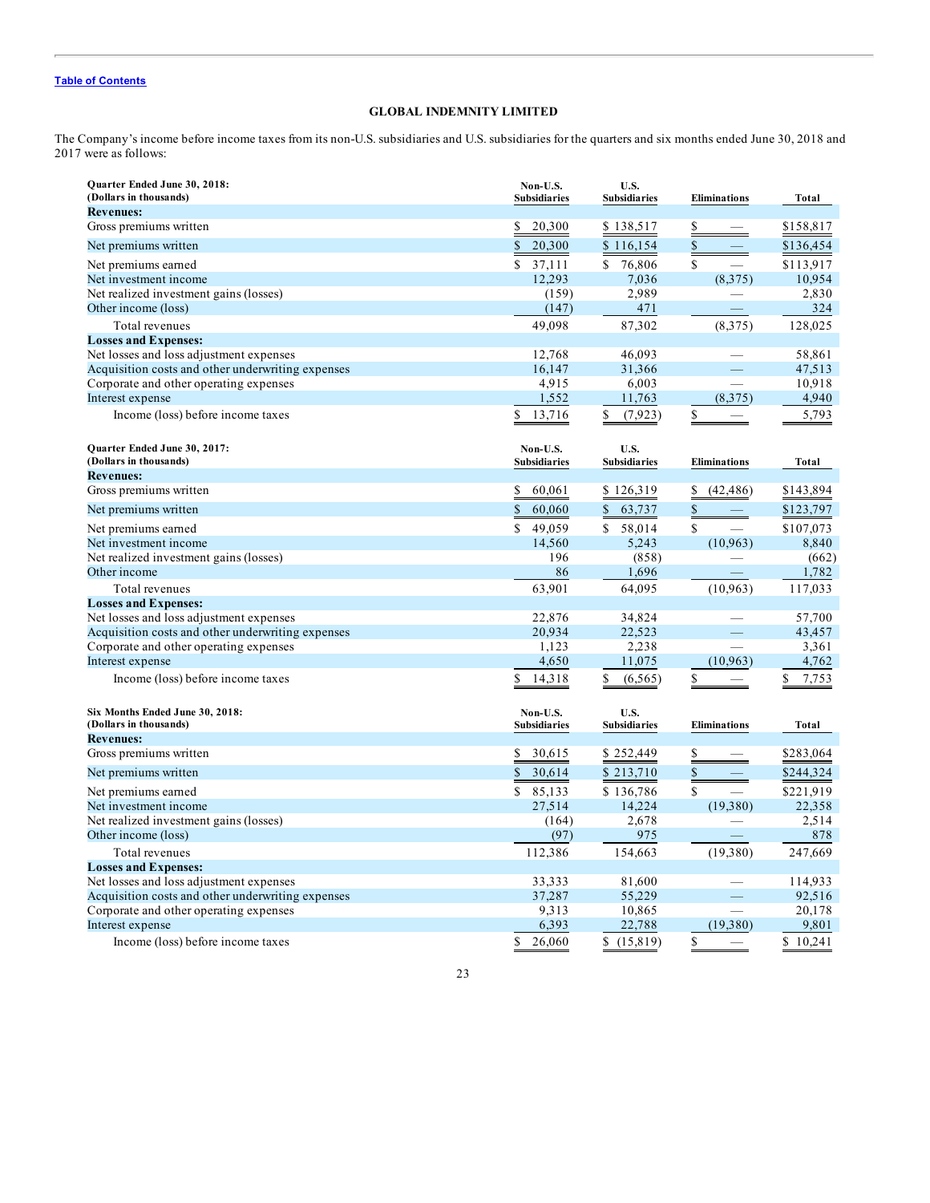**GLOBAL INDEMNITY LIMITED**

The Company's income before income taxes from its non-U.S. subsidiaries and U.S. subsidiaries for the quarters and six months ended June 30, 2018 and 2017 were as follows:

| Quarter Ended June 30, 2018: (Dollars in thousands) | Non-U.S. Subsidiaries | U.S. Subsidiaries | Eliminations | Total |
|---|---|---|---|---|
| **Revenues:** | | | | |
| Gross premiums written | $ 20,300 | $ 138,517 | $ — | $158,817 |
| Net premiums written | $ 20,300 | $ 116,154 | $ — | $136,454 |
| Net premiums earned | $ 37,111 | $ 76,806 | $ — | $113,917 |
| Net investment income | 12,293 | 7,036 | (8,375) | 10,954 |
| Net realized investment gains (losses) | (159) | 2,989 | — | 2,830 |
| Other income (loss) | (147) | 471 | — | 324 |
| Total revenues | 49,098 | 87,302 | (8,375) | 128,025 |
| **Losses and Expenses:** | | | | |
| Net losses and loss adjustment expenses | 12,768 | 46,093 | — | 58,861 |
| Acquisition costs and other underwriting expenses | 16,147 | 31,366 | — | 47,513 |
| Corporate and other operating expenses | 4,915 | 6,003 | — | 10,918 |
| Interest expense | 1,552 | 11,763 | (8,375) | 4,940 |
| Income (loss) before income taxes | $ 13,716 | $ (7,923) | $ — | 5,793 |

| Quarter Ended June 30, 2017: (Dollars in thousands) | Non-U.S. Subsidiaries | U.S. Subsidiaries | Eliminations | Total |
|---|---|---|---|---|
| **Revenues:** | | | | |
| Gross premiums written | $ 60,061 | $ 126,319 | $ (42,486) | $143,894 |
| Net premiums written | $ 60,060 | $ 63,737 | $ — | $123,797 |
| Net premiums earned | $ 49,059 | $ 58,014 | $ — | $107,073 |
| Net investment income | 14,560 | 5,243 | (10,963) | 8,840 |
| Net realized investment gains (losses) | 196 | (858) | — | (662) |
| Other income | 86 | 1,696 | — | 1,782 |
| Total revenues | 63,901 | 64,095 | (10,963) | 117,033 |
| **Losses and Expenses:** | | | | |
| Net losses and loss adjustment expenses | 22,876 | 34,824 | — | 57,700 |
| Acquisition costs and other underwriting expenses | 20,934 | 22,523 | — | 43,457 |
| Corporate and other operating expenses | 1,123 | 2,238 | — | 3,361 |
| Interest expense | 4,650 | 11,075 | (10,963) | 4,762 |
| Income (loss) before income taxes | $ 14,318 | $ (6,565) | $ — | $ 7,753 |

| Six Months Ended June 30, 2018: (Dollars in thousands) | Non-U.S. Subsidiaries | U.S. Subsidiaries | Eliminations | Total |
|---|---|---|---|---|
| **Revenues:** | | | | |
| Gross premiums written | $ 30,615 | $ 252,449 | $ — | $283,064 |
| Net premiums written | $ 30,614 | $ 213,710 | $ — | $244,324 |
| Net premiums earned | $ 85,133 | $ 136,786 | $ — | $221,919 |
| Net investment income | 27,514 | 14,224 | (19,380) | 22,358 |
| Net realized investment gains (losses) | (164) | 2,678 | — | 2,514 |
| Other income (loss) | (97) | 975 | — | 878 |
| Total revenues | 112,386 | 154,663 | (19,380) | 247,669 |
| **Losses and Expenses:** | | | | |
| Net losses and loss adjustment expenses | 33,333 | 81,600 | — | 114,933 |
| Acquisition costs and other underwriting expenses | 37,287 | 55,229 | — | 92,516 |
| Corporate and other operating expenses | 9,313 | 10,865 | — | 20,178 |
| Interest expense | 6,393 | 22,788 | (19,380) | 9,801 |
| Income (loss) before income taxes | $ 26,060 | $ (15,819) | $ — | $ 10,241 |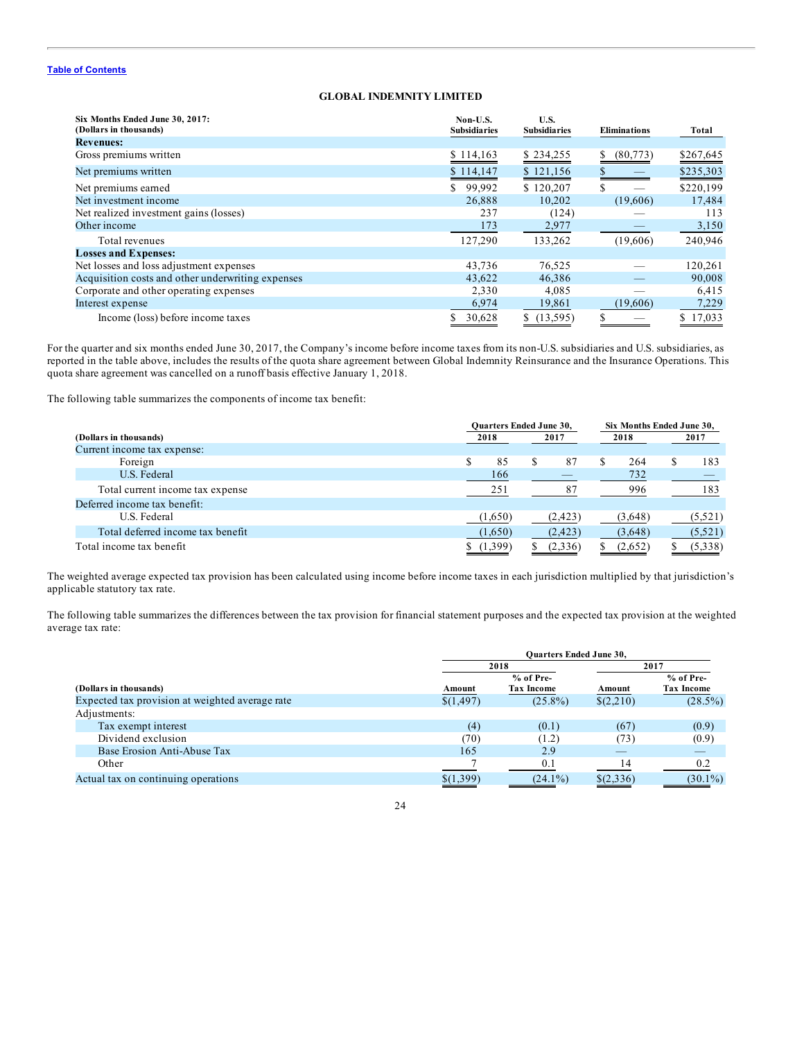Table of Contents

## GLOBAL INDEMNITY LIMITED

| Six Months Ended June 30, 2017: (Dollars in thousands) | Non-U.S. Subsidiaries | U.S. Subsidiaries | Eliminations | Total |
|---|---|---|---|---|
| **Revenues:** | | | | |
| Gross premiums written | $ 114,163 | $ 234,255 | $ (80,773) | $267,645 |
| Net premiums written | $ 114,147 | $ 121,156 | $ — | $235,303 |
| Net premiums earned | $ 99,992 | $ 120,207 | $ — | $220,199 |
| Net investment income | 26,888 | 10,202 | (19,606) | 17,484 |
| Net realized investment gains (losses) | 237 | (124) | — | 113 |
| Other income | 173 | 2,977 | — | 3,150 |
| Total revenues | 127,290 | 133,262 | (19,606) | 240,946 |
| **Losses and Expenses:** | | | | |
| Net losses and loss adjustment expenses | 43,736 | 76,525 | — | 120,261 |
| Acquisition costs and other underwriting expenses | 43,622 | 46,386 | — | 90,008 |
| Corporate and other operating expenses | 2,330 | 4,085 | — | 6,415 |
| Interest expense | 6,974 | 19,861 | (19,606) | 7,229 |
| Income (loss) before income taxes | $ 30,628 | $ (13,595) | $ — | $ 17,033 |

For the quarter and six months ended June 30, 2017, the Company's income before income taxes from its non-U.S. subsidiaries and U.S. subsidiaries, as reported in the table above, includes the results of the quota share agreement between Global Indemnity Reinsurance and the Insurance Operations. This quota share agreement was cancelled on a runoff basis effective January 1, 2018.

The following table summarizes the components of income tax benefit:

| (Dollars in thousands) | Quarters Ended June 30, 2018 | Quarters Ended June 30, 2017 | Six Months Ended June 30, 2018 | Six Months Ended June 30, 2017 |
|---|---|---|---|---|
| Current income tax expense: | | | | |
| Foreign | $ 85 | $ 87 | $ 264 | $ 183 |
| U.S. Federal | 166 | — | 732 | — |
| Total current income tax expense | 251 | 87 | 996 | 183 |
| Deferred income tax benefit: | | | | |
| U.S. Federal | (1,650) | (2,423) | (3,648) | (5,521) |
| Total deferred income tax benefit | (1,650) | (2,423) | (3,648) | (5,521) |
| Total income tax benefit | $ (1,399) | $ (2,336) | $ (2,652) | $ (5,338) |

The weighted average expected tax provision has been calculated using income before income taxes in each jurisdiction multiplied by that jurisdiction's applicable statutory tax rate.

The following table summarizes the differences between the tax provision for financial statement purposes and the expected tax provision at the weighted average tax rate:

| | Quarters Ended June 30, | | | |
|---|---|---|---|---|
| | 2018 | | 2017 | |
| (Dollars in thousands) | Amount | % of Pre-Tax Income | Amount | % of Pre-Tax Income |
| Expected tax provision at weighted average rate | $(1,497) | (25.8%) | $(2,210) | (28.5%) |
| Adjustments: | | | | |
| Tax exempt interest | (4) | (0.1) | (67) | (0.9) |
| Dividend exclusion | (70) | (1.2) | (73) | (0.9) |
| Base Erosion Anti-Abuse Tax | 165 | 2.9 | — | — |
| Other | 7 | 0.1 | 14 | 0.2 |
| Actual tax on continuing operations | $(1,399) | (24.1%) | $(2,336) | (30.1%) |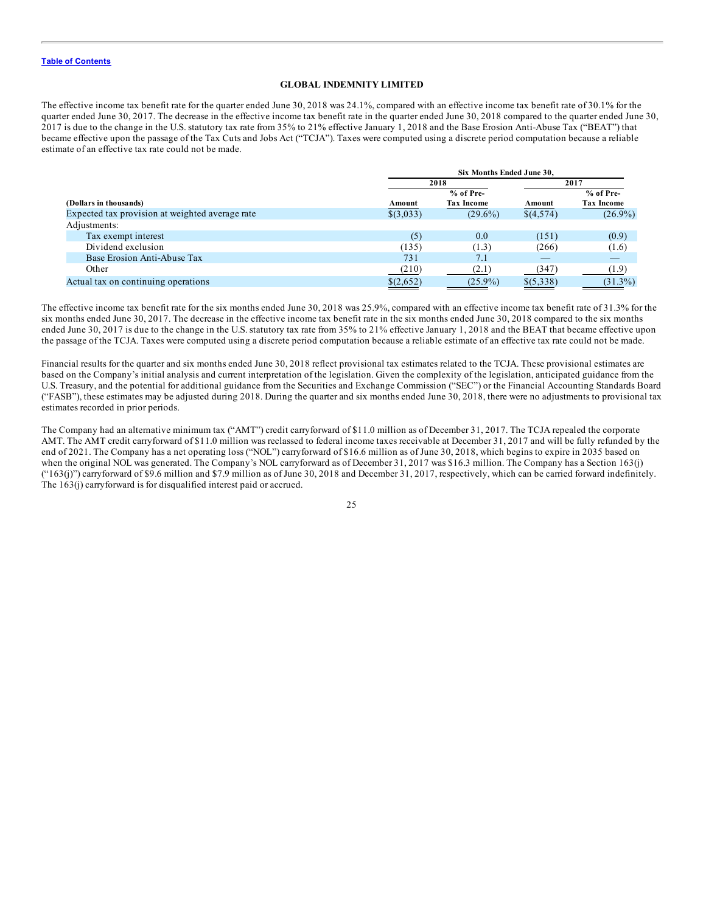**GLOBAL INDEMNITY LIMITED**

The effective income tax benefit rate for the quarter ended June 30, 2018 was 24.1%, compared with an effective income tax benefit rate of 30.1% for the quarter ended June 30, 2017. The decrease in the effective income tax benefit rate in the quarter ended June 30, 2018 compared to the quarter ended June 30, 2017 is due to the change in the U.S. statutory tax rate from 35% to 21% effective January 1, 2018 and the Base Erosion Anti-Abuse Tax ("BEAT") that became effective upon the passage of the Tax Cuts and Jobs Act ("TCJA"). Taxes were computed using a discrete period computation because a reliable estimate of an effective tax rate could not be made.

| | Six Months Ended June 30, | | | |
|---|---|---|---|---|
| | 2018 | | 2017 | |
| (Dollars in thousands) | Amount | % of Pre-Tax Income | Amount | % of Pre-Tax Income |
| Expected tax provision at weighted average rate | $(3,033) | (29.6%) | $(4,574) | (26.9%) |
| Adjustments: | | | | |
| Tax exempt interest | (5) | 0.0 | (151) | (0.9) |
| Dividend exclusion | (135) | (1.3) | (266) | (1.6) |
| Base Erosion Anti-Abuse Tax | 731 | 7.1 | — | — |
| Other | (210) | (2.1) | (347) | (1.9) |
| Actual tax on continuing operations | $(2,652) | (25.9%) | $(5,338) | (31.3%) |

The effective income tax benefit rate for the six months ended June 30, 2018 was 25.9%, compared with an effective income tax benefit rate of 31.3% for the six months ended June 30, 2017. The decrease in the effective income tax benefit rate in the six months ended June 30, 2018 compared to the six months ended June 30, 2017 is due to the change in the U.S. statutory tax rate from 35% to 21% effective January 1, 2018 and the BEAT that became effective upon the passage of the TCJA. Taxes were computed using a discrete period computation because a reliable estimate of an effective tax rate could not be made.

Financial results for the quarter and six months ended June 30, 2018 reflect provisional tax estimates related to the TCJA. These provisional estimates are based on the Company's initial analysis and current interpretation of the legislation. Given the complexity of the legislation, anticipated guidance from the U.S. Treasury, and the potential for additional guidance from the Securities and Exchange Commission ("SEC") or the Financial Accounting Standards Board ("FASB"), these estimates may be adjusted during 2018. During the quarter and six months ended June 30, 2018, there were no adjustments to provisional tax estimates recorded in prior periods.

The Company had an alternative minimum tax ("AMT") credit carryforward of $11.0 million as of December 31, 2017. The TCJA repealed the corporate AMT. The AMT credit carryforward of $11.0 million was reclassed to federal income taxes receivable at December 31, 2017 and will be fully refunded by the end of 2021. The Company has a net operating loss ("NOL") carryforward of $16.6 million as of June 30, 2018, which begins to expire in 2035 based on when the original NOL was generated. The Company's NOL carryforward as of December 31, 2017 was $16.3 million. The Company has a Section 163(j) ("163(j)") carryforward of $9.6 million and $7.9 million as of June 30, 2018 and December 31, 2017, respectively, which can be carried forward indefinitely. The 163(j) carryforward is for disqualified interest paid or accrued.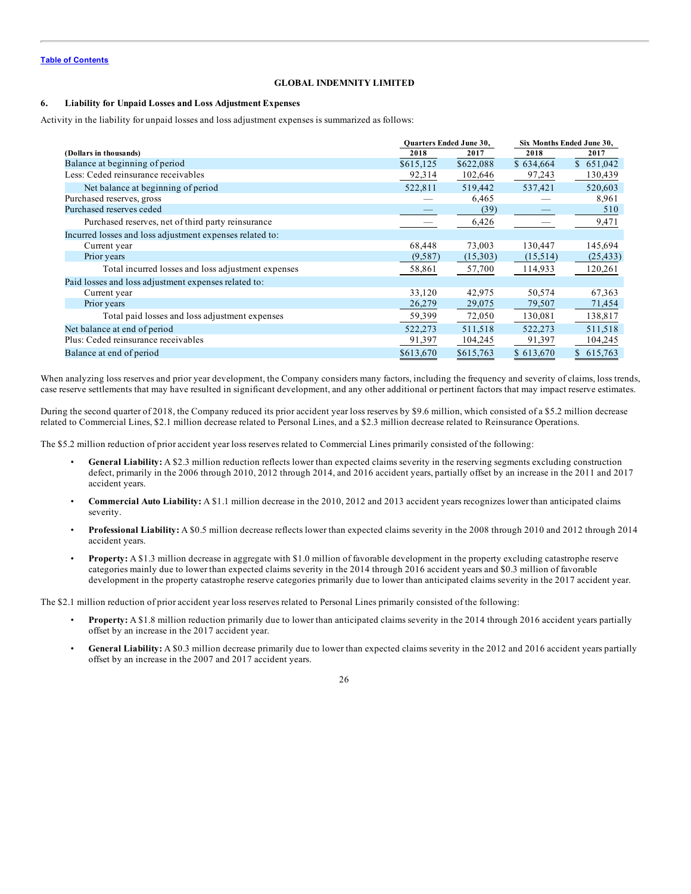Table of Contents

**GLOBAL INDEMNITY LIMITED**

### 6. Liability for Unpaid Losses and Loss Adjustment Expenses

Activity in the liability for unpaid losses and loss adjustment expenses is summarized as follows:

| (Dollars in thousands) | Quarters Ended June 30, 2018 | Quarters Ended June 30, 2017 | Six Months Ended June 30, 2018 | Six Months Ended June 30, 2017 |
|---|---|---|---|---|
| Balance at beginning of period | $615,125 | $622,088 | $ 634,664 | $ 651,042 |
| Less: Ceded reinsurance receivables | 92,314 | 102,646 | 97,243 | 130,439 |
| Net balance at beginning of period | 522,811 | 519,442 | 537,421 | 520,603 |
| Purchased reserves, gross | — | 6,465 | — | 8,961 |
| Purchased reserves ceded | — | (39) | — | 510 |
| Purchased reserves, net of third party reinsurance | — | 6,426 | — | 9,471 |
| Incurred losses and loss adjustment expenses related to: | | | | |
| Current year | 68,448 | 73,003 | 130,447 | 145,694 |
| Prior years | (9,587) | (15,303) | (15,514) | (25,433) |
| Total incurred losses and loss adjustment expenses | 58,861 | 57,700 | 114,933 | 120,261 |
| Paid losses and loss adjustment expenses related to: | | | | |
| Current year | 33,120 | 42,975 | 50,574 | 67,363 |
| Prior years | 26,279 | 29,075 | 79,507 | 71,454 |
| Total paid losses and loss adjustment expenses | 59,399 | 72,050 | 130,081 | 138,817 |
| Net balance at end of period | 522,273 | 511,518 | 522,273 | 511,518 |
| Plus: Ceded reinsurance receivables | 91,397 | 104,245 | 91,397 | 104,245 |
| Balance at end of period | $613,670 | $615,763 | $ 613,670 | $ 615,763 |

When analyzing loss reserves and prior year development, the Company considers many factors, including the frequency and severity of claims, loss trends, case reserve settlements that may have resulted in significant development, and any other additional or pertinent factors that may impact reserve estimates.

During the second quarter of 2018, the Company reduced its prior accident year loss reserves by $9.6 million, which consisted of a $5.2 million decrease related to Commercial Lines, $2.1 million decrease related to Personal Lines, and a $2.3 million decrease related to Reinsurance Operations.

The $5.2 million reduction of prior accident year loss reserves related to Commercial Lines primarily consisted of the following:

- **General Liability:** A $2.3 million reduction reflects lower than expected claims severity in the reserving segments excluding construction defect, primarily in the 2006 through 2010, 2012 through 2014, and 2016 accident years, partially offset by an increase in the 2011 and 2017 accident years.
- **Commercial Auto Liability:** A $1.1 million decrease in the 2010, 2012 and 2013 accident years recognizes lower than anticipated claims severity.
- **Professional Liability:** A $0.5 million decrease reflects lower than expected claims severity in the 2008 through 2010 and 2012 through 2014 accident years.
- **Property:** A $1.3 million decrease in aggregate with $1.0 million of favorable development in the property excluding catastrophe reserve categories mainly due to lower than expected claims severity in the 2014 through 2016 accident years and $0.3 million of favorable development in the property catastrophe reserve categories primarily due to lower than anticipated claims severity in the 2017 accident year.

The $2.1 million reduction of prior accident year loss reserves related to Personal Lines primarily consisted of the following:

- **Property:** A $1.8 million reduction primarily due to lower than anticipated claims severity in the 2014 through 2016 accident years partially offset by an increase in the 2017 accident year.
- **General Liability:** A $0.3 million decrease primarily due to lower than expected claims severity in the 2012 and 2016 accident years partially offset by an increase in the 2007 and 2017 accident years.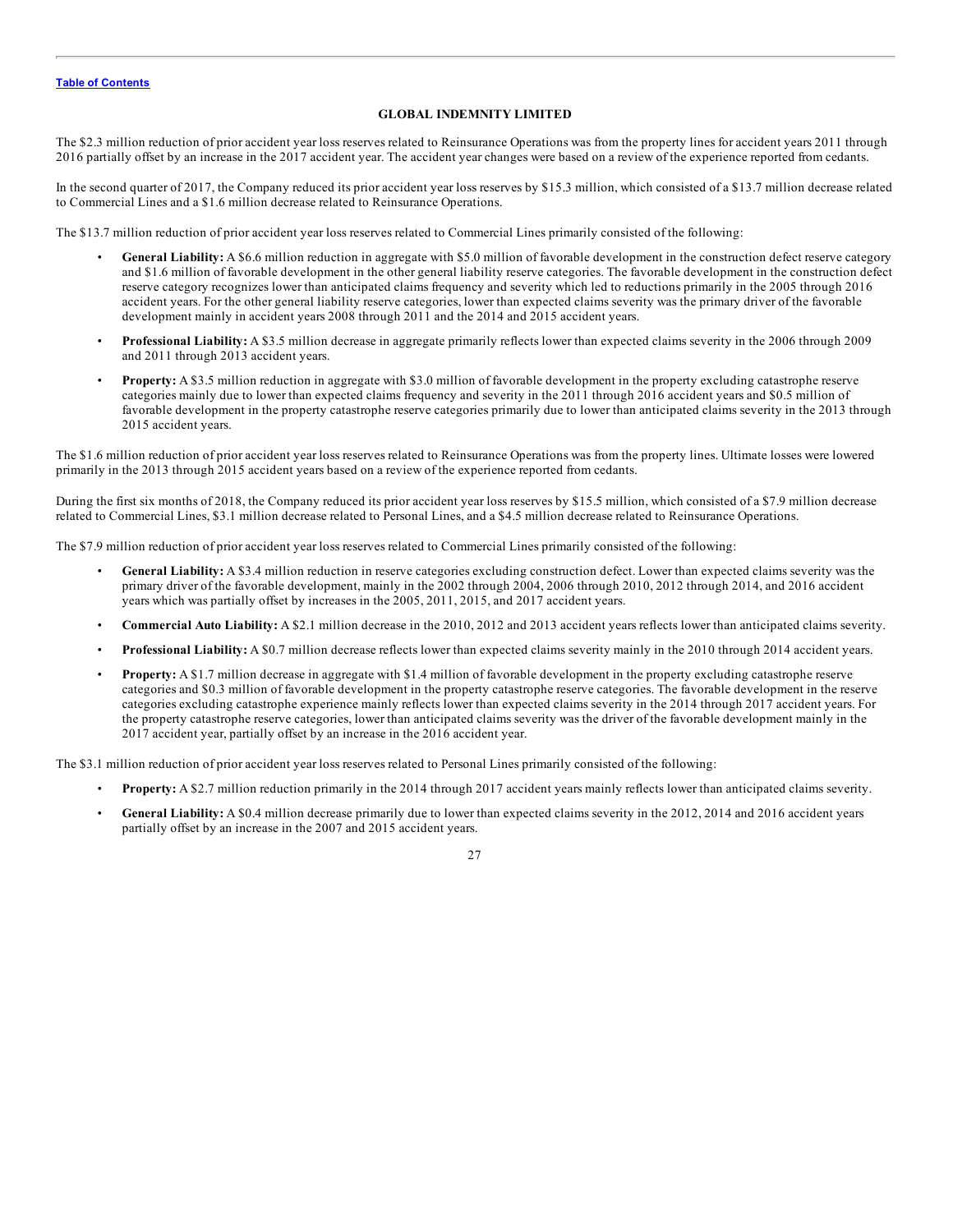The $2.3 million reduction of prior accident year loss reserves related to Reinsurance Operations was from the property lines for accident years 2011 through 2016 partially offset by an increase in the 2017 accident year. The accident year changes were based on a review of the experience reported from cedants.

In the second quarter of 2017, the Company reduced its prior accident year loss reserves by $15.3 million, which consisted of a $13.7 million decrease related to Commercial Lines and a $1.6 million decrease related to Reinsurance Operations.

The $13.7 million reduction of prior accident year loss reserves related to Commercial Lines primarily consisted of the following:

- **General Liability:** A $6.6 million reduction in aggregate with $5.0 million of favorable development in the construction defect reserve category and $1.6 million of favorable development in the other general liability reserve categories. The favorable development in the construction defect reserve category recognizes lower than anticipated claims frequency and severity which led to reductions primarily in the 2005 through 2016 accident years. For the other general liability reserve categories, lower than expected claims severity was the primary driver of the favorable development mainly in accident years 2008 through 2011 and the 2014 and 2015 accident years.
- **Professional Liability:** A $3.5 million decrease in aggregate primarily reflects lower than expected claims severity in the 2006 through 2009 and 2011 through 2013 accident years.
- **Property:** A $3.5 million reduction in aggregate with $3.0 million of favorable development in the property excluding catastrophe reserve categories mainly due to lower than expected claims frequency and severity in the 2011 through 2016 accident years and $0.5 million of favorable development in the property catastrophe reserve categories primarily due to lower than anticipated claims severity in the 2013 through 2015 accident years.

The $1.6 million reduction of prior accident year loss reserves related to Reinsurance Operations was from the property lines. Ultimate losses were lowered primarily in the 2013 through 2015 accident years based on a review of the experience reported from cedants.

During the first six months of 2018, the Company reduced its prior accident year loss reserves by $15.5 million, which consisted of a $7.9 million decrease related to Commercial Lines, $3.1 million decrease related to Personal Lines, and a $4.5 million decrease related to Reinsurance Operations.

The $7.9 million reduction of prior accident year loss reserves related to Commercial Lines primarily consisted of the following:

- **General Liability:** A $3.4 million reduction in reserve categories excluding construction defect. Lower than expected claims severity was the primary driver of the favorable development, mainly in the 2002 through 2004, 2006 through 2010, 2012 through 2014, and 2016 accident years which was partially offset by increases in the 2005, 2011, 2015, and 2017 accident years.
- **Commercial Auto Liability:** A $2.1 million decrease in the 2010, 2012 and 2013 accident years reflects lower than anticipated claims severity.
- **Professional Liability:** A $0.7 million decrease reflects lower than expected claims severity mainly in the 2010 through 2014 accident years.
- **Property:** A $1.7 million decrease in aggregate with $1.4 million of favorable development in the property excluding catastrophe reserve categories and $0.3 million of favorable development in the property catastrophe reserve categories. The favorable development in the reserve categories excluding catastrophe experience mainly reflects lower than expected claims severity in the 2014 through 2017 accident years. For the property catastrophe reserve categories, lower than anticipated claims severity was the driver of the favorable development mainly in the 2017 accident year, partially offset by an increase in the 2016 accident year.

The $3.1 million reduction of prior accident year loss reserves related to Personal Lines primarily consisted of the following:

- **Property:** A $2.7 million reduction primarily in the 2014 through 2017 accident years mainly reflects lower than anticipated claims severity.
- **General Liability:** A $0.4 million decrease primarily due to lower than expected claims severity in the 2012, 2014 and 2016 accident years partially offset by an increase in the 2007 and 2015 accident years.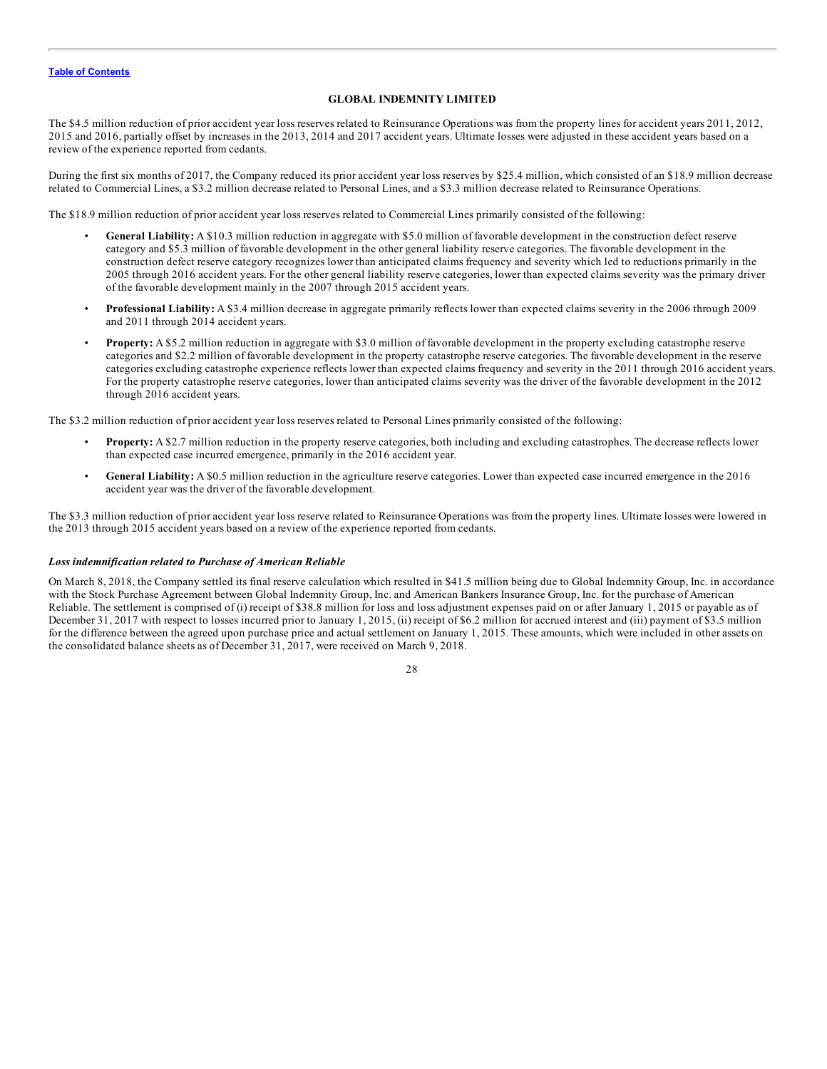The $4.5 million reduction of prior accident year loss reserves related to Reinsurance Operations was from the property lines for accident years 2011, 2012, 2015 and 2016, partially offset by increases in the 2013, 2014 and 2017 accident years. Ultimate losses were adjusted in these accident years based on a review of the experience reported from cedants.

During the first six months of 2017, the Company reduced its prior accident year loss reserves by $25.4 million, which consisted of an $18.9 million decrease related to Commercial Lines, a $3.2 million decrease related to Personal Lines, and a $3.3 million decrease related to Reinsurance Operations.

The $18.9 million reduction of prior accident year loss reserves related to Commercial Lines primarily consisted of the following:

- **General Liability:** A $10.3 million reduction in aggregate with $5.0 million of favorable development in the construction defect reserve category and $5.3 million of favorable development in the other general liability reserve categories. The favorable development in the construction defect reserve category recognizes lower than anticipated claims frequency and severity which led to reductions primarily in the 2005 through 2016 accident years. For the other general liability reserve categories, lower than expected claims severity was the primary driver of the favorable development mainly in the 2007 through 2015 accident years.
- **Professional Liability:** A $3.4 million decrease in aggregate primarily reflects lower than expected claims severity in the 2006 through 2009 and 2011 through 2014 accident years.
- **Property:** A $5.2 million reduction in aggregate with $3.0 million of favorable development in the property excluding catastrophe reserve categories and $2.2 million of favorable development in the property catastrophe reserve categories. The favorable development in the reserve categories excluding catastrophe experience reflects lower than expected claims frequency and severity in the 2011 through 2016 accident years. For the property catastrophe reserve categories, lower than anticipated claims severity was the driver of the favorable development in the 2012 through 2016 accident years.

The $3.2 million reduction of prior accident year loss reserves related to Personal Lines primarily consisted of the following:

- **Property:** A $2.7 million reduction in the property reserve categories, both including and excluding catastrophes. The decrease reflects lower than expected case incurred emergence, primarily in the 2016 accident year.
- **General Liability:** A $0.5 million reduction in the agriculture reserve categories. Lower than expected case incurred emergence in the 2016 accident year was the driver of the favorable development.

The $3.3 million reduction of prior accident year loss reserve related to Reinsurance Operations was from the property lines. Ultimate losses were lowered in the 2013 through 2015 accident years based on a review of the experience reported from cedants.

***Loss indemnification related to Purchase of American Reliable***

On March 8, 2018, the Company settled its final reserve calculation which resulted in $41.5 million being due to Global Indemnity Group, Inc. in accordance with the Stock Purchase Agreement between Global Indemnity Group, Inc. and American Bankers Insurance Group, Inc. for the purchase of American Reliable. The settlement is comprised of (i) receipt of $38.8 million for loss and loss adjustment expenses paid on or after January 1, 2015 or payable as of December 31, 2017 with respect to losses incurred prior to January 1, 2015, (ii) receipt of $6.2 million for accrued interest and (iii) payment of $3.5 million for the difference between the agreed upon purchase price and actual settlement on January 1, 2015. These amounts, which were included in other assets on the consolidated balance sheets as of December 31, 2017, were received on March 9, 2018.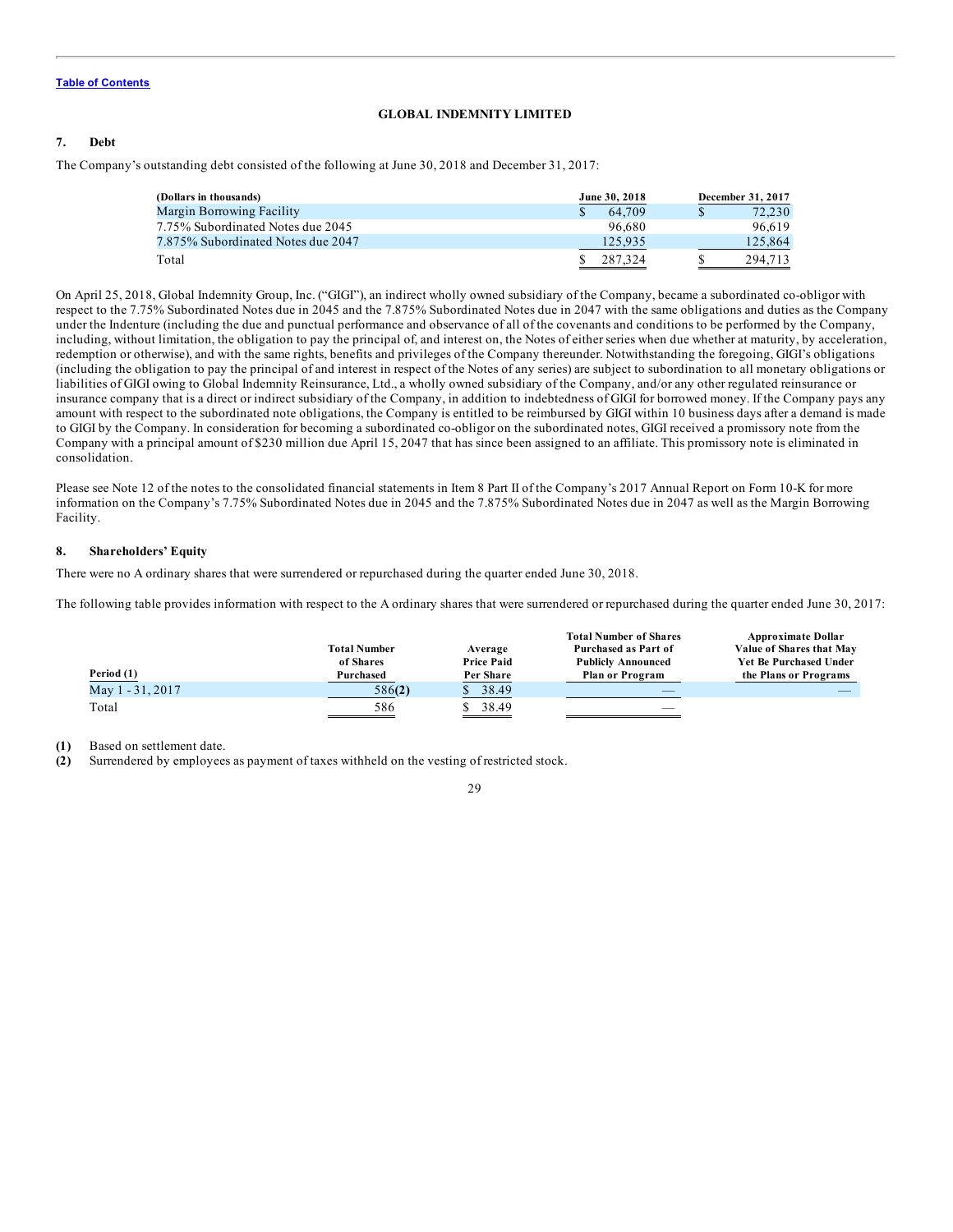**GLOBAL INDEMNITY LIMITED**

## 7. Debt

The Company's outstanding debt consisted of the following at June 30, 2018 and December 31, 2017:

| (Dollars in thousands) | June 30, 2018 | December 31, 2017 |
|---|---|---|
| Margin Borrowing Facility | $ 64,709 | $ 72,230 |
| 7.75% Subordinated Notes due 2045 | 96,680 | 96,619 |
| 7.875% Subordinated Notes due 2047 | 125,935 | 125,864 |
| Total | $ 287,324 | $ 294,713 |

On April 25, 2018, Global Indemnity Group, Inc. ("GIGI"), an indirect wholly owned subsidiary of the Company, became a subordinated co-obligor with respect to the 7.75% Subordinated Notes due in 2045 and the 7.875% Subordinated Notes due in 2047 with the same obligations and duties as the Company under the Indenture (including the due and punctual performance and observance of all of the covenants and conditions to be performed by the Company, including, without limitation, the obligation to pay the principal of, and interest on, the Notes of either series when due whether at maturity, by acceleration, redemption or otherwise), and with the same rights, benefits and privileges of the Company thereunder. Notwithstanding the foregoing, GIGI's obligations (including the obligation to pay the principal of and interest in respect of the Notes of any series) are subject to subordination to all monetary obligations or liabilities of GIGI owing to Global Indemnity Reinsurance, Ltd., a wholly owned subsidiary of the Company, and/or any other regulated reinsurance or insurance company that is a direct or indirect subsidiary of the Company, in addition to indebtedness of GIGI for borrowed money. If the Company pays any amount with respect to the subordinated note obligations, the Company is entitled to be reimbursed by GIGI within 10 business days after a demand is made to GIGI by the Company. In consideration for becoming a subordinated co-obligor on the subordinated notes, GIGI received a promissory note from the Company with a principal amount of $230 million due April 15, 2047 that has since been assigned to an affiliate. This promissory note is eliminated in consolidation.

Please see Note 12 of the notes to the consolidated financial statements in Item 8 Part II of the Company's 2017 Annual Report on Form 10-K for more information on the Company's 7.75% Subordinated Notes due in 2045 and the 7.875% Subordinated Notes due in 2047 as well as the Margin Borrowing Facility.

## 8. Shareholders' Equity

There were no A ordinary shares that were surrendered or repurchased during the quarter ended June 30, 2018.

The following table provides information with respect to the A ordinary shares that were surrendered or repurchased during the quarter ended June 30, 2017:

| Period (1) | Total Number of Shares Purchased | Average Price Paid Per Share | Total Number of Shares Purchased as Part of Publicly Announced Plan or Program | Approximate Dollar Value of Shares that May Yet Be Purchased Under the Plans or Programs |
|---|---|---|---|---|
| May 1 - 31, 2017 | 586**(2)** | $ 38.49 | — | — |
| Total | 586 | $ 38.49 | — | |

**(1)** Based on settlement date.

**(2)** Surrendered by employees as payment of taxes withheld on the vesting of restricted stock.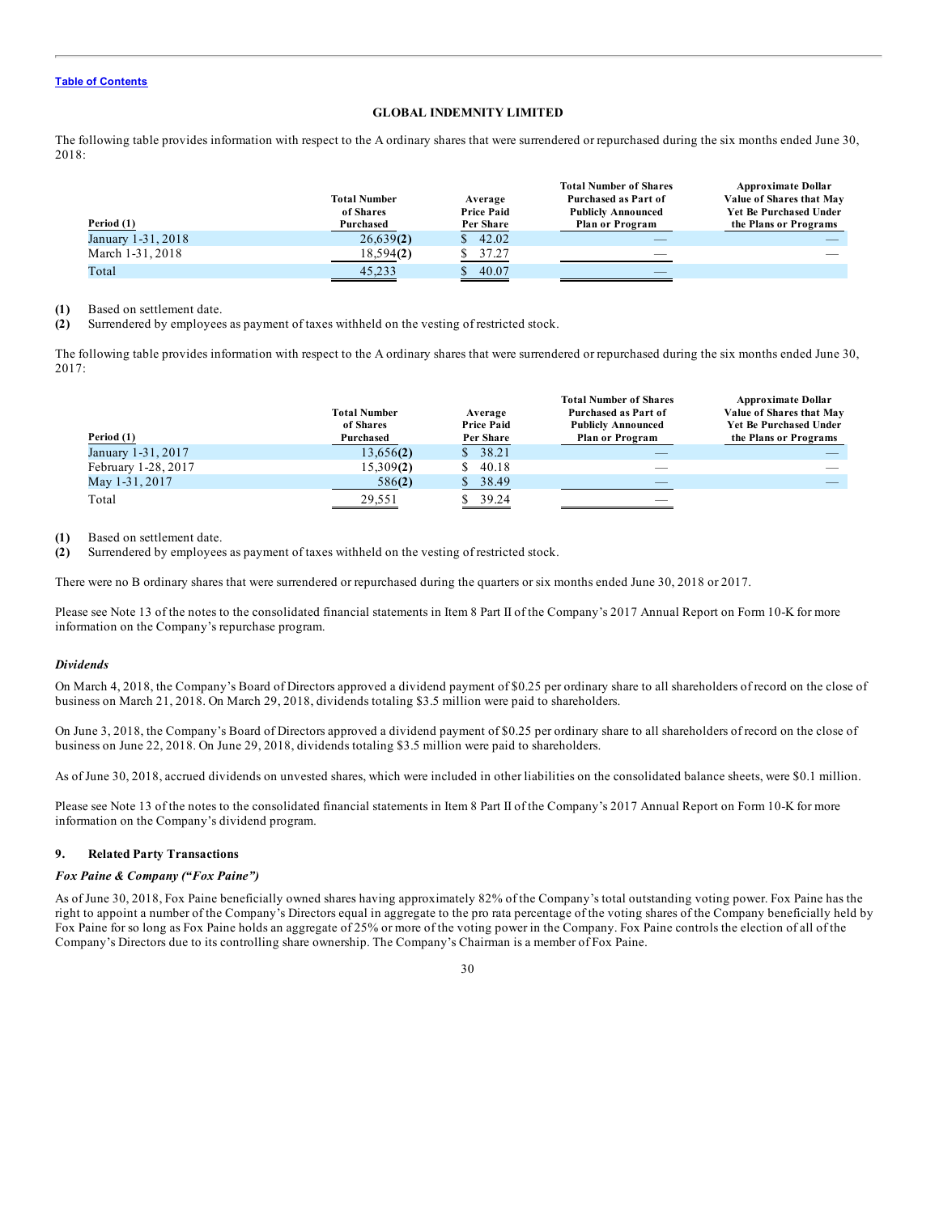GLOBAL INDEMNITY LIMITED

The following table provides information with respect to the A ordinary shares that were surrendered or repurchased during the six months ended June 30, 2018:

| Period (1) | Total Number of Shares Purchased | Average Price Paid Per Share | Total Number of Shares Purchased as Part of Publicly Announced Plan or Program | Approximate Dollar Value of Shares that May Yet Be Purchased Under the Plans or Programs |
|---|---|---|---|---|
| January 1-31, 2018 | 26,639**(2)** | $ 42.02 | — | — |
| March 1-31, 2018 | 18,594**(2)** | $ 37.27 | — | — |
| Total | 45,233 | $ 40.07 | — | |

**(1)** Based on settlement date.
**(2)** Surrendered by employees as payment of taxes withheld on the vesting of restricted stock.

The following table provides information with respect to the A ordinary shares that were surrendered or repurchased during the six months ended June 30, 2017:

| Period (1) | Total Number of Shares Purchased | Average Price Paid Per Share | Total Number of Shares Purchased as Part of Publicly Announced Plan or Program | Approximate Dollar Value of Shares that May Yet Be Purchased Under the Plans or Programs |
|---|---|---|---|---|
| January 1-31, 2017 | 13,656**(2)** | $ 38.21 | — | — |
| February 1-28, 2017 | 15,309**(2)** | $ 40.18 | — | — |
| May 1-31, 2017 | 586**(2)** | $ 38.49 | — | — |
| Total | 29,551 | $ 39.24 | — | |

**(1)** Based on settlement date.
**(2)** Surrendered by employees as payment of taxes withheld on the vesting of restricted stock.

There were no B ordinary shares that were surrendered or repurchased during the quarters or six months ended June 30, 2018 or 2017.

Please see Note 13 of the notes to the consolidated financial statements in Item 8 Part II of the Company's 2017 Annual Report on Form 10-K for more information on the Company's repurchase program.

***Dividends***

On March 4, 2018, the Company's Board of Directors approved a dividend payment of $0.25 per ordinary share to all shareholders of record on the close of business on March 21, 2018. On March 29, 2018, dividends totaling $3.5 million were paid to shareholders.

On June 3, 2018, the Company's Board of Directors approved a dividend payment of $0.25 per ordinary share to all shareholders of record on the close of business on June 22, 2018. On June 29, 2018, dividends totaling $3.5 million were paid to shareholders.

As of June 30, 2018, accrued dividends on unvested shares, which were included in other liabilities on the consolidated balance sheets, were $0.1 million.

Please see Note 13 of the notes to the consolidated financial statements in Item 8 Part II of the Company's 2017 Annual Report on Form 10-K for more information on the Company's dividend program.

## 9. Related Party Transactions

***Fox Paine & Company ("Fox Paine")***

As of June 30, 2018, Fox Paine beneficially owned shares having approximately 82% of the Company's total outstanding voting power. Fox Paine has the right to appoint a number of the Company's Directors equal in aggregate to the pro rata percentage of the voting shares of the Company beneficially held by Fox Paine for so long as Fox Paine holds an aggregate of 25% or more of the voting power in the Company. Fox Paine controls the election of all of the Company's Directors due to its controlling share ownership. The Company's Chairman is a member of Fox Paine.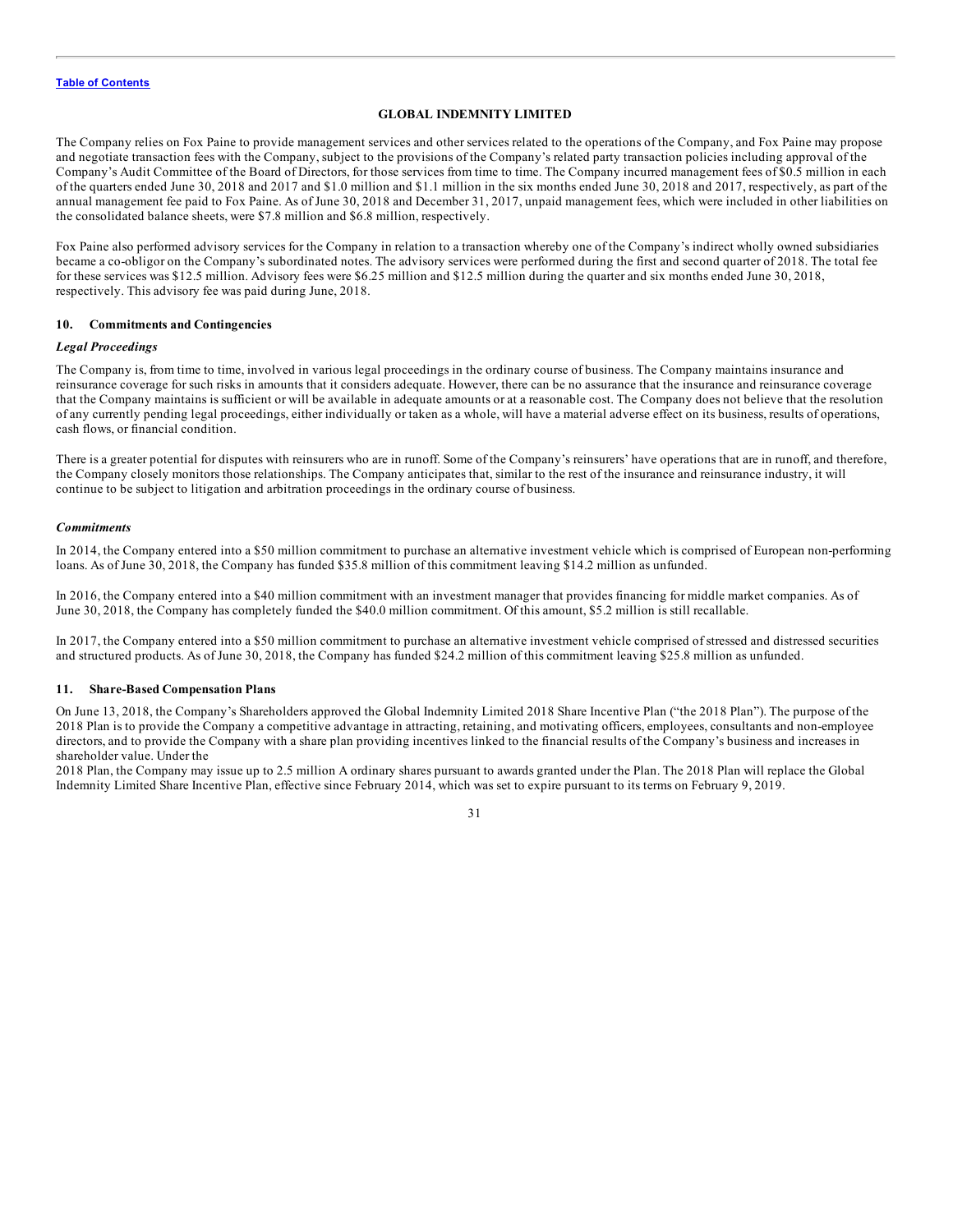The Company relies on Fox Paine to provide management services and other services related to the operations of the Company, and Fox Paine may propose and negotiate transaction fees with the Company, subject to the provisions of the Company's related party transaction policies including approval of the Company's Audit Committee of the Board of Directors, for those services from time to time. The Company incurred management fees of $0.5 million in each of the quarters ended June 30, 2018 and 2017 and $1.0 million and $1.1 million in the six months ended June 30, 2018 and 2017, respectively, as part of the annual management fee paid to Fox Paine. As of June 30, 2018 and December 31, 2017, unpaid management fees, which were included in other liabilities on the consolidated balance sheets, were $7.8 million and $6.8 million, respectively.

Fox Paine also performed advisory services for the Company in relation to a transaction whereby one of the Company's indirect wholly owned subsidiaries became a co-obligor on the Company's subordinated notes. The advisory services were performed during the first and second quarter of 2018. The total fee for these services was $12.5 million. Advisory fees were $6.25 million and $12.5 million during the quarter and six months ended June 30, 2018, respectively. This advisory fee was paid during June, 2018.

## 10. Commitments and Contingencies

### *Legal Proceedings*

The Company is, from time to time, involved in various legal proceedings in the ordinary course of business. The Company maintains insurance and reinsurance coverage for such risks in amounts that it considers adequate. However, there can be no assurance that the insurance and reinsurance coverage that the Company maintains is sufficient or will be available in adequate amounts or at a reasonable cost. The Company does not believe that the resolution of any currently pending legal proceedings, either individually or taken as a whole, will have a material adverse effect on its business, results of operations, cash flows, or financial condition.

There is a greater potential for disputes with reinsurers who are in runoff. Some of the Company's reinsurers' have operations that are in runoff, and therefore, the Company closely monitors those relationships. The Company anticipates that, similar to the rest of the insurance and reinsurance industry, it will continue to be subject to litigation and arbitration proceedings in the ordinary course of business.

### *Commitments*

In 2014, the Company entered into a $50 million commitment to purchase an alternative investment vehicle which is comprised of European non-performing loans. As of June 30, 2018, the Company has funded $35.8 million of this commitment leaving $14.2 million as unfunded.

In 2016, the Company entered into a $40 million commitment with an investment manager that provides financing for middle market companies. As of June 30, 2018, the Company has completely funded the $40.0 million commitment. Of this amount, $5.2 million is still recallable.

In 2017, the Company entered into a $50 million commitment to purchase an alternative investment vehicle comprised of stressed and distressed securities and structured products. As of June 30, 2018, the Company has funded $24.2 million of this commitment leaving $25.8 million as unfunded.

## 11. Share-Based Compensation Plans

On June 13, 2018, the Company's Shareholders approved the Global Indemnity Limited 2018 Share Incentive Plan ("the 2018 Plan"). The purpose of the 2018 Plan is to provide the Company a competitive advantage in attracting, retaining, and motivating officers, employees, consultants and non-employee directors, and to provide the Company with a share plan providing incentives linked to the financial results of the Company's business and increases in shareholder value. Under the 2018 Plan, the Company may issue up to 2.5 million A ordinary shares pursuant to awards granted under the Plan. The 2018 Plan will replace the Global Indemnity Limited Share Incentive Plan, effective since February 2014, which was set to expire pursuant to its terms on February 9, 2019.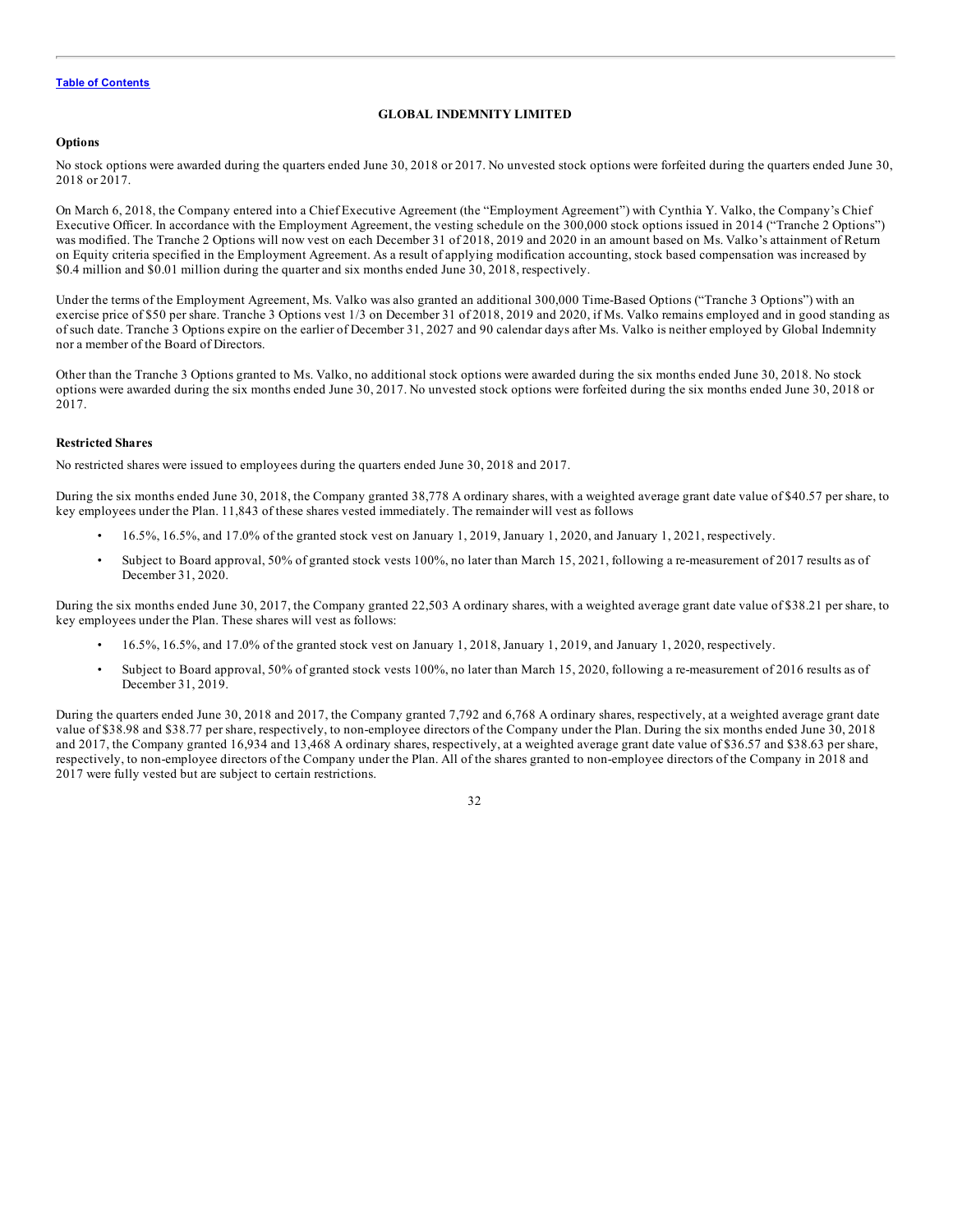**GLOBAL INDEMNITY LIMITED**

**Options**

No stock options were awarded during the quarters ended June 30, 2018 or 2017. No unvested stock options were forfeited during the quarters ended June 30, 2018 or 2017.

On March 6, 2018, the Company entered into a Chief Executive Agreement (the "Employment Agreement") with Cynthia Y. Valko, the Company's Chief Executive Officer. In accordance with the Employment Agreement, the vesting schedule on the 300,000 stock options issued in 2014 ("Tranche 2 Options") was modified. The Tranche 2 Options will now vest on each December 31 of 2018, 2019 and 2020 in an amount based on Ms. Valko's attainment of Return on Equity criteria specified in the Employment Agreement. As a result of applying modification accounting, stock based compensation was increased by $0.4 million and $0.01 million during the quarter and six months ended June 30, 2018, respectively.

Under the terms of the Employment Agreement, Ms. Valko was also granted an additional 300,000 Time-Based Options ("Tranche 3 Options") with an exercise price of $50 per share. Tranche 3 Options vest 1/3 on December 31 of 2018, 2019 and 2020, if Ms. Valko remains employed and in good standing as of such date. Tranche 3 Options expire on the earlier of December 31, 2027 and 90 calendar days after Ms. Valko is neither employed by Global Indemnity nor a member of the Board of Directors.

Other than the Tranche 3 Options granted to Ms. Valko, no additional stock options were awarded during the six months ended June 30, 2018. No stock options were awarded during the six months ended June 30, 2017. No unvested stock options were forfeited during the six months ended June 30, 2018 or 2017.

**Restricted Shares**

No restricted shares were issued to employees during the quarters ended June 30, 2018 and 2017.

During the six months ended June 30, 2018, the Company granted 38,778 A ordinary shares, with a weighted average grant date value of $40.57 per share, to key employees under the Plan. 11,843 of these shares vested immediately. The remainder will vest as follows

- 16.5%, 16.5%, and 17.0% of the granted stock vest on January 1, 2019, January 1, 2020, and January 1, 2021, respectively.
- Subject to Board approval, 50% of granted stock vests 100%, no later than March 15, 2021, following a re-measurement of 2017 results as of December 31, 2020.

During the six months ended June 30, 2017, the Company granted 22,503 A ordinary shares, with a weighted average grant date value of $38.21 per share, to key employees under the Plan. These shares will vest as follows:

- 16.5%, 16.5%, and 17.0% of the granted stock vest on January 1, 2018, January 1, 2019, and January 1, 2020, respectively.
- Subject to Board approval, 50% of granted stock vests 100%, no later than March 15, 2020, following a re-measurement of 2016 results as of December 31, 2019.

During the quarters ended June 30, 2018 and 2017, the Company granted 7,792 and 6,768 A ordinary shares, respectively, at a weighted average grant date value of $38.98 and $38.77 per share, respectively, to non-employee directors of the Company under the Plan. During the six months ended June 30, 2018 and 2017, the Company granted 16,934 and 13,468 A ordinary shares, respectively, at a weighted average grant date value of $36.57 and $38.63 per share, respectively, to non-employee directors of the Company under the Plan. All of the shares granted to non-employee directors of the Company in 2018 and 2017 were fully vested but are subject to certain restrictions.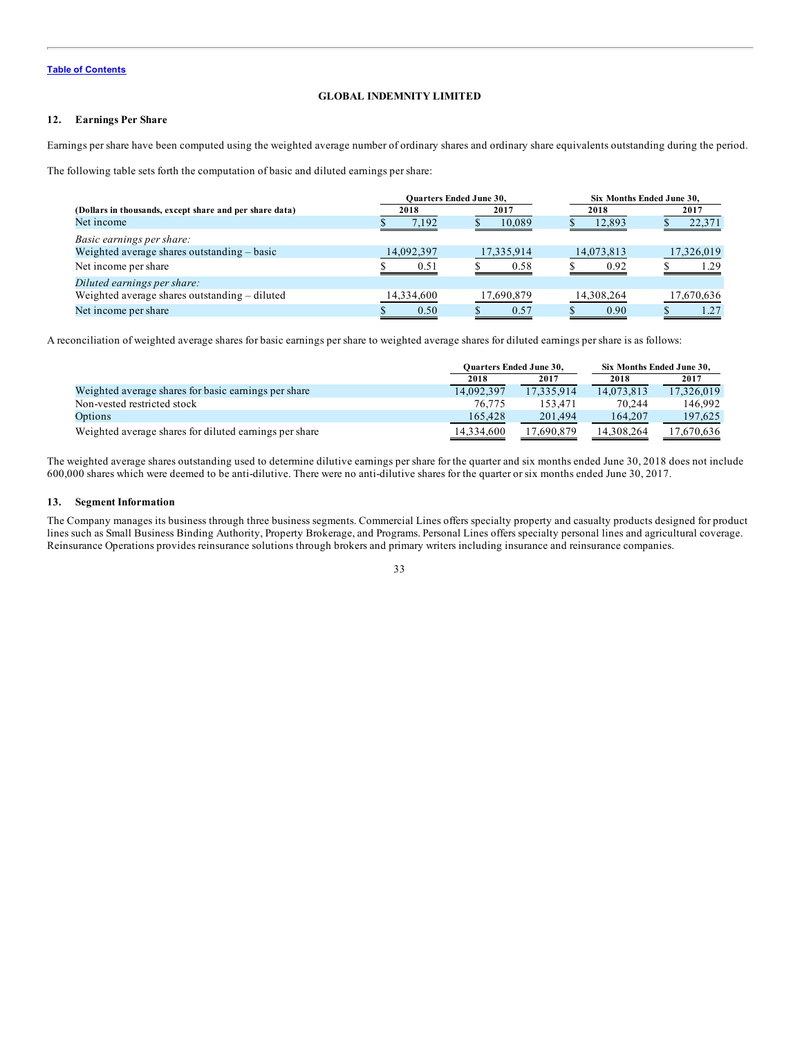GLOBAL INDEMNITY LIMITED

## 12. Earnings Per Share

Earnings per share have been computed using the weighted average number of ordinary shares and ordinary share equivalents outstanding during the period.

The following table sets forth the computation of basic and diluted earnings per share:

| (Dollars in thousands, except share and per share data) | Quarters Ended June 30, 2018 | Quarters Ended June 30, 2017 | Six Months Ended June 30, 2018 | Six Months Ended June 30, 2017 |
|---|---|---|---|---|
| Net income | $ 7,192 | $ 10,089 | $ 12,893 | $ 22,371 |
| *Basic earnings per share:* | | | | |
| Weighted average shares outstanding – basic | 14,092,397 | 17,335,914 | 14,073,813 | 17,326,019 |
| Net income per share | $ 0.51 | $ 0.58 | $ 0.92 | $ 1.29 |
| *Diluted earnings per share:* | | | | |
| Weighted average shares outstanding – diluted | 14,334,600 | 17,690,879 | 14,308,264 | 17,670,636 |
| Net income per share | $ 0.50 | $ 0.57 | $ 0.90 | $ 1.27 |

A reconciliation of weighted average shares for basic earnings per share to weighted average shares for diluted earnings per share is as follows:

| | Quarters Ended June 30, 2018 | Quarters Ended June 30, 2017 | Six Months Ended June 30, 2018 | Six Months Ended June 30, 2017 |
|---|---|---|---|---|
| Weighted average shares for basic earnings per share | 14,092,397 | 17,335,914 | 14,073,813 | 17,326,019 |
| Non-vested restricted stock | 76,775 | 153,471 | 70,244 | 146,992 |
| Options | 165,428 | 201,494 | 164,207 | 197,625 |
| Weighted average shares for diluted earnings per share | 14,334,600 | 17,690,879 | 14,308,264 | 17,670,636 |

The weighted average shares outstanding used to determine dilutive earnings per share for the quarter and six months ended June 30, 2018 does not include 600,000 shares which were deemed to be anti-dilutive. There were no anti-dilutive shares for the quarter or six months ended June 30, 2017.

## 13. Segment Information

The Company manages its business through three business segments. Commercial Lines offers specialty property and casualty products designed for product lines such as Small Business Binding Authority, Property Brokerage, and Programs. Personal Lines offers specialty personal lines and agricultural coverage. Reinsurance Operations provides reinsurance solutions through brokers and primary writers including insurance and reinsurance companies.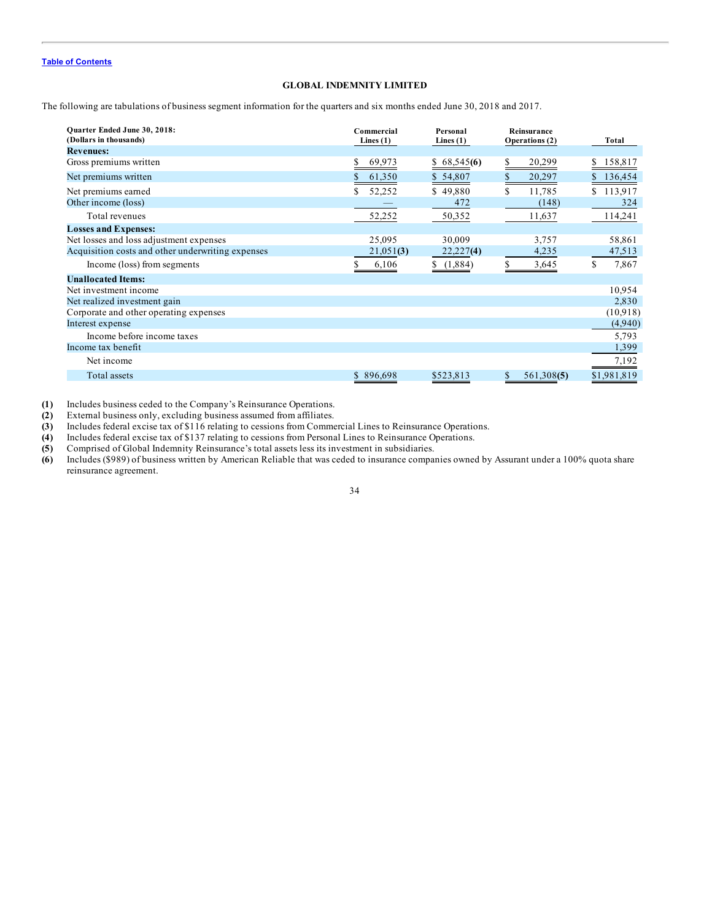Table of Contents

**GLOBAL INDEMNITY LIMITED**

The following are tabulations of business segment information for the quarters and six months ended June 30, 2018 and 2017.

| **Quarter Ended June 30, 2018:** (Dollars in thousands) | **Commercial Lines (1)** | **Personal Lines (1)** | **Reinsurance Operations (2)** | **Total** |
|---|---|---|---|---|
| **Revenues:** | | | | |
| Gross premiums written | $ 69,973 | $ 68,545**(6)** | $ 20,299 | $ 158,817 |
| Net premiums written | $ 61,350 | $ 54,807 | $ 20,297 | $ 136,454 |
| Net premiums earned | $ 52,252 | $ 49,880 | $ 11,785 | $ 113,917 |
| Other income (loss) | — | 472 | (148) | 324 |
| Total revenues | 52,252 | 50,352 | 11,637 | 114,241 |
| **Losses and Expenses:** | | | | |
| Net losses and loss adjustment expenses | 25,095 | 30,009 | 3,757 | 58,861 |
| Acquisition costs and other underwriting expenses | 21,051**(3)** | 22,227**(4)** | 4,235 | 47,513 |
| Income (loss) from segments | $ 6,106 | $ (1,884) | $ 3,645 | $ 7,867 |
| **Unallocated Items:** | | | | |
| Net investment income | | | | 10,954 |
| Net realized investment gain | | | | 2,830 |
| Corporate and other operating expenses | | | | (10,918) |
| Interest expense | | | | (4,940) |
| Income before income taxes | | | | 5,793 |
| Income tax benefit | | | | 1,399 |
| Net income | | | | 7,192 |
| Total assets | $ 896,698 | $523,813 | $ 561,308**(5)** | $1,981,819 |

**(1)** Includes business ceded to the Company's Reinsurance Operations.
**(2)** External business only, excluding business assumed from affiliates.
**(3)** Includes federal excise tax of $116 relating to cessions from Commercial Lines to Reinsurance Operations.
**(4)** Includes federal excise tax of $137 relating to cessions from Personal Lines to Reinsurance Operations.
**(5)** Comprised of Global Indemnity Reinsurance's total assets less its investment in subsidiaries.
**(6)** Includes ($989) of business written by American Reliable that was ceded to insurance companies owned by Assurant under a 100% quota share reinsurance agreement.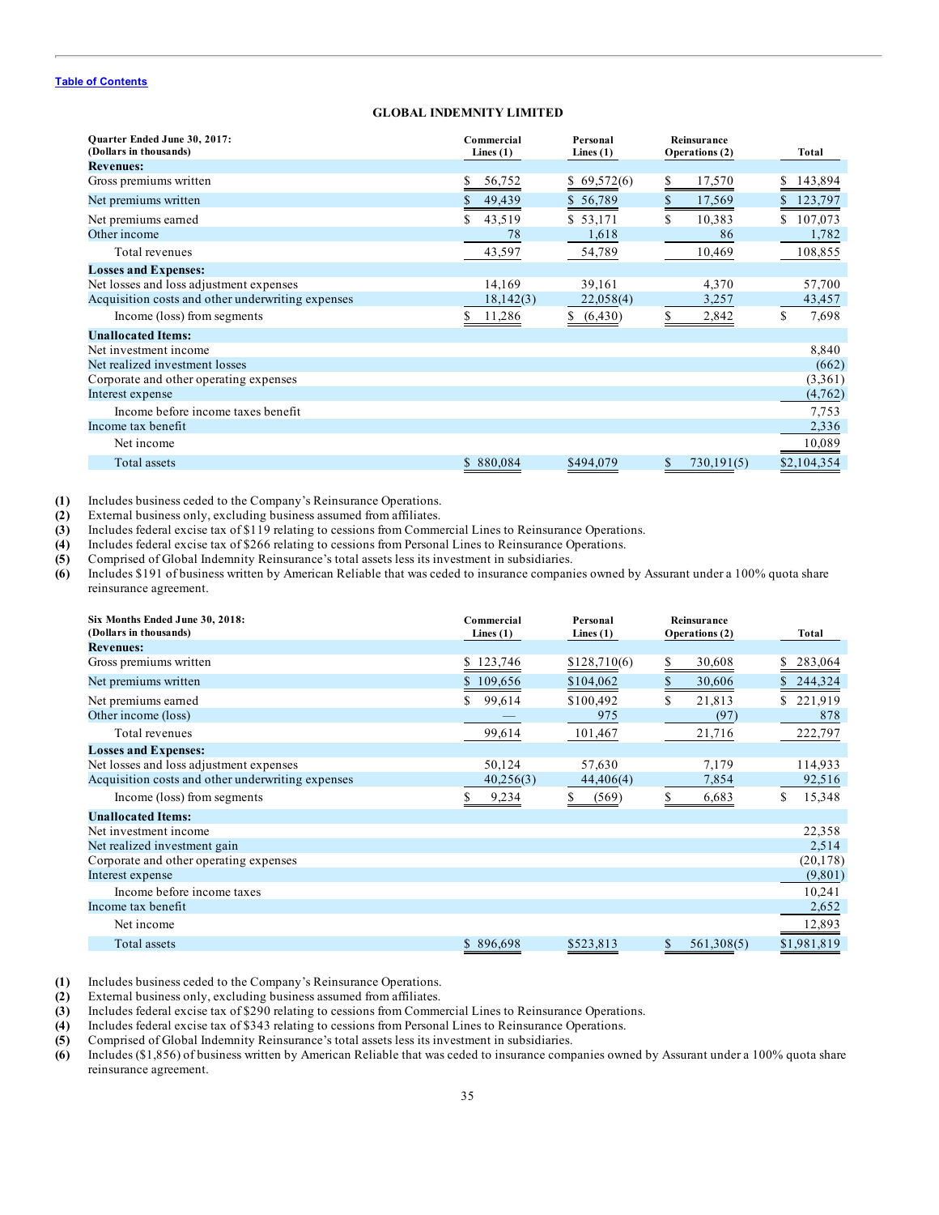**GLOBAL INDEMNITY LIMITED**

| Quarter Ended June 30, 2017: (Dollars in thousands) | Commercial Lines (1) | Personal Lines (1) | Reinsurance Operations (2) | Total |
|---|---|---|---|---|
| **Revenues:** | | | | |
| Gross premiums written | $ 56,752 | $ 69,572(6) | $ 17,570 | $ 143,894 |
| Net premiums written | $ 49,439 | $ 56,789 | $ 17,569 | $ 123,797 |
| Net premiums earned | $ 43,519 | $ 53,171 | $ 10,383 | $ 107,073 |
| Other income | 78 | 1,618 | 86 | 1,782 |
| Total revenues | 43,597 | 54,789 | 10,469 | 108,855 |
| **Losses and Expenses:** | | | | |
| Net losses and loss adjustment expenses | 14,169 | 39,161 | 4,370 | 57,700 |
| Acquisition costs and other underwriting expenses | 18,142(3) | 22,058(4) | 3,257 | 43,457 |
| Income (loss) from segments | $ 11,286 | $ (6,430) | $ 2,842 | $ 7,698 |
| **Unallocated Items:** | | | | |
| Net investment income | | | | 8,840 |
| Net realized investment losses | | | | (662) |
| Corporate and other operating expenses | | | | (3,361) |
| Interest expense | | | | (4,762) |
| Income before income taxes benefit | | | | 7,753 |
| Income tax benefit | | | | 2,336 |
| Net income | | | | 10,089 |
| Total assets | $ 880,084 | $494,079 | $ 730,191(5) | $2,104,354 |

**(1)** Includes business ceded to the Company's Reinsurance Operations.
**(2)** External business only, excluding business assumed from affiliates.
**(3)** Includes federal excise tax of $119 relating to cessions from Commercial Lines to Reinsurance Operations.
**(4)** Includes federal excise tax of $266 relating to cessions from Personal Lines to Reinsurance Operations.
**(5)** Comprised of Global Indemnity Reinsurance's total assets less its investment in subsidiaries.
**(6)** Includes $191 of business written by American Reliable that was ceded to insurance companies owned by Assurant under a 100% quota share reinsurance agreement.

| Six Months Ended June 30, 2018: (Dollars in thousands) | Commercial Lines (1) | Personal Lines (1) | Reinsurance Operations (2) | Total |
|---|---|---|---|---|
| **Revenues:** | | | | |
| Gross premiums written | $ 123,746 | $128,710(6) | $ 30,608 | $ 283,064 |
| Net premiums written | $ 109,656 | $104,062 | $ 30,606 | $ 244,324 |
| Net premiums earned | $ 99,614 | $100,492 | $ 21,813 | $ 221,919 |
| Other income (loss) | — | 975 | (97) | 878 |
| Total revenues | 99,614 | 101,467 | 21,716 | 222,797 |
| **Losses and Expenses:** | | | | |
| Net losses and loss adjustment expenses | 50,124 | 57,630 | 7,179 | 114,933 |
| Acquisition costs and other underwriting expenses | 40,256(3) | 44,406(4) | 7,854 | 92,516 |
| Income (loss) from segments | $ 9,234 | $ (569) | $ 6,683 | $ 15,348 |
| **Unallocated Items:** | | | | |
| Net investment income | | | | 22,358 |
| Net realized investment gain | | | | 2,514 |
| Corporate and other operating expenses | | | | (20,178) |
| Interest expense | | | | (9,801) |
| Income before income taxes | | | | 10,241 |
| Income tax benefit | | | | 2,652 |
| Net income | | | | 12,893 |
| Total assets | $ 896,698 | $523,813 | $ 561,308(5) | $1,981,819 |

**(1)** Includes business ceded to the Company's Reinsurance Operations.
**(2)** External business only, excluding business assumed from affiliates.
**(3)** Includes federal excise tax of $290 relating to cessions from Commercial Lines to Reinsurance Operations.
**(4)** Includes federal excise tax of $343 relating to cessions from Personal Lines to Reinsurance Operations.
**(5)** Comprised of Global Indemnity Reinsurance's total assets less its investment in subsidiaries.
**(6)** Includes ($1,856) of business written by American Reliable that was ceded to insurance companies owned by Assurant under a 100% quota share reinsurance agreement.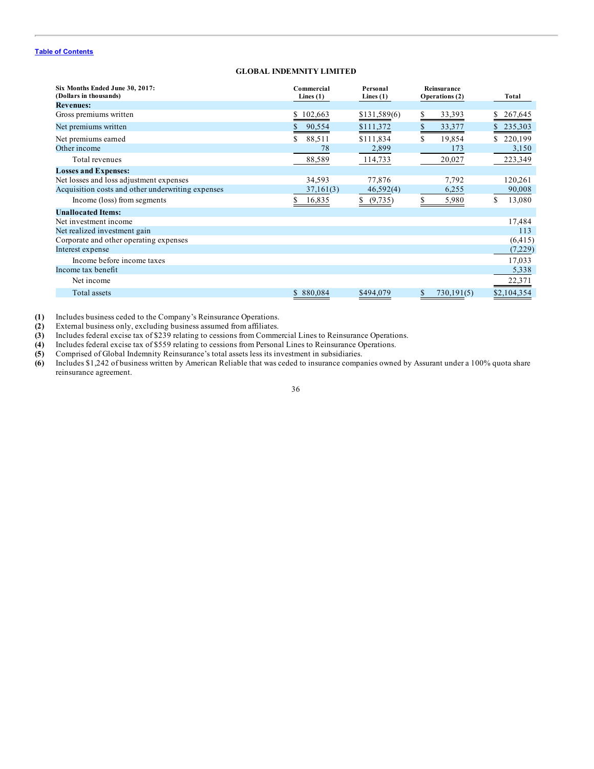**GLOBAL INDEMNITY LIMITED**

| Six Months Ended June 30, 2017: (Dollars in thousands) | Commercial Lines (1) | Personal Lines (1) | Reinsurance Operations (2) | Total |
|---|---|---|---|---|
| **Revenues:** | | | | |
| Gross premiums written | $ 102,663 | $131,589(6) | $ 33,393 | $ 267,645 |
| Net premiums written | $ 90,554 | $111,372 | $ 33,377 | $ 235,303 |
| Net premiums earned | $ 88,511 | $111,834 | $ 19,854 | $ 220,199 |
| Other income | 78 | 2,899 | 173 | 3,150 |
| Total revenues | 88,589 | 114,733 | 20,027 | 223,349 |
| **Losses and Expenses:** | | | | |
| Net losses and loss adjustment expenses | 34,593 | 77,876 | 7,792 | 120,261 |
| Acquisition costs and other underwriting expenses | 37,161(3) | 46,592(4) | 6,255 | 90,008 |
| Income (loss) from segments | $ 16,835 | $ (9,735) | $ 5,980 | $ 13,080 |
| **Unallocated Items:** | | | | |
| Net investment income | | | | 17,484 |
| Net realized investment gain | | | | 113 |
| Corporate and other operating expenses | | | | (6,415) |
| Interest expense | | | | (7,229) |
| Income before income taxes | | | | 17,033 |
| Income tax benefit | | | | 5,338 |
| Net income | | | | 22,371 |
| Total assets | $ 880,084 | $494,079 | $ 730,191(5) | $2,104,354 |

**(1)** Includes business ceded to the Company's Reinsurance Operations.
**(2)** External business only, excluding business assumed from affiliates.
**(3)** Includes federal excise tax of $239 relating to cessions from Commercial Lines to Reinsurance Operations.
**(4)** Includes federal excise tax of $559 relating to cessions from Personal Lines to Reinsurance Operations.
**(5)** Comprised of Global Indemnity Reinsurance's total assets less its investment in subsidiaries.
**(6)** Includes $1,242 of business written by American Reliable that was ceded to insurance companies owned by Assurant under a 100% quota share reinsurance agreement.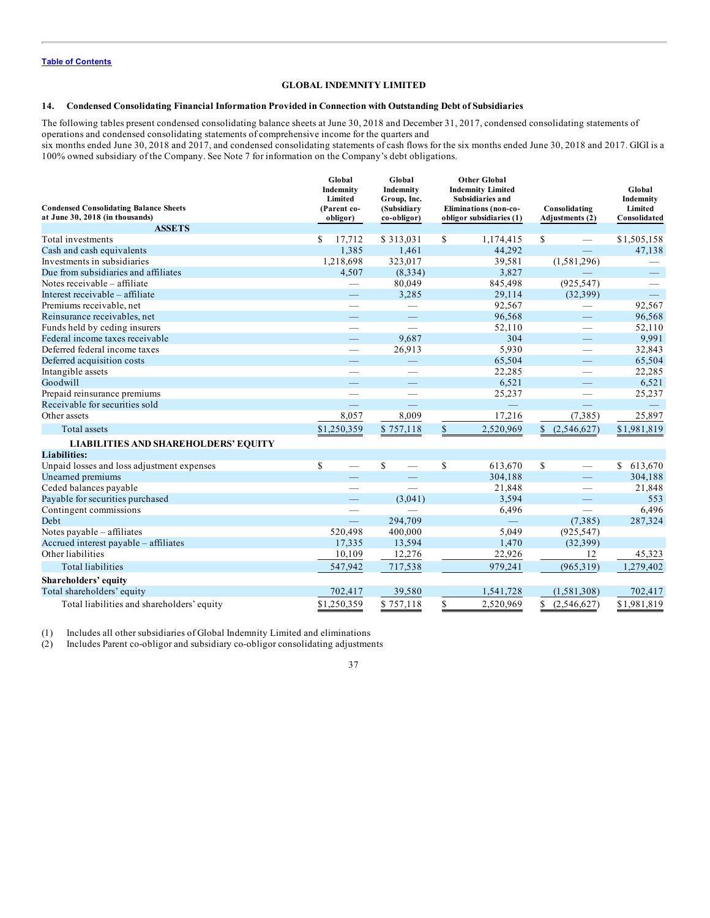Table of Contents

## GLOBAL INDEMNITY LIMITED

### 14. Condensed Consolidating Financial Information Provided in Connection with Outstanding Debt of Subsidiaries

The following tables present condensed consolidating balance sheets at June 30, 2018 and December 31, 2017, condensed consolidating statements of operations and condensed consolidating statements of comprehensive income for the quarters and six months ended June 30, 2018 and 2017, and condensed consolidating statements of cash flows for the six months ended June 30, 2018 and 2017. GIGI is a 100% owned subsidiary of the Company. See Note 7 for information on the Company's debt obligations.

| Condensed Consolidating Balance Sheets at June 30, 2018 (in thousands) | Global Indemnity Limited (Parent co-obligor) | Global Indemnity Group, Inc. (Subsidiary co-obligor) | Other Global Indemnity Limited Subsidiaries and Eliminations (non-co-obligor subsidiaries (1) | Consolidating Adjustments (2) | Global Indemnity Limited Consolidated |
|---|---|---|---|---|---|
| **ASSETS** | | | | | |
| Total investments | $ 17,712 | $ 313,031 | $ 1,174,415 | $ — | $1,505,158 |
| Cash and cash equivalents | 1,385 | 1,461 | 44,292 | — | 47,138 |
| Investments in subsidiaries | 1,218,698 | 323,017 | 39,581 | (1,581,296) | — |
| Due from subsidiaries and affiliates | 4,507 | (8,334) | 3,827 | — | — |
| Notes receivable – affiliate | — | 80,049 | 845,498 | (925,547) | — |
| Interest receivable – affiliate | — | 3,285 | 29,114 | (32,399) | — |
| Premiums receivable, net | — | — | 92,567 | — | 92,567 |
| Reinsurance receivables, net | — | — | 96,568 | — | 96,568 |
| Funds held by ceding insurers | — | — | 52,110 | — | 52,110 |
| Federal income taxes receivable | — | 9,687 | 304 | — | 9,991 |
| Deferred federal income taxes | — | 26,913 | 5,930 | — | 32,843 |
| Deferred acquisition costs | — | — | 65,504 | — | 65,504 |
| Intangible assets | — | — | 22,285 | — | 22,285 |
| Goodwill | — | — | 6,521 | — | 6,521 |
| Prepaid reinsurance premiums | — | — | 25,237 | — | 25,237 |
| Receivable for securities sold | — | — | — | — | — |
| Other assets | 8,057 | 8,009 | 17,216 | (7,385) | 25,897 |
| Total assets | $1,250,359 | $ 757,118 | $ 2,520,969 | $ (2,546,627) | $1,981,819 |
| **LIABILITIES AND SHAREHOLDERS' EQUITY** | | | | | |
| **Liabilities:** | | | | | |
| Unpaid losses and loss adjustment expenses | $ — | $ — | $ 613,670 | $ — | $ 613,670 |
| Unearned premiums | — | — | 304,188 | — | 304,188 |
| Ceded balances payable | — | — | 21,848 | — | 21,848 |
| Payable for securities purchased | — | (3,041) | 3,594 | — | 553 |
| Contingent commissions | — | — | 6,496 | — | 6,496 |
| Debt | — | 294,709 | — | (7,385) | 287,324 |
| Notes payable – affiliates | 520,498 | 400,000 | 5,049 | (925,547) | |
| Accrued interest payable – affiliates | 17,335 | 13,594 | 1,470 | (32,399) | |
| Other liabilities | 10,109 | 12,276 | 22,926 | 12 | 45,323 |
| Total liabilities | 547,942 | 717,538 | 979,241 | (965,319) | 1,279,402 |
| **Shareholders' equity** | | | | | |
| Total shareholders' equity | 702,417 | 39,580 | 1,541,728 | (1,581,308) | 702,417 |
| Total liabilities and shareholders' equity | $1,250,359 | $ 757,118 | $ 2,520,969 | $ (2,546,627) | $1,981,819 |

(1) Includes all other subsidiaries of Global Indemnity Limited and eliminations
(2) Includes Parent co-obligor and subsidiary co-obligor consolidating adjustments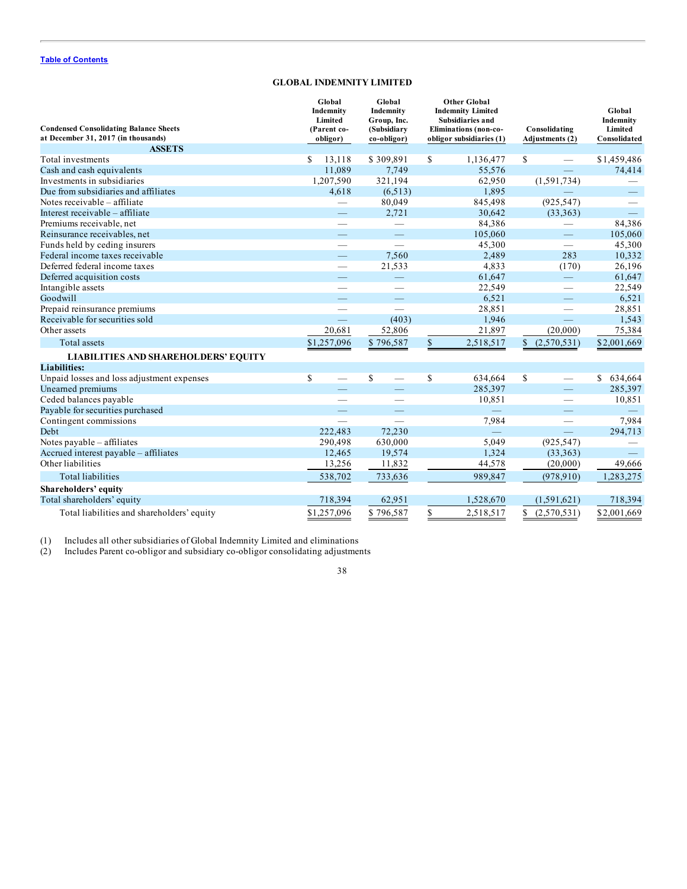[Table of Contents](#)

# GLOBAL INDEMNITY LIMITED

| Condensed Consolidating Balance Sheets at December 31, 2017 (in thousands) | Global Indemnity Limited (Parent co-obligor) | Global Indemnity Group, Inc. (Subsidiary co-obligor) | Other Global Indemnity Limited Subsidiaries and Eliminations (non-co-obligor subsidiaries (1) | Consolidating Adjustments (2) | Global Indemnity Limited Consolidated |
|---|---|---|---|---|---|
| **ASSETS** | | | | | |
| Total investments | $ 13,118 | $ 309,891 | $ 1,136,477 | $ — | $1,459,486 |
| Cash and cash equivalents | 11,089 | 7,749 | 55,576 | — | 74,414 |
| Investments in subsidiaries | 1,207,590 | 321,194 | 62,950 | (1,591,734) | — |
| Due from subsidiaries and affiliates | 4,618 | (6,513) | 1,895 | — | — |
| Notes receivable – affiliate | — | 80,049 | 845,498 | (925,547) | — |
| Interest receivable – affiliate | — | 2,721 | 30,642 | (33,363) | — |
| Premiums receivable, net | — | — | 84,386 | — | 84,386 |
| Reinsurance receivables, net | — | — | 105,060 | — | 105,060 |
| Funds held by ceding insurers | — | — | 45,300 | — | 45,300 |
| Federal income taxes receivable | — | 7,560 | 2,489 | 283 | 10,332 |
| Deferred federal income taxes | — | 21,533 | 4,833 | (170) | 26,196 |
| Deferred acquisition costs | — | — | 61,647 | — | 61,647 |
| Intangible assets | — | — | 22,549 | — | 22,549 |
| Goodwill | — | — | 6,521 | — | 6,521 |
| Prepaid reinsurance premiums | — | — | 28,851 | — | 28,851 |
| Receivable for securities sold | — | (403) | 1,946 | — | 1,543 |
| Other assets | 20,681 | 52,806 | 21,897 | (20,000) | 75,384 |
| Total assets | $1,257,096 | $ 796,587 | $ 2,518,517 | $ (2,570,531) | $2,001,669 |
| **LIABILITIES AND SHAREHOLDERS' EQUITY** | | | | | |
| **Liabilities:** | | | | | |
| Unpaid losses and loss adjustment expenses | $ — | $ — | $ 634,664 | $ — | $ 634,664 |
| Unearned premiums | — | — | 285,397 | — | 285,397 |
| Ceded balances payable | — | — | 10,851 | — | 10,851 |
| Payable for securities purchased | — | — | — | — | — |
| Contingent commissions | — | — | 7,984 | — | 7,984 |
| Debt | 222,483 | 72,230 | — | — | 294,713 |
| Notes payable – affiliates | 290,498 | 630,000 | 5,049 | (925,547) | — |
| Accrued interest payable – affiliates | 12,465 | 19,574 | 1,324 | (33,363) | — |
| Other liabilities | 13,256 | 11,832 | 44,578 | (20,000) | 49,666 |
| Total liabilities | 538,702 | 733,636 | 989,847 | (978,910) | 1,283,275 |
| **Shareholders' equity** | | | | | |
| Total shareholders' equity | 718,394 | 62,951 | 1,528,670 | (1,591,621) | 718,394 |
| Total liabilities and shareholders' equity | $1,257,096 | $ 796,587 | $ 2,518,517 | $ (2,570,531) | $2,001,669 |

(1) Includes all other subsidiaries of Global Indemnity Limited and eliminations
(2) Includes Parent co-obligor and subsidiary co-obligor consolidating adjustments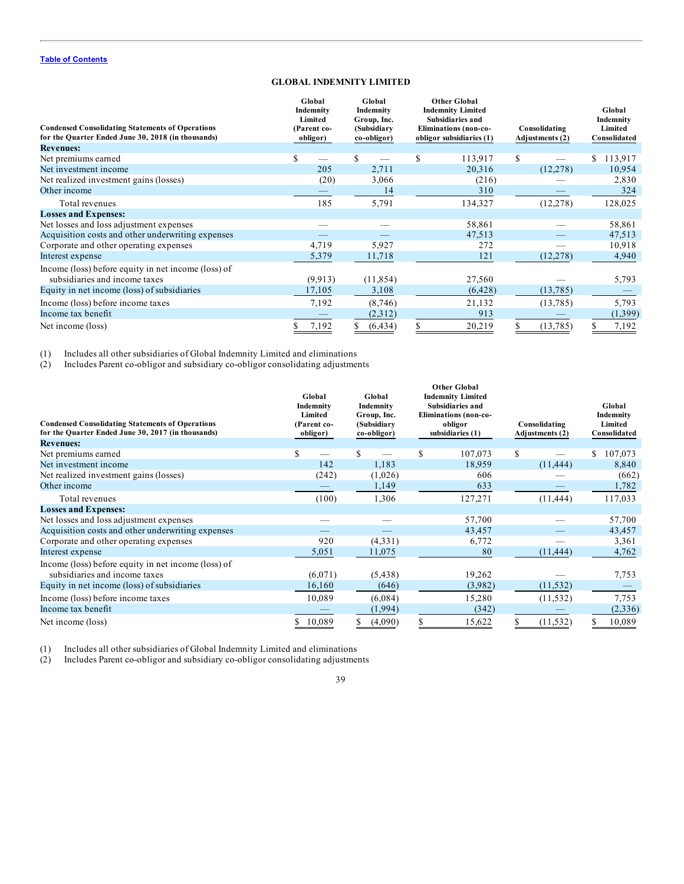[Table of Contents](#)

## GLOBAL INDEMNITY LIMITED

| Condensed Consolidating Statements of Operations for the Quarter Ended June 30, 2018 (in thousands) | Global Indemnity Limited (Parent co-obligor) | Global Indemnity Group, Inc. (Subsidiary co-obligor) | Other Global Indemnity Limited Subsidiaries and Eliminations (non-co-obligor subsidiaries (1) | Consolidating Adjustments (2) | Global Indemnity Limited Consolidated |
|---|---|---|---|---|---|
| **Revenues:** | | | | | |
| Net premiums earned | $ — | $ — | $ 113,917 | $ — | $ 113,917 |
| Net investment income | 205 | 2,711 | 20,316 | (12,278) | 10,954 |
| Net realized investment gains (losses) | (20) | 3,066 | (216) | — | 2,830 |
| Other income | — | 14 | 310 | — | 324 |
| Total revenues | 185 | 5,791 | 134,327 | (12,278) | 128,025 |
| **Losses and Expenses:** | | | | | |
| Net losses and loss adjustment expenses | — | — | 58,861 | — | 58,861 |
| Acquisition costs and other underwriting expenses | — | — | 47,513 | — | 47,513 |
| Corporate and other operating expenses | 4,719 | 5,927 | 272 | — | 10,918 |
| Interest expense | 5,379 | 11,718 | 121 | (12,278) | 4,940 |
| Income (loss) before equity in net income (loss) of subsidiaries and income taxes | (9,913) | (11,854) | 27,560 | — | 5,793 |
| Equity in net income (loss) of subsidiaries | 17,105 | 3,108 | (6,428) | (13,785) | — |
| Income (loss) before income taxes | 7,192 | (8,746) | 21,132 | (13,785) | 5,793 |
| Income tax benefit | — | (2,312) | 913 | — | (1,399) |
| Net income (loss) | $ 7,192 | $ (6,434) | $ 20,219 | $ (13,785) | $ 7,192 |

(1) Includes all other subsidiaries of Global Indemnity Limited and eliminations
(2) Includes Parent co-obligor and subsidiary co-obligor consolidating adjustments

| Condensed Consolidating Statements of Operations for the Quarter Ended June 30, 2017 (in thousands) | Global Indemnity Limited (Parent co-obligor) | Global Indemnity Group, Inc. (Subsidiary co-obligor) | Other Global Indemnity Limited Subsidiaries and Eliminations (non-co-obligor subsidiaries (1) | Consolidating Adjustments (2) | Global Indemnity Limited Consolidated |
|---|---|---|---|---|---|
| **Revenues:** | | | | | |
| Net premiums earned | $ — | $ — | $ 107,073 | $ — | $ 107,073 |
| Net investment income | 142 | 1,183 | 18,959 | (11,444) | 8,840 |
| Net realized investment gains (losses) | (242) | (1,026) | 606 | — | (662) |
| Other income | — | 1,149 | 633 | — | 1,782 |
| Total revenues | (100) | 1,306 | 127,271 | (11,444) | 117,033 |
| **Losses and Expenses:** | | | | | |
| Net losses and loss adjustment expenses | — | — | 57,700 | — | 57,700 |
| Acquisition costs and other underwriting expenses | — | — | 43,457 | — | 43,457 |
| Corporate and other operating expenses | 920 | (4,331) | 6,772 | — | 3,361 |
| Interest expense | 5,051 | 11,075 | 80 | (11,444) | 4,762 |
| Income (loss) before equity in net income (loss) of subsidiaries and income taxes | (6,071) | (5,438) | 19,262 | — | 7,753 |
| Equity in net income (loss) of subsidiaries | 16,160 | (646) | (3,982) | (11,532) | — |
| Income (loss) before income taxes | 10,089 | (6,084) | 15,280 | (11,532) | 7,753 |
| Income tax benefit | — | (1,994) | (342) | — | (2,336) |
| Net income (loss) | $ 10,089 | $ (4,090) | $ 15,622 | $ (11,532) | $ 10,089 |

(1) Includes all other subsidiaries of Global Indemnity Limited and eliminations
(2) Includes Parent co-obligor and subsidiary co-obligor consolidating adjustments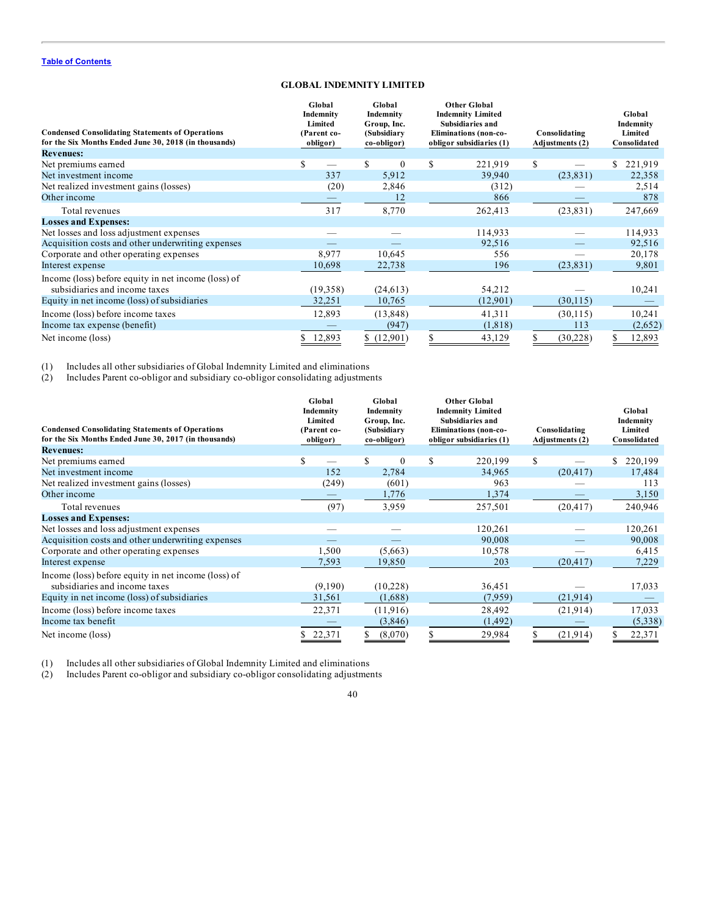Table of Contents

## GLOBAL INDEMNITY LIMITED

| Condensed Consolidating Statements of Operations for the Six Months Ended June 30, 2018 (in thousands) | Global Indemnity Limited (Parent co-obligor) | Global Indemnity Group, Inc. (Subsidiary co-obligor) | Other Global Indemnity Limited Subsidiaries and Eliminations (non-co-obligor subsidiaries (1) | Consolidating Adjustments (2) | Global Indemnity Limited Consolidated |
|---|---|---|---|---|---|
| **Revenues:** | | | | | |
| Net premiums earned | $ — | $ 0 | $ 221,919 | $ — | $ 221,919 |
| Net investment income | 337 | 5,912 | 39,940 | (23,831) | 22,358 |
| Net realized investment gains (losses) | (20) | 2,846 | (312) | — | 2,514 |
| Other income | — | 12 | 866 | — | 878 |
| Total revenues | 317 | 8,770 | 262,413 | (23,831) | 247,669 |
| **Losses and Expenses:** | | | | | |
| Net losses and loss adjustment expenses | — | — | 114,933 | — | 114,933 |
| Acquisition costs and other underwriting expenses | — | — | 92,516 | — | 92,516 |
| Corporate and other operating expenses | 8,977 | 10,645 | 556 | — | 20,178 |
| Interest expense | 10,698 | 22,738 | 196 | (23,831) | 9,801 |
| Income (loss) before equity in net income (loss) of subsidiaries and income taxes | (19,358) | (24,613) | 54,212 | — | 10,241 |
| Equity in net income (loss) of subsidiaries | 32,251 | 10,765 | (12,901) | (30,115) | — |
| Income (loss) before income taxes | 12,893 | (13,848) | 41,311 | (30,115) | 10,241 |
| Income tax expense (benefit) | — | (947) | (1,818) | 113 | (2,652) |
| Net income (loss) | $ 12,893 | $ (12,901) | $ 43,129 | $ (30,228) | $ 12,893 |

(1) Includes all other subsidiaries of Global Indemnity Limited and eliminations
(2) Includes Parent co-obligor and subsidiary co-obligor consolidating adjustments

| Condensed Consolidating Statements of Operations for the Six Months Ended June 30, 2017 (in thousands) | Global Indemnity Limited (Parent co-obligor) | Global Indemnity Group, Inc. (Subsidiary co-obligor) | Other Global Indemnity Limited Subsidiaries and Eliminations (non-co-obligor subsidiaries (1) | Consolidating Adjustments (2) | Global Indemnity Limited Consolidated |
|---|---|---|---|---|---|
| **Revenues:** | | | | | |
| Net premiums earned | $ — | $ 0 | $ 220,199 | $ — | $ 220,199 |
| Net investment income | 152 | 2,784 | 34,965 | (20,417) | 17,484 |
| Net realized investment gains (losses) | (249) | (601) | 963 | — | 113 |
| Other income | — | 1,776 | 1,374 | — | 3,150 |
| Total revenues | (97) | 3,959 | 257,501 | (20,417) | 240,946 |
| **Losses and Expenses:** | | | | | |
| Net losses and loss adjustment expenses | — | — | 120,261 | — | 120,261 |
| Acquisition costs and other underwriting expenses | — | — | 90,008 | — | 90,008 |
| Corporate and other operating expenses | 1,500 | (5,663) | 10,578 | — | 6,415 |
| Interest expense | 7,593 | 19,850 | 203 | (20,417) | 7,229 |
| Income (loss) before equity in net income (loss) of subsidiaries and income taxes | (9,190) | (10,228) | 36,451 | — | 17,033 |
| Equity in net income (loss) of subsidiaries | 31,561 | (1,688) | (7,959) | (21,914) | — |
| Income (loss) before income taxes | 22,371 | (11,916) | 28,492 | (21,914) | 17,033 |
| Income tax benefit | — | (3,846) | (1,492) | — | (5,338) |
| Net income (loss) | $ 22,371 | $ (8,070) | $ 29,984 | $ (21,914) | $ 22,371 |

(1) Includes all other subsidiaries of Global Indemnity Limited and eliminations
(2) Includes Parent co-obligor and subsidiary co-obligor consolidating adjustments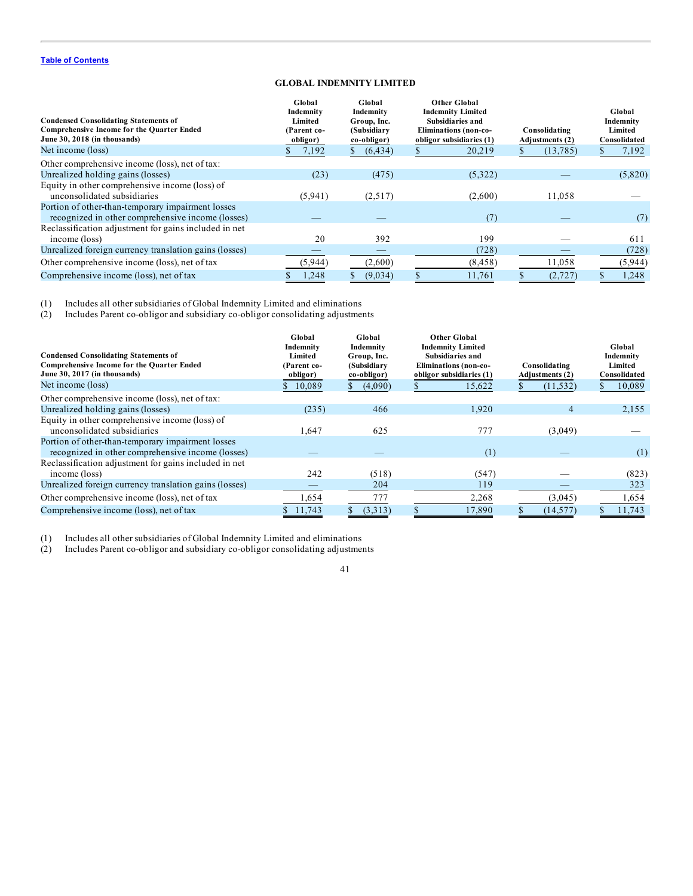[Table of Contents](#)

## GLOBAL INDEMNITY LIMITED

| Condensed Consolidating Statements of Comprehensive Income for the Quarter Ended June 30, 2018 (in thousands) | Global Indemnity Limited (Parent co-obligor) | Global Indemnity Group, Inc. (Subsidiary co-obligor) | Other Global Indemnity Limited Subsidiaries and Eliminations (non-co-obligor subsidiaries (1) | Consolidating Adjustments (2) | Global Indemnity Limited Consolidated |
|---|---|---|---|---|---|
| Net income (loss) | $ 7,192 | $ (6,434) | $ 20,219 | $ (13,785) | $ 7,192 |
| Other comprehensive income (loss), net of tax: | | | | | |
| Unrealized holding gains (losses) | (23) | (475) | (5,322) | — | (5,820) |
| Equity in other comprehensive income (loss) of unconsolidated subsidiaries | (5,941) | (2,517) | (2,600) | 11,058 | — |
| Portion of other-than-temporary impairment losses recognized in other comprehensive income (losses) | — | — | (7) | — | (7) |
| Reclassification adjustment for gains included in net income (loss) | 20 | 392 | 199 | — | 611 |
| Unrealized foreign currency translation gains (losses) | — | — | (728) | — | (728) |
| Other comprehensive income (loss), net of tax | (5,944) | (2,600) | (8,458) | 11,058 | (5,944) |
| Comprehensive income (loss), net of tax | $ 1,248 | $ (9,034) | $ 11,761 | $ (2,727) | $ 1,248 |

(1) Includes all other subsidiaries of Global Indemnity Limited and eliminations
(2) Includes Parent co-obligor and subsidiary co-obligor consolidating adjustments

| Condensed Consolidating Statements of Comprehensive Income for the Quarter Ended June 30, 2017 (in thousands) | Global Indemnity Limited (Parent co-obligor) | Global Indemnity Group, Inc. (Subsidiary co-obligor) | Other Global Indemnity Limited Subsidiaries and Eliminations (non-co-obligor subsidiaries (1) | Consolidating Adjustments (2) | Global Indemnity Limited Consolidated |
|---|---|---|---|---|---|
| Net income (loss) | $ 10,089 | $ (4,090) | $ 15,622 | $ (11,532) | $ 10,089 |
| Other comprehensive income (loss), net of tax: | | | | | |
| Unrealized holding gains (losses) | (235) | 466 | 1,920 | 4 | 2,155 |
| Equity in other comprehensive income (loss) of unconsolidated subsidiaries | 1,647 | 625 | 777 | (3,049) | — |
| Portion of other-than-temporary impairment losses recognized in other comprehensive income (losses) | — | — | (1) | — | (1) |
| Reclassification adjustment for gains included in net income (loss) | 242 | (518) | (547) | — | (823) |
| Unrealized foreign currency translation gains (losses) | — | 204 | 119 | — | 323 |
| Other comprehensive income (loss), net of tax | 1,654 | 777 | 2,268 | (3,045) | 1,654 |
| Comprehensive income (loss), net of tax | $ 11,743 | $ (3,313) | $ 17,890 | $ (14,577) | $ 11,743 |

(1) Includes all other subsidiaries of Global Indemnity Limited and eliminations
(2) Includes Parent co-obligor and subsidiary co-obligor consolidating adjustments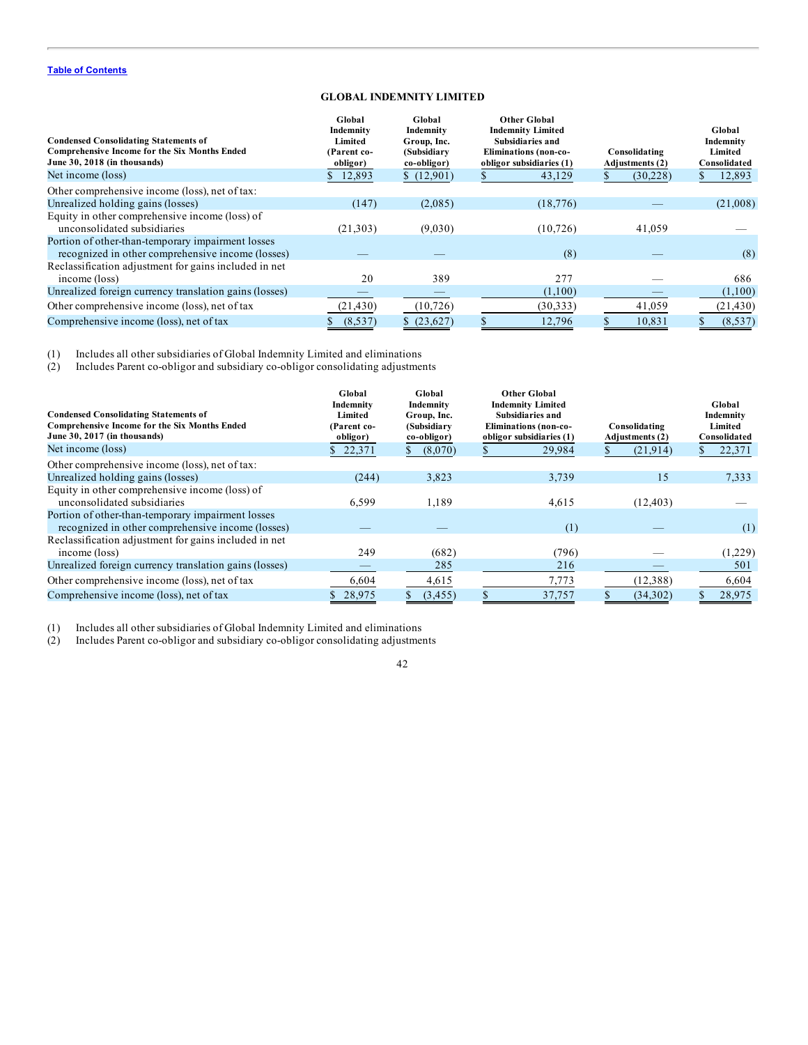Table of Contents

## GLOBAL INDEMNITY LIMITED

| Condensed Consolidating Statements of Comprehensive Income for the Six Months Ended June 30, 2018 (in thousands) | Global Indemnity Limited (Parent co-obligor) | Global Indemnity Group, Inc. (Subsidiary co-obligor) | Other Global Indemnity Limited Subsidiaries and Eliminations (non-co-obligor subsidiaries (1) | Consolidating Adjustments (2) | Global Indemnity Limited Consolidated |
|---|---|---|---|---|---|
| Net income (loss) | $ 12,893 | $ (12,901) | $ 43,129 | $ (30,228) | $ 12,893 |
| Other comprehensive income (loss), net of tax: | | | | | |
| Unrealized holding gains (losses) | (147) | (2,085) | (18,776) | — | (21,008) |
| Equity in other comprehensive income (loss) of unconsolidated subsidiaries | (21,303) | (9,030) | (10,726) | 41,059 | — |
| Portion of other-than-temporary impairment losses recognized in other comprehensive income (losses) | — | — | (8) | — | (8) |
| Reclassification adjustment for gains included in net income (loss) | 20 | 389 | 277 | — | 686 |
| Unrealized foreign currency translation gains (losses) | — | — | (1,100) | — | (1,100) |
| Other comprehensive income (loss), net of tax | (21,430) | (10,726) | (30,333) | 41,059 | (21,430) |
| Comprehensive income (loss), net of tax | $ (8,537) | $ (23,627) | $ 12,796 | $ 10,831 | $ (8,537) |

(1) Includes all other subsidiaries of Global Indemnity Limited and eliminations
(2) Includes Parent co-obligor and subsidiary co-obligor consolidating adjustments

| Condensed Consolidating Statements of Comprehensive Income for the Six Months Ended June 30, 2017 (in thousands) | Global Indemnity Limited (Parent co-obligor) | Global Indemnity Group, Inc. (Subsidiary co-obligor) | Other Global Indemnity Limited Subsidiaries and Eliminations (non-co-obligor subsidiaries (1) | Consolidating Adjustments (2) | Global Indemnity Limited Consolidated |
|---|---|---|---|---|---|
| Net income (loss) | $ 22,371 | $ (8,070) | $ 29,984 | $ (21,914) | $ 22,371 |
| Other comprehensive income (loss), net of tax: | | | | | |
| Unrealized holding gains (losses) | (244) | 3,823 | 3,739 | 15 | 7,333 |
| Equity in other comprehensive income (loss) of unconsolidated subsidiaries | 6,599 | 1,189 | 4,615 | (12,403) | — |
| Portion of other-than-temporary impairment losses recognized in other comprehensive income (losses) | — | — | (1) | — | (1) |
| Reclassification adjustment for gains included in net income (loss) | 249 | (682) | (796) | — | (1,229) |
| Unrealized foreign currency translation gains (losses) | — | 285 | 216 | — | 501 |
| Other comprehensive income (loss), net of tax | 6,604 | 4,615 | 7,773 | (12,388) | 6,604 |
| Comprehensive income (loss), net of tax | $ 28,975 | $ (3,455) | $ 37,757 | $ (34,302) | $ 28,975 |

(1) Includes all other subsidiaries of Global Indemnity Limited and eliminations
(2) Includes Parent co-obligor and subsidiary co-obligor consolidating adjustments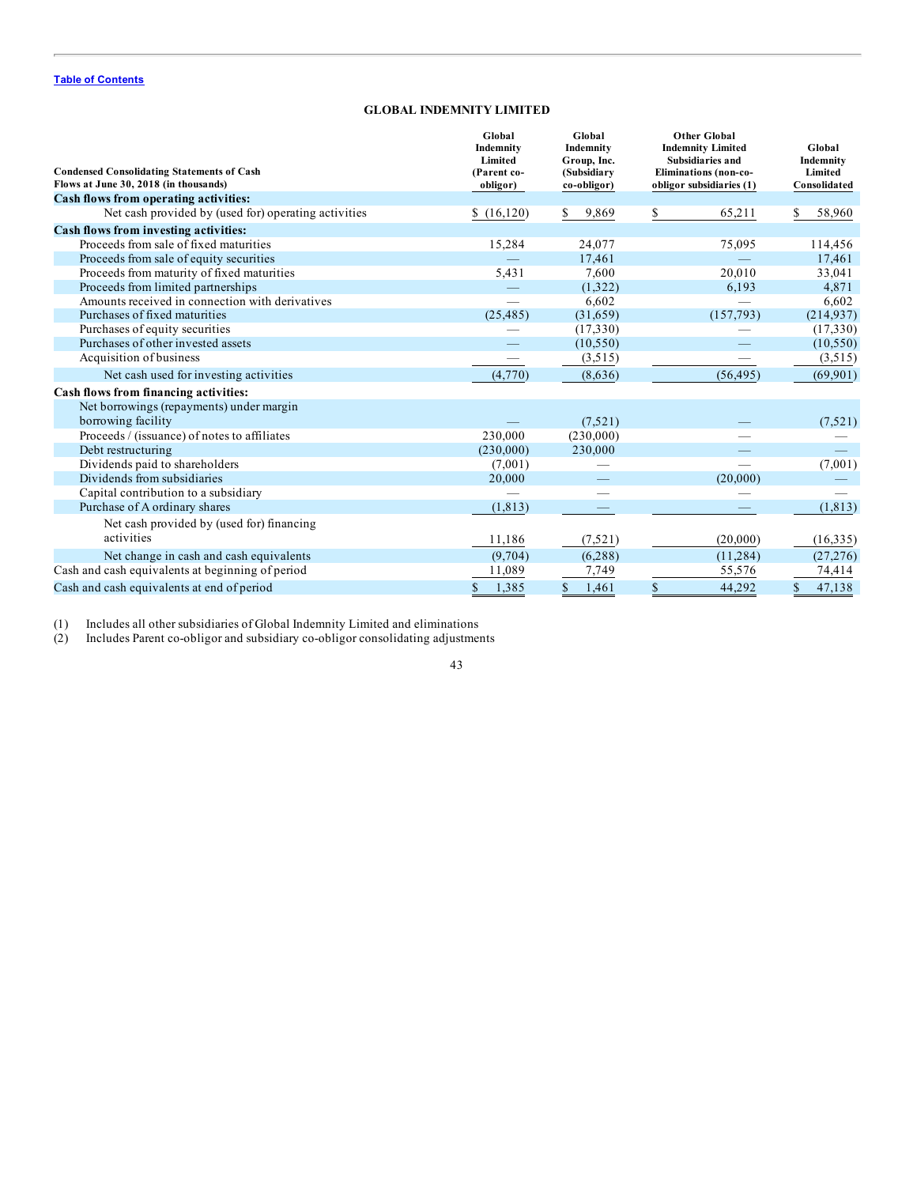[Table of Contents](#)

## GLOBAL INDEMNITY LIMITED

| Condensed Consolidating Statements of Cash Flows at June 30, 2018 (in thousands) | Global Indemnity Limited (Parent co-obligor) | Global Indemnity Group, Inc. (Subsidiary co-obligor) | Other Global Indemnity Limited Subsidiaries and Eliminations (non-co-obligor subsidiaries (1) | Global Indemnity Limited Consolidated |
|---|---|---|---|---|
| **Cash flows from operating activities:** | | | | |
| Net cash provided by (used for) operating activities | $ (16,120) | $ 9,869 | $ 65,211 | $ 58,960 |
| **Cash flows from investing activities:** | | | | |
| Proceeds from sale of fixed maturities | 15,284 | 24,077 | 75,095 | 114,456 |
| Proceeds from sale of equity securities | — | 17,461 | — | 17,461 |
| Proceeds from maturity of fixed maturities | 5,431 | 7,600 | 20,010 | 33,041 |
| Proceeds from limited partnerships | — | (1,322) | 6,193 | 4,871 |
| Amounts received in connection with derivatives | — | 6,602 | — | 6,602 |
| Purchases of fixed maturities | (25,485) | (31,659) | (157,793) | (214,937) |
| Purchases of equity securities | — | (17,330) | — | (17,330) |
| Purchases of other invested assets | — | (10,550) | — | (10,550) |
| Acquisition of business | — | (3,515) | — | (3,515) |
| Net cash used for investing activities | (4,770) | (8,636) | (56,495) | (69,901) |
| **Cash flows from financing activities:** | | | | |
| Net borrowings (repayments) under margin borrowing facility | — | (7,521) | — | (7,521) |
| Proceeds / (issuance) of notes to affiliates | 230,000 | (230,000) | — | — |
| Debt restructuring | (230,000) | 230,000 | — | — |
| Dividends paid to shareholders | (7,001) | — | — | (7,001) |
| Dividends from subsidiaries | 20,000 | — | (20,000) | — |
| Capital contribution to a subsidiary | — | — | — | — |
| Purchase of A ordinary shares | (1,813) | — | — | (1,813) |
| Net cash provided by (used for) financing activities | 11,186 | (7,521) | (20,000) | (16,335) |
| Net change in cash and cash equivalents | (9,704) | (6,288) | (11,284) | (27,276) |
| Cash and cash equivalents at beginning of period | 11,089 | 7,749 | 55,576 | 74,414 |
| Cash and cash equivalents at end of period | $ 1,385 | $ 1,461 | $ 44,292 | $ 47,138 |

(1) Includes all other subsidiaries of Global Indemnity Limited and eliminations
(2) Includes Parent co-obligor and subsidiary co-obligor consolidating adjustments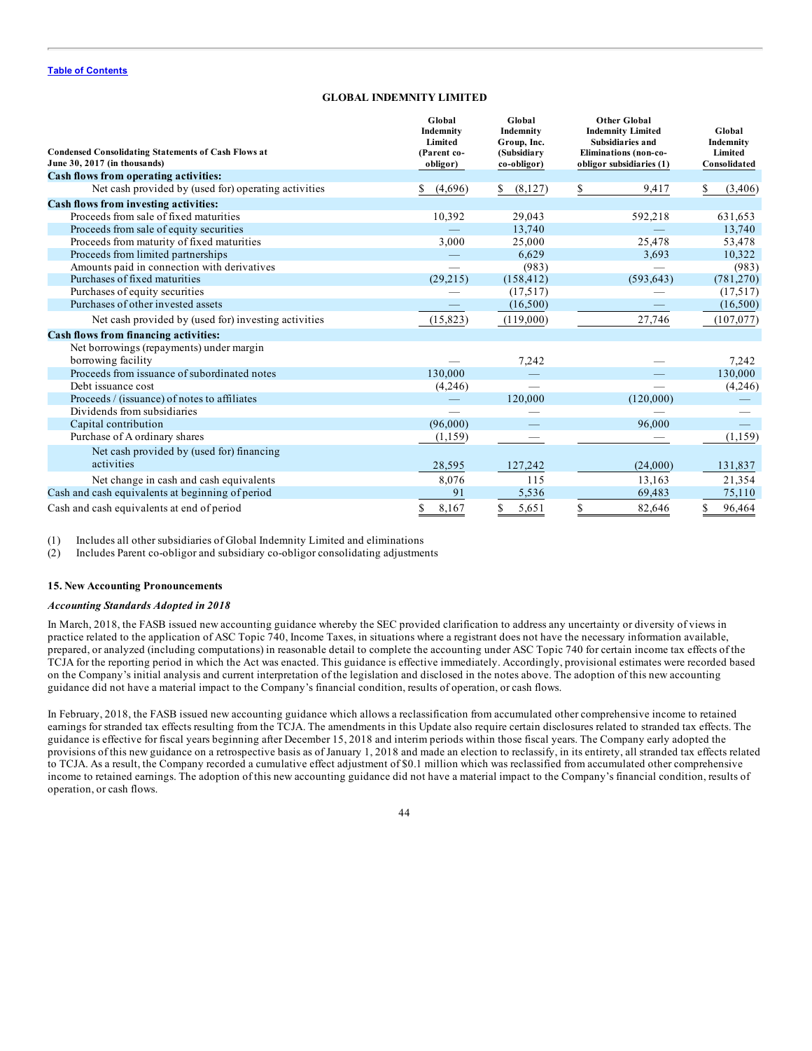**Table of Contents**

## GLOBAL INDEMNITY LIMITED

| Condensed Consolidating Statements of Cash Flows at June 30, 2017 (in thousands) | Global Indemnity Limited (Parent co-obligor) | Global Indemnity Group, Inc. (Subsidiary co-obligor) | Other Global Indemnity Limited Subsidiaries and Eliminations (non-co-obligor subsidiaries (1) | Global Indemnity Limited Consolidated |
|---|---|---|---|---|
| **Cash flows from operating activities:** | | | | |
| Net cash provided by (used for) operating activities | $ (4,696) | $ (8,127) | $ 9,417 | $ (3,406) |
| **Cash flows from investing activities:** | | | | |
| Proceeds from sale of fixed maturities | 10,392 | 29,043 | 592,218 | 631,653 |
| Proceeds from sale of equity securities | — | 13,740 | — | 13,740 |
| Proceeds from maturity of fixed maturities | 3,000 | 25,000 | 25,478 | 53,478 |
| Proceeds from limited partnerships | — | 6,629 | 3,693 | 10,322 |
| Amounts paid in connection with derivatives | — | (983) | — | (983) |
| Purchases of fixed maturities | (29,215) | (158,412) | (593,643) | (781,270) |
| Purchases of equity securities | — | (17,517) | — | (17,517) |
| Purchases of other invested assets | — | (16,500) | — | (16,500) |
| Net cash provided by (used for) investing activities | (15,823) | (119,000) | 27,746 | (107,077) |
| **Cash flows from financing activities:** | | | | |
| Net borrowings (repayments) under margin borrowing facility | — | 7,242 | — | 7,242 |
| Proceeds from issuance of subordinated notes | 130,000 | — | — | 130,000 |
| Debt issuance cost | (4,246) | — | — | (4,246) |
| Proceeds / (issuance) of notes to affiliates | — | 120,000 | (120,000) | — |
| Dividends from subsidiaries | — | — | — | — |
| Capital contribution | (96,000) | — | 96,000 | — |
| Purchase of A ordinary shares | (1,159) | — | — | (1,159) |
| Net cash provided by (used for) financing activities | 28,595 | 127,242 | (24,000) | 131,837 |
| Net change in cash and cash equivalents | 8,076 | 115 | 13,163 | 21,354 |
| Cash and cash equivalents at beginning of period | 91 | 5,536 | 69,483 | 75,110 |
| Cash and cash equivalents at end of period | $ 8,167 | $ 5,651 | $ 82,646 | $ 96,464 |

(1) Includes all other subsidiaries of Global Indemnity Limited and eliminations

(2) Includes Parent co-obligor and subsidiary co-obligor consolidating adjustments

### 15. New Accounting Pronouncements

***Accounting Standards Adopted in 2018***

In March, 2018, the FASB issued new accounting guidance whereby the SEC provided clarification to address any uncertainty or diversity of views in practice related to the application of ASC Topic 740, Income Taxes, in situations where a registrant does not have the necessary information available, prepared, or analyzed (including computations) in reasonable detail to complete the accounting under ASC Topic 740 for certain income tax effects of the TCJA for the reporting period in which the Act was enacted. This guidance is effective immediately. Accordingly, provisional estimates were recorded based on the Company's initial analysis and current interpretation of the legislation and disclosed in the notes above. The adoption of this new accounting guidance did not have a material impact to the Company's financial condition, results of operation, or cash flows.

In February, 2018, the FASB issued new accounting guidance which allows a reclassification from accumulated other comprehensive income to retained earnings for stranded tax effects resulting from the TCJA. The amendments in this Update also require certain disclosures related to stranded tax effects. The guidance is effective for fiscal years beginning after December 15, 2018 and interim periods within those fiscal years. The Company early adopted the provisions of this new guidance on a retrospective basis as of January 1, 2018 and made an election to reclassify, in its entirety, all stranded tax effects related to TCJA. As a result, the Company recorded a cumulative effect adjustment of $0.1 million which was reclassified from accumulated other comprehensive income to retained earnings. The adoption of this new accounting guidance did not have a material impact to the Company's financial condition, results of operation, or cash flows.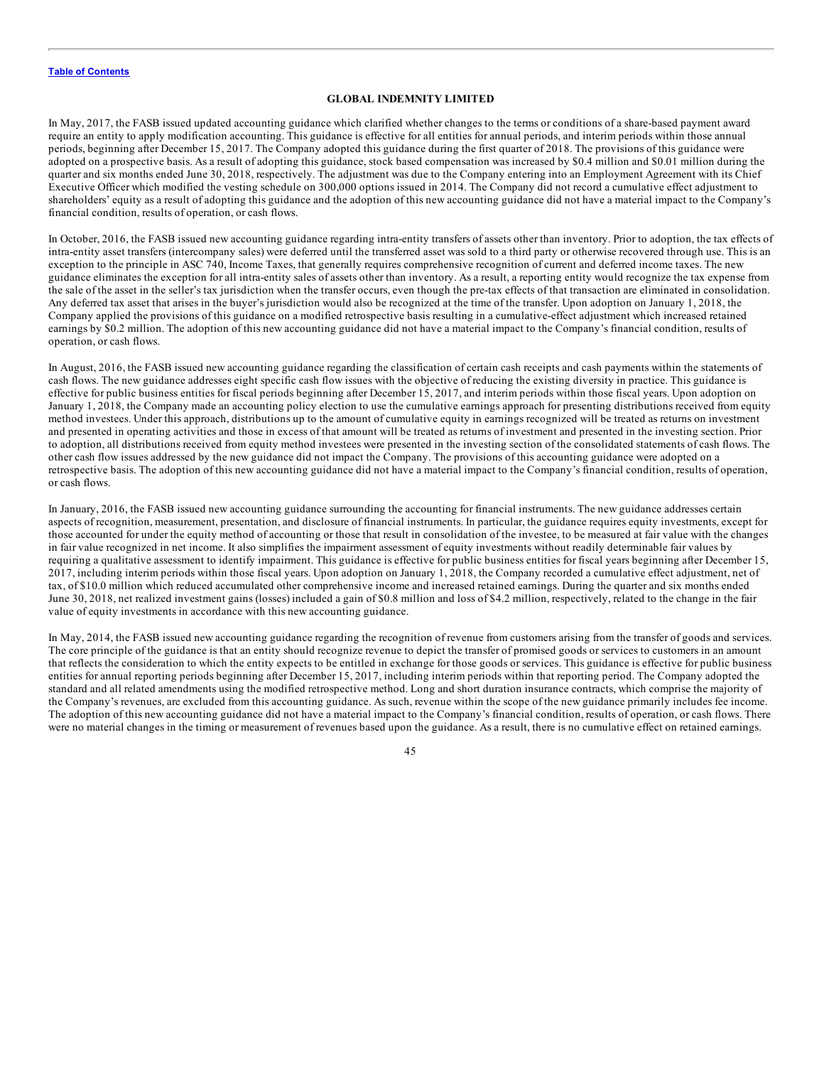In May, 2017, the FASB issued updated accounting guidance which clarified whether changes to the terms or conditions of a share-based payment award require an entity to apply modification accounting. This guidance is effective for all entities for annual periods, and interim periods within those annual periods, beginning after December 15, 2017. The Company adopted this guidance during the first quarter of 2018. The provisions of this guidance were adopted on a prospective basis. As a result of adopting this guidance, stock based compensation was increased by $0.4 million and $0.01 million during the quarter and six months ended June 30, 2018, respectively. The adjustment was due to the Company entering into an Employment Agreement with its Chief Executive Officer which modified the vesting schedule on 300,000 options issued in 2014. The Company did not record a cumulative effect adjustment to shareholders' equity as a result of adopting this guidance and the adoption of this new accounting guidance did not have a material impact to the Company's financial condition, results of operation, or cash flows.

In October, 2016, the FASB issued new accounting guidance regarding intra-entity transfers of assets other than inventory. Prior to adoption, the tax effects of intra-entity asset transfers (intercompany sales) were deferred until the transferred asset was sold to a third party or otherwise recovered through use. This is an exception to the principle in ASC 740, Income Taxes, that generally requires comprehensive recognition of current and deferred income taxes. The new guidance eliminates the exception for all intra-entity sales of assets other than inventory. As a result, a reporting entity would recognize the tax expense from the sale of the asset in the seller's tax jurisdiction when the transfer occurs, even though the pre-tax effects of that transaction are eliminated in consolidation. Any deferred tax asset that arises in the buyer's jurisdiction would also be recognized at the time of the transfer. Upon adoption on January 1, 2018, the Company applied the provisions of this guidance on a modified retrospective basis resulting in a cumulative-effect adjustment which increased retained earnings by $0.2 million. The adoption of this new accounting guidance did not have a material impact to the Company's financial condition, results of operation, or cash flows.

In August, 2016, the FASB issued new accounting guidance regarding the classification of certain cash receipts and cash payments within the statements of cash flows. The new guidance addresses eight specific cash flow issues with the objective of reducing the existing diversity in practice. This guidance is effective for public business entities for fiscal periods beginning after December 15, 2017, and interim periods within those fiscal years. Upon adoption on January 1, 2018, the Company made an accounting policy election to use the cumulative earnings approach for presenting distributions received from equity method investees. Under this approach, distributions up to the amount of cumulative equity in earnings recognized will be treated as returns on investment and presented in operating activities and those in excess of that amount will be treated as returns of investment and presented in the investing section. Prior to adoption, all distributions received from equity method investees were presented in the investing section of the consolidated statements of cash flows. The other cash flow issues addressed by the new guidance did not impact the Company. The provisions of this accounting guidance were adopted on a retrospective basis. The adoption of this new accounting guidance did not have a material impact to the Company's financial condition, results of operation, or cash flows.

In January, 2016, the FASB issued new accounting guidance surrounding the accounting for financial instruments. The new guidance addresses certain aspects of recognition, measurement, presentation, and disclosure of financial instruments. In particular, the guidance requires equity investments, except for those accounted for under the equity method of accounting or those that result in consolidation of the investee, to be measured at fair value with the changes in fair value recognized in net income. It also simplifies the impairment assessment of equity investments without readily determinable fair values by requiring a qualitative assessment to identify impairment. This guidance is effective for public business entities for fiscal years beginning after December 15, 2017, including interim periods within those fiscal years. Upon adoption on January 1, 2018, the Company recorded a cumulative effect adjustment, net of tax, of $10.0 million which reduced accumulated other comprehensive income and increased retained earnings. During the quarter and six months ended June 30, 2018, net realized investment gains (losses) included a gain of $0.8 million and loss of $4.2 million, respectively, related to the change in the fair value of equity investments in accordance with this new accounting guidance.

In May, 2014, the FASB issued new accounting guidance regarding the recognition of revenue from customers arising from the transfer of goods and services. The core principle of the guidance is that an entity should recognize revenue to depict the transfer of promised goods or services to customers in an amount that reflects the consideration to which the entity expects to be entitled in exchange for those goods or services. This guidance is effective for public business entities for annual reporting periods beginning after December 15, 2017, including interim periods within that reporting period. The Company adopted the standard and all related amendments using the modified retrospective method. Long and short duration insurance contracts, which comprise the majority of the Company's revenues, are excluded from this accounting guidance. As such, revenue within the scope of the new guidance primarily includes fee income. The adoption of this new accounting guidance did not have a material impact to the Company's financial condition, results of operation, or cash flows. There were no material changes in the timing or measurement of revenues based upon the guidance. As a result, there is no cumulative effect on retained earnings.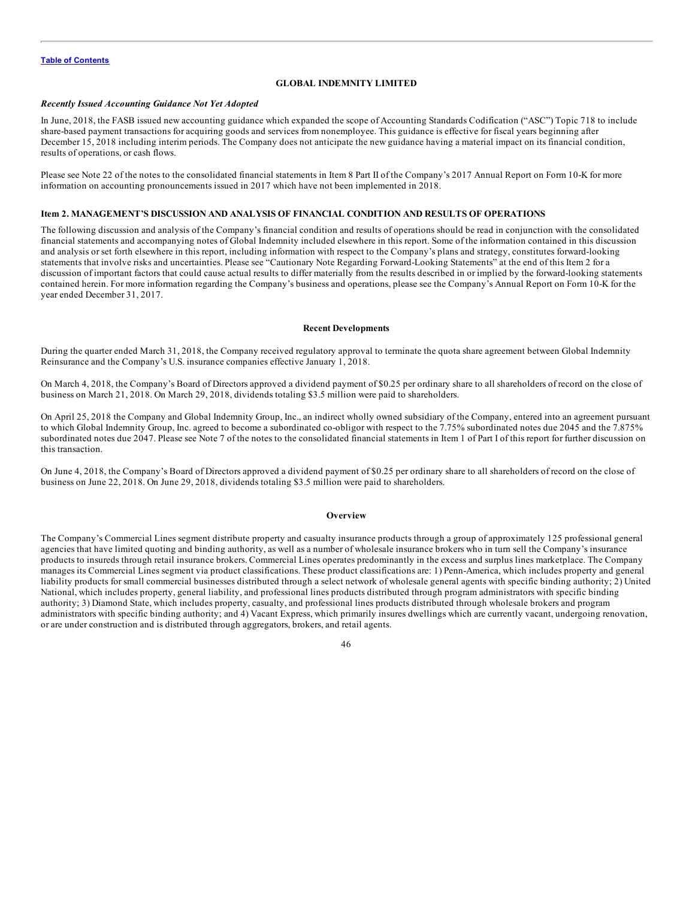**GLOBAL INDEMNITY LIMITED**

### *Recently Issued Accounting Guidance Not Yet Adopted*

In June, 2018, the FASB issued new accounting guidance which expanded the scope of Accounting Standards Codification ("ASC") Topic 718 to include share-based payment transactions for acquiring goods and services from nonemployee. This guidance is effective for fiscal years beginning after December 15, 2018 including interim periods. The Company does not anticipate the new guidance having a material impact on its financial condition, results of operations, or cash flows.

Please see Note 22 of the notes to the consolidated financial statements in Item 8 Part II of the Company's 2017 Annual Report on Form 10-K for more information on accounting pronouncements issued in 2017 which have not been implemented in 2018.

## Item 2. MANAGEMENT'S DISCUSSION AND ANALYSIS OF FINANCIAL CONDITION AND RESULTS OF OPERATIONS

The following discussion and analysis of the Company's financial condition and results of operations should be read in conjunction with the consolidated financial statements and accompanying notes of Global Indemnity included elsewhere in this report. Some of the information contained in this discussion and analysis or set forth elsewhere in this report, including information with respect to the Company's plans and strategy, constitutes forward-looking statements that involve risks and uncertainties. Please see "Cautionary Note Regarding Forward-Looking Statements" at the end of this Item 2 for a discussion of important factors that could cause actual results to differ materially from the results described in or implied by the forward-looking statements contained herein. For more information regarding the Company's business and operations, please see the Company's Annual Report on Form 10-K for the year ended December 31, 2017.

### Recent Developments

During the quarter ended March 31, 2018, the Company received regulatory approval to terminate the quota share agreement between Global Indemnity Reinsurance and the Company's U.S. insurance companies effective January 1, 2018.

On March 4, 2018, the Company's Board of Directors approved a dividend payment of $0.25 per ordinary share to all shareholders of record on the close of business on March 21, 2018. On March 29, 2018, dividends totaling $3.5 million were paid to shareholders.

On April 25, 2018 the Company and Global Indemnity Group, Inc., an indirect wholly owned subsidiary of the Company, entered into an agreement pursuant to which Global Indemnity Group, Inc. agreed to become a subordinated co-obligor with respect to the 7.75% subordinated notes due 2045 and the 7.875% subordinated notes due 2047. Please see Note 7 of the notes to the consolidated financial statements in Item 1 of Part I of this report for further discussion on this transaction.

On June 4, 2018, the Company's Board of Directors approved a dividend payment of $0.25 per ordinary share to all shareholders of record on the close of business on June 22, 2018. On June 29, 2018, dividends totaling $3.5 million were paid to shareholders.

### Overview

The Company's Commercial Lines segment distribute property and casualty insurance products through a group of approximately 125 professional general agencies that have limited quoting and binding authority, as well as a number of wholesale insurance brokers who in turn sell the Company's insurance products to insureds through retail insurance brokers. Commercial Lines operates predominantly in the excess and surplus lines marketplace. The Company manages its Commercial Lines segment via product classifications. These product classifications are: 1) Penn-America, which includes property and general liability products for small commercial businesses distributed through a select network of wholesale general agents with specific binding authority; 2) United National, which includes property, general liability, and professional lines products distributed through program administrators with specific binding authority; 3) Diamond State, which includes property, casualty, and professional lines products distributed through wholesale brokers and program administrators with specific binding authority; and 4) Vacant Express, which primarily insures dwellings which are currently vacant, undergoing renovation, or are under construction and is distributed through aggregators, brokers, and retail agents.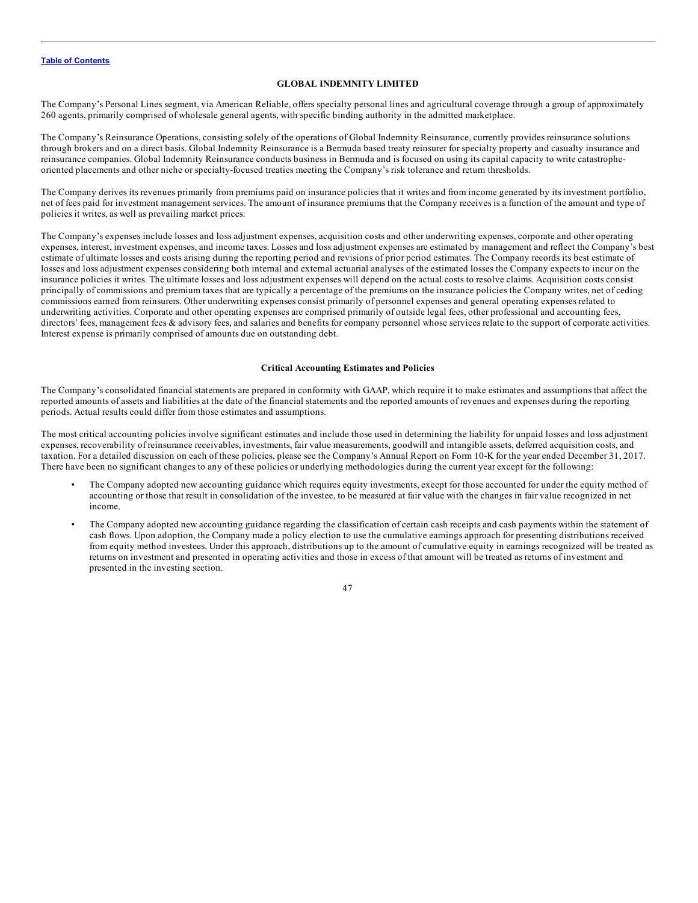**GLOBAL INDEMNITY LIMITED**

The Company's Personal Lines segment, via American Reliable, offers specialty personal lines and agricultural coverage through a group of approximately 260 agents, primarily comprised of wholesale general agents, with specific binding authority in the admitted marketplace.

The Company's Reinsurance Operations, consisting solely of the operations of Global Indemnity Reinsurance, currently provides reinsurance solutions through brokers and on a direct basis. Global Indemnity Reinsurance is a Bermuda based treaty reinsurer for specialty property and casualty insurance and reinsurance companies. Global Indemnity Reinsurance conducts business in Bermuda and is focused on using its capital capacity to write catastrophe-oriented placements and other niche or specialty-focused treaties meeting the Company's risk tolerance and return thresholds.

The Company derives its revenues primarily from premiums paid on insurance policies that it writes and from income generated by its investment portfolio, net of fees paid for investment management services. The amount of insurance premiums that the Company receives is a function of the amount and type of policies it writes, as well as prevailing market prices.

The Company's expenses include losses and loss adjustment expenses, acquisition costs and other underwriting expenses, corporate and other operating expenses, interest, investment expenses, and income taxes. Losses and loss adjustment expenses are estimated by management and reflect the Company's best estimate of ultimate losses and costs arising during the reporting period and revisions of prior period estimates. The Company records its best estimate of losses and loss adjustment expenses considering both internal and external actuarial analyses of the estimated losses the Company expects to incur on the insurance policies it writes. The ultimate losses and loss adjustment expenses will depend on the actual costs to resolve claims. Acquisition costs consist principally of commissions and premium taxes that are typically a percentage of the premiums on the insurance policies the Company writes, net of ceding commissions earned from reinsurers. Other underwriting expenses consist primarily of personnel expenses and general operating expenses related to underwriting activities. Corporate and other operating expenses are comprised primarily of outside legal fees, other professional and accounting fees, directors' fees, management fees & advisory fees, and salaries and benefits for company personnel whose services relate to the support of corporate activities. Interest expense is primarily comprised of amounts due on outstanding debt.

**Critical Accounting Estimates and Policies**

The Company's consolidated financial statements are prepared in conformity with GAAP, which require it to make estimates and assumptions that affect the reported amounts of assets and liabilities at the date of the financial statements and the reported amounts of revenues and expenses during the reporting periods. Actual results could differ from those estimates and assumptions.

The most critical accounting policies involve significant estimates and include those used in determining the liability for unpaid losses and loss adjustment expenses, recoverability of reinsurance receivables, investments, fair value measurements, goodwill and intangible assets, deferred acquisition costs, and taxation. For a detailed discussion on each of these policies, please see the Company's Annual Report on Form 10-K for the year ended December 31, 2017. There have been no significant changes to any of these policies or underlying methodologies during the current year except for the following:

- The Company adopted new accounting guidance which requires equity investments, except for those accounted for under the equity method of accounting or those that result in consolidation of the investee, to be measured at fair value with the changes in fair value recognized in net income.
- The Company adopted new accounting guidance regarding the classification of certain cash receipts and cash payments within the statement of cash flows. Upon adoption, the Company made a policy election to use the cumulative earnings approach for presenting distributions received from equity method investees. Under this approach, distributions up to the amount of cumulative equity in earnings recognized will be treated as returns on investment and presented in operating activities and those in excess of that amount will be treated as returns of investment and presented in the investing section.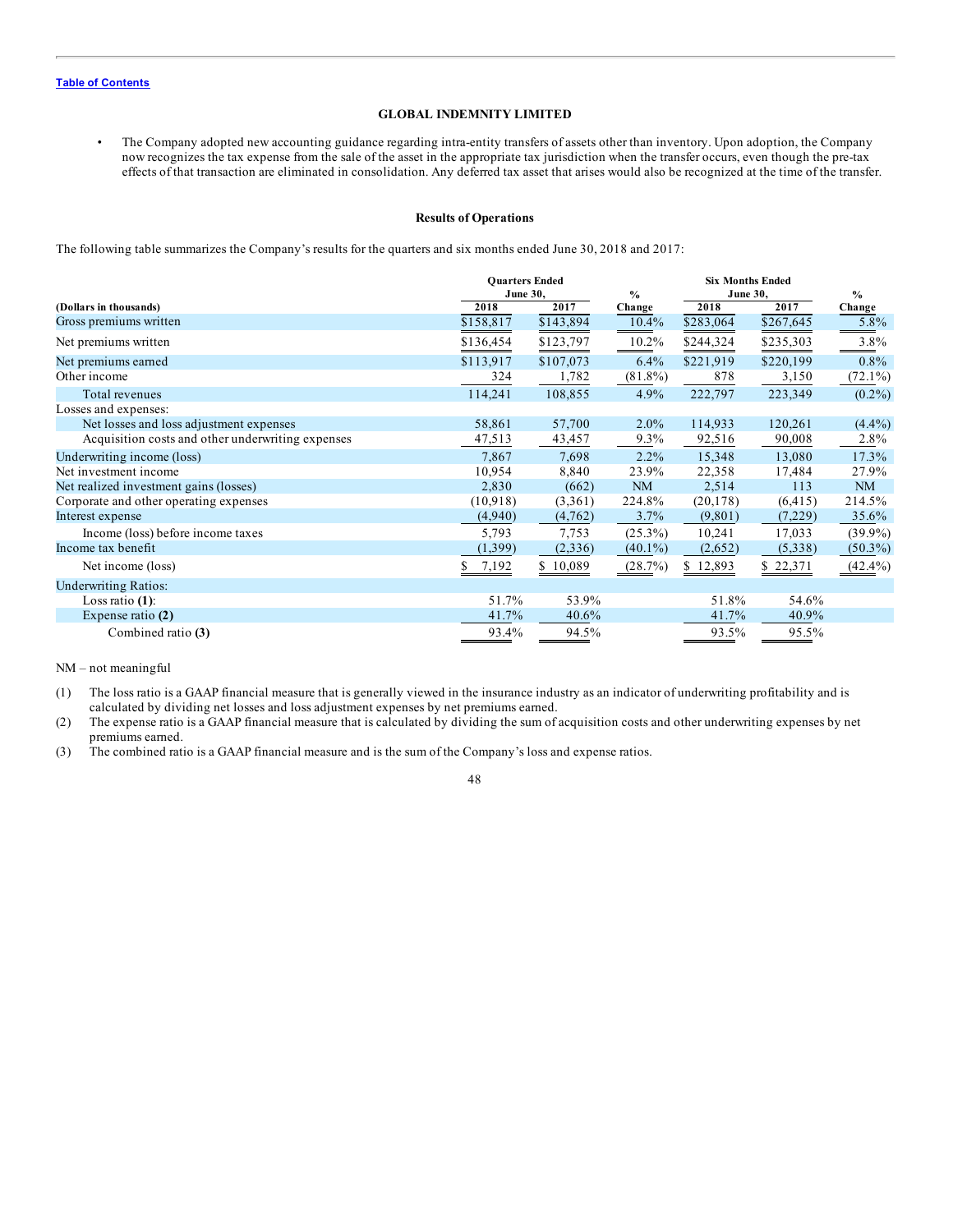Table of Contents

**GLOBAL INDEMNITY LIMITED**

- The Company adopted new accounting guidance regarding intra-entity transfers of assets other than inventory. Upon adoption, the Company now recognizes the tax expense from the sale of the asset in the appropriate tax jurisdiction when the transfer occurs, even though the pre-tax effects of that transaction are eliminated in consolidation. Any deferred tax asset that arises would also be recognized at the time of the transfer.

**Results of Operations**

The following table summarizes the Company's results for the quarters and six months ended June 30, 2018 and 2017:

| (Dollars in thousands) | Quarters Ended June 30, 2018 | Quarters Ended June 30, 2017 | % Change | Six Months Ended June 30, 2018 | Six Months Ended June 30, 2017 | % Change |
|---|---|---|---|---|---|---|
| Gross premiums written | $158,817 | $143,894 | 10.4% | $283,064 | $267,645 | 5.8% |
| Net premiums written | $136,454 | $123,797 | 10.2% | $244,324 | $235,303 | 3.8% |
| Net premiums earned | $113,917 | $107,073 | 6.4% | $221,919 | $220,199 | 0.8% |
| Other income | 324 | 1,782 | (81.8%) | 878 | 3,150 | (72.1%) |
| Total revenues | 114,241 | 108,855 | 4.9% | 222,797 | 223,349 | (0.2%) |
| Losses and expenses: | | | | | | |
| Net losses and loss adjustment expenses | 58,861 | 57,700 | 2.0% | 114,933 | 120,261 | (4.4%) |
| Acquisition costs and other underwriting expenses | 47,513 | 43,457 | 9.3% | 92,516 | 90,008 | 2.8% |
| Underwriting income (loss) | 7,867 | 7,698 | 2.2% | 15,348 | 13,080 | 17.3% |
| Net investment income | 10,954 | 8,840 | 23.9% | 22,358 | 17,484 | 27.9% |
| Net realized investment gains (losses) | 2,830 | (662) | NM | 2,514 | 113 | NM |
| Corporate and other operating expenses | (10,918) | (3,361) | 224.8% | (20,178) | (6,415) | 214.5% |
| Interest expense | (4,940) | (4,762) | 3.7% | (9,801) | (7,229) | 35.6% |
| Income (loss) before income taxes | 5,793 | 7,753 | (25.3%) | 10,241 | 17,033 | (39.9%) |
| Income tax benefit | (1,399) | (2,336) | (40.1%) | (2,652) | (5,338) | (50.3%) |
| Net income (loss) | $ 7,192 | $ 10,089 | (28.7%) | $ 12,893 | $ 22,371 | (42.4%) |
| Underwriting Ratios: | | | | | | |
| Loss ratio **(1)**: | 51.7% | 53.9% | | 51.8% | 54.6% | |
| Expense ratio **(2)** | 41.7% | 40.6% | | 41.7% | 40.9% | |
| Combined ratio **(3)** | 93.4% | 94.5% | | 93.5% | 95.5% | |

NM – not meaningful

(1) The loss ratio is a GAAP financial measure that is generally viewed in the insurance industry as an indicator of underwriting profitability and is calculated by dividing net losses and loss adjustment expenses by net premiums earned.

(2) The expense ratio is a GAAP financial measure that is calculated by dividing the sum of acquisition costs and other underwriting expenses by net premiums earned.

(3) The combined ratio is a GAAP financial measure and is the sum of the Company's loss and expense ratios.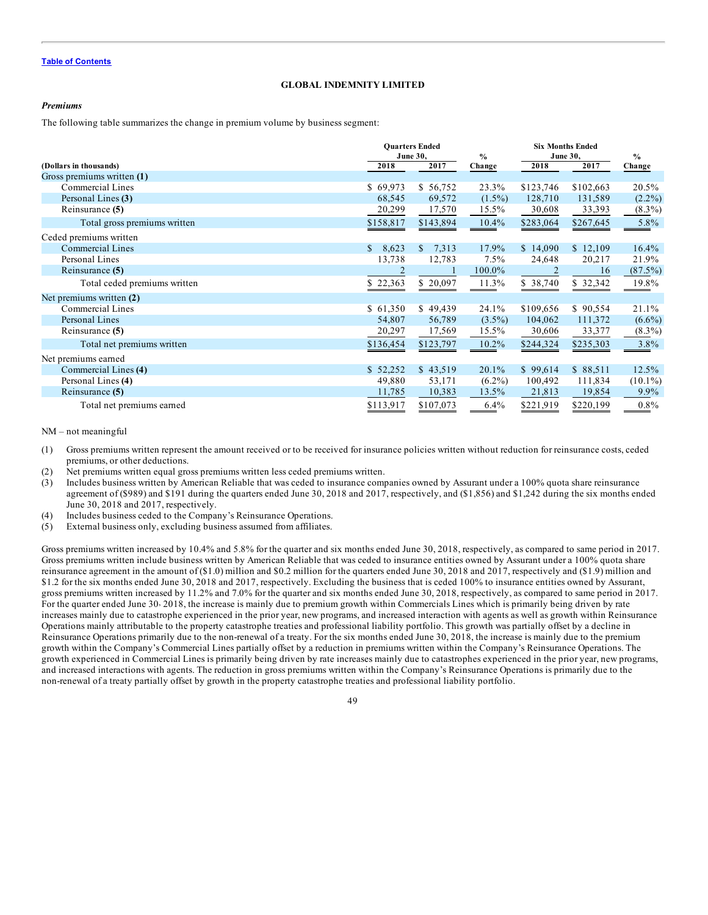Table of Contents

**GLOBAL INDEMNITY LIMITED**

### *Premiums*

The following table summarizes the change in premium volume by business segment:

| (Dollars in thousands) | Quarters Ended June 30, 2018 | Quarters Ended June 30, 2017 | % Change | Six Months Ended June 30, 2018 | Six Months Ended June 30, 2017 | % Change |
|---|---|---|---|---|---|---|
| Gross premiums written **(1)** | | | | | | |
| Commercial Lines | $ 69,973 | $ 56,752 | 23.3% | $123,746 | $102,663 | 20.5% |
| Personal Lines **(3)** | 68,545 | 69,572 | (1.5%) | 128,710 | 131,589 | (2.2%) |
| Reinsurance **(5)** | 20,299 | 17,570 | 15.5% | 30,608 | 33,393 | (8.3%) |
| Total gross premiums written | $158,817 | $143,894 | 10.4% | $283,064 | $267,645 | 5.8% |
| Ceded premiums written | | | | | | |
| Commercial Lines | $ 8,623 | $ 7,313 | 17.9% | $ 14,090 | $ 12,109 | 16.4% |
| Personal Lines | 13,738 | 12,783 | 7.5% | 24,648 | 20,217 | 21.9% |
| Reinsurance **(5)** | 2 | 1 | 100.0% | 2 | 16 | (87.5%) |
| Total ceded premiums written | $ 22,363 | $ 20,097 | 11.3% | $ 38,740 | $ 32,342 | 19.8% |
| Net premiums written **(2)** | | | | | | |
| Commercial Lines | $ 61,350 | $ 49,439 | 24.1% | $109,656 | $ 90,554 | 21.1% |
| Personal Lines | 54,807 | 56,789 | (3.5%) | 104,062 | 111,372 | (6.6%) |
| Reinsurance **(5)** | 20,297 | 17,569 | 15.5% | 30,606 | 33,377 | (8.3%) |
| Total net premiums written | $136,454 | $123,797 | 10.2% | $244,324 | $235,303 | 3.8% |
| Net premiums earned | | | | | | |
| Commercial Lines **(4)** | $ 52,252 | $ 43,519 | 20.1% | $ 99,614 | $ 88,511 | 12.5% |
| Personal Lines **(4)** | 49,880 | 53,171 | (6.2%) | 100,492 | 111,834 | (10.1%) |
| Reinsurance **(5)** | 11,785 | 10,383 | 13.5% | 21,813 | 19,854 | 9.9% |
| Total net premiums earned | $113,917 | $107,073 | 6.4% | $221,919 | $220,199 | 0.8% |

NM – not meaningful

(1) Gross premiums written represent the amount received or to be received for insurance policies written without reduction for reinsurance costs, ceded premiums, or other deductions.

(2) Net premiums written equal gross premiums written less ceded premiums written.

(3) Includes business written by American Reliable that was ceded to insurance companies owned by Assurant under a 100% quota share reinsurance agreement of ($989) and $191 during the quarters ended June 30, 2018 and 2017, respectively, and ($1,856) and $1,242 during the six months ended June 30, 2018 and 2017, respectively.

(4) Includes business ceded to the Company's Reinsurance Operations.

(5) External business only, excluding business assumed from affiliates.

Gross premiums written increased by 10.4% and 5.8% for the quarter and six months ended June 30, 2018, respectively, as compared to same period in 2017. Gross premiums written include business written by American Reliable that was ceded to insurance entities owned by Assurant under a 100% quota share reinsurance agreement in the amount of ($1.0) million and $0.2 million for the quarters ended June 30, 2018 and 2017, respectively and ($1.9) million and $1.2 for the six months ended June 30, 2018 and 2017, respectively. Excluding the business that is ceded 100% to insurance entities owned by Assurant, gross premiums written increased by 11.2% and 7.0% for the quarter and six months ended June 30, 2018, respectively, as compared to same period in 2017. For the quarter ended June 30, 2018, the increase is mainly due to premium growth within Commercials Lines which is primarily being driven by rate increases mainly due to catastrophe experienced in the prior year, new programs, and increased interaction with agents as well as growth within Reinsurance Operations mainly attributable to the property catastrophe treaties and professional liability portfolio. This growth was partially offset by a decline in Reinsurance Operations primarily due to the non-renewal of a treaty. For the six months ended June 30, 2018, the increase is mainly due to the premium growth within the Company's Commercial Lines partially offset by a reduction in premiums written within the Company's Reinsurance Operations. The growth experienced in Commercial Lines is primarily being driven by rate increases mainly due to catastrophes experienced in the prior year, new programs, and increased interactions with agents. The reduction in gross premiums written within the Company's Reinsurance Operations is primarily due to the non-renewal of a treaty partially offset by growth in the property catastrophe treaties and professional liability portfolio.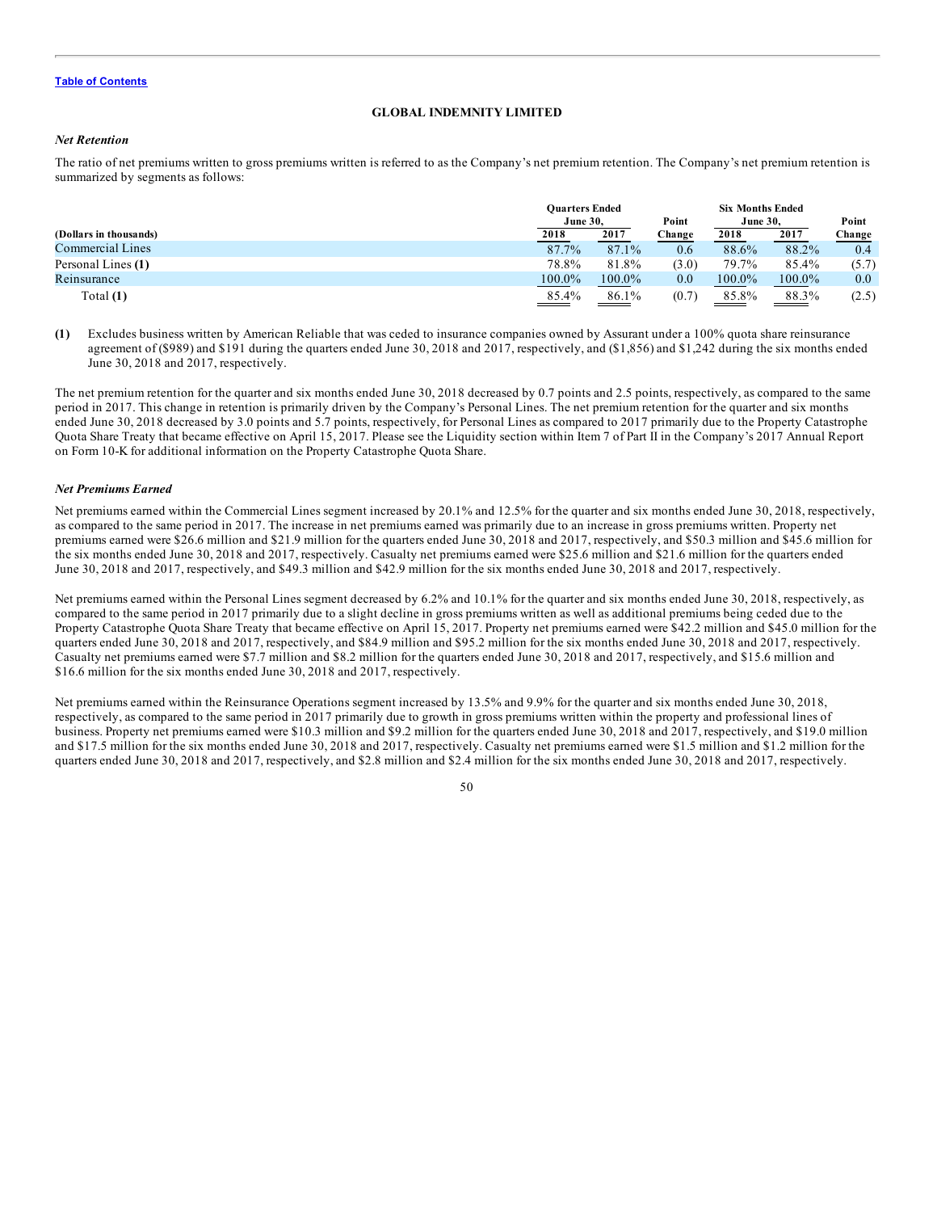**GLOBAL INDEMNITY LIMITED**

***Net Retention***

The ratio of net premiums written to gross premiums written is referred to as the Company's net premium retention. The Company's net premium retention is summarized by segments as follows:

| | Quarters Ended June 30, | | Point | Six Months Ended June 30, | | Point |
|---|---|---|---|---|---|---|
| **(Dollars in thousands)** | **2018** | **2017** | **Change** | **2018** | **2017** | **Change** |
| Commercial Lines | 87.7% | 87.1% | 0.6 | 88.6% | 88.2% | 0.4 |
| Personal Lines **(1)** | 78.8% | 81.8% | (3.0) | 79.7% | 85.4% | (5.7) |
| Reinsurance | 100.0% | 100.0% | 0.0 | 100.0% | 100.0% | 0.0 |
| Total **(1)** | 85.4% | 86.1% | (0.7) | 85.8% | 88.3% | (2.5) |

**(1)** Excludes business written by American Reliable that was ceded to insurance companies owned by Assurant under a 100% quota share reinsurance agreement of ($989) and $191 during the quarters ended June 30, 2018 and 2017, respectively, and ($1,856) and $1,242 during the six months ended June 30, 2018 and 2017, respectively.

The net premium retention for the quarter and six months ended June 30, 2018 decreased by 0.7 points and 2.5 points, respectively, as compared to the same period in 2017. This change in retention is primarily driven by the Company's Personal Lines. The net premium retention for the quarter and six months ended June 30, 2018 decreased by 3.0 points and 5.7 points, respectively, for Personal Lines as compared to 2017 primarily due to the Property Catastrophe Quota Share Treaty that became effective on April 15, 2017. Please see the Liquidity section within Item 7 of Part II in the Company's 2017 Annual Report on Form 10-K for additional information on the Property Catastrophe Quota Share.

***Net Premiums Earned***

Net premiums earned within the Commercial Lines segment increased by 20.1% and 12.5% for the quarter and six months ended June 30, 2018, respectively, as compared to the same period in 2017. The increase in net premiums earned was primarily due to an increase in gross premiums written. Property net premiums earned were $26.6 million and $21.9 million for the quarters ended June 30, 2018 and 2017, respectively, and $50.3 million and $45.6 million for the six months ended June 30, 2018 and 2017, respectively. Casualty net premiums earned were $25.6 million and $21.6 million for the quarters ended June 30, 2018 and 2017, respectively, and $49.3 million and $42.9 million for the six months ended June 30, 2018 and 2017, respectively.

Net premiums earned within the Personal Lines segment decreased by 6.2% and 10.1% for the quarter and six months ended June 30, 2018, respectively, as compared to the same period in 2017 primarily due to a slight decline in gross premiums written as well as additional premiums being ceded due to the Property Catastrophe Quota Share Treaty that became effective on April 15, 2017. Property net premiums earned were $42.2 million and $45.0 million for the quarters ended June 30, 2018 and 2017, respectively, and $84.9 million and $95.2 million for the six months ended June 30, 2018 and 2017, respectively. Casualty net premiums earned were $7.7 million and $8.2 million for the quarters ended June 30, 2018 and 2017, respectively, and $15.6 million and $16.6 million for the six months ended June 30, 2018 and 2017, respectively.

Net premiums earned within the Reinsurance Operations segment increased by 13.5% and 9.9% for the quarter and six months ended June 30, 2018, respectively, as compared to the same period in 2017 primarily due to growth in gross premiums written within the property and professional lines of business. Property net premiums earned were $10.3 million and $9.2 million for the quarters ended June 30, 2018 and 2017, respectively, and $19.0 million and $17.5 million for the six months ended June 30, 2018 and 2017, respectively. Casualty net premiums earned were $1.5 million and $1.2 million for the quarters ended June 30, 2018 and 2017, respectively, and $2.8 million and $2.4 million for the six months ended June 30, 2018 and 2017, respectively.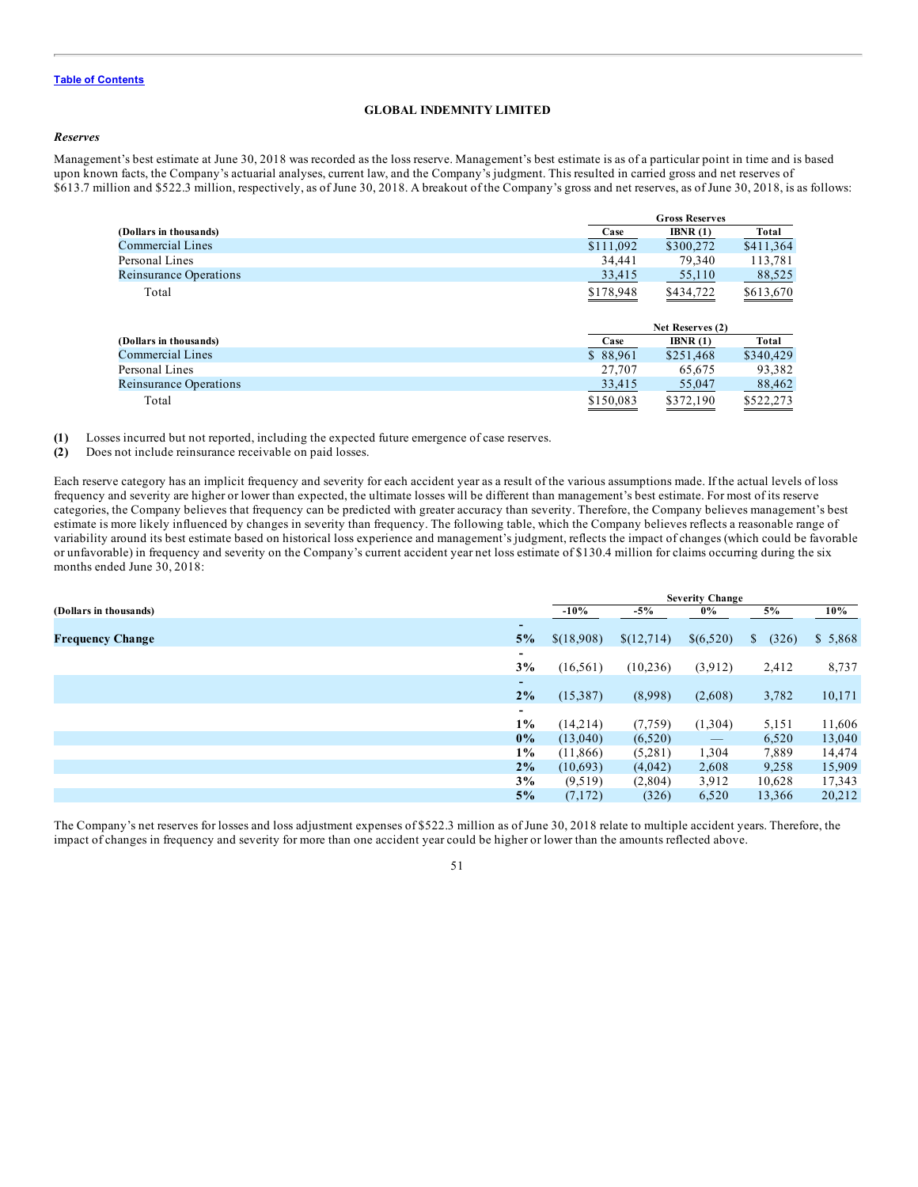[Table of Contents](#)

**GLOBAL INDEMNITY LIMITED**

***Reserves***

Management's best estimate at June 30, 2018 was recorded as the loss reserve. Management's best estimate is as of a particular point in time and is based upon known facts, the Company's actuarial analyses, current law, and the Company's judgment. This resulted in carried gross and net reserves of $613.7 million and $522.3 million, respectively, as of June 30, 2018. A breakout of the Company's gross and net reserves, as of June 30, 2018, is as follows:

| | Gross Reserves | | |
|---|---|---|---|
| **(Dollars in thousands)** | **Case** | **IBNR (1)** | **Total** |
| Commercial Lines | $111,092 | $300,272 | $411,364 |
| Personal Lines | 34,441 | 79,340 | 113,781 |
| Reinsurance Operations | 33,415 | 55,110 | 88,525 |
| Total | $178,948 | $434,722 | $613,670 |

| | Net Reserves (2) | | |
|---|---|---|---|
| **(Dollars in thousands)** | **Case** | **IBNR (1)** | **Total** |
| Commercial Lines | $ 88,961 | $251,468 | $340,429 |
| Personal Lines | 27,707 | 65,675 | 93,382 |
| Reinsurance Operations | 33,415 | 55,047 | 88,462 |
| Total | $150,083 | $372,190 | $522,273 |

**(1)** Losses incurred but not reported, including the expected future emergence of case reserves.
**(2)** Does not include reinsurance receivable on paid losses.

Each reserve category has an implicit frequency and severity for each accident year as a result of the various assumptions made. If the actual levels of loss frequency and severity are higher or lower than expected, the ultimate losses will be different than management's best estimate. For most of its reserve categories, the Company believes that frequency can be predicted with greater accuracy than severity. Therefore, the Company believes management's best estimate is more likely influenced by changes in severity than frequency. The following table, which the Company believes reflects a reasonable range of variability around its best estimate based on historical loss experience and management's judgment, reflects the impact of changes (which could be favorable or unfavorable) in frequency and severity on the Company's current accident year net loss estimate of $130.4 million for claims occurring during the six months ended June 30, 2018:

| | | Severity Change | | | | |
|---|---|---|---|---|---|---|
| **(Dollars in thousands)** | | **-10%** | **-5%** | **0%** | **5%** | **10%** |
| **Frequency Change** | **-5%** | $(18,908) | $(12,714) | $(6,520) | $ (326) | $ 5,868 |
| | **-3%** | (16,561) | (10,236) | (3,912) | 2,412 | 8,737 |
| | **-2%** | (15,387) | (8,998) | (2,608) | 3,782 | 10,171 |
| | **-1%** | (14,214) | (7,759) | (1,304) | 5,151 | 11,606 |
| | **0%** | (13,040) | (6,520) | — | 6,520 | 13,040 |
| | **1%** | (11,866) | (5,281) | 1,304 | 7,889 | 14,474 |
| | **2%** | (10,693) | (4,042) | 2,608 | 9,258 | 15,909 |
| | **3%** | (9,519) | (2,804) | 3,912 | 10,628 | 17,343 |
| | **5%** | (7,172) | (326) | 6,520 | 13,366 | 20,212 |

The Company's net reserves for losses and loss adjustment expenses of $522.3 million as of June 30, 2018 relate to multiple accident years. Therefore, the impact of changes in frequency and severity for more than one accident year could be higher or lower than the amounts reflected above.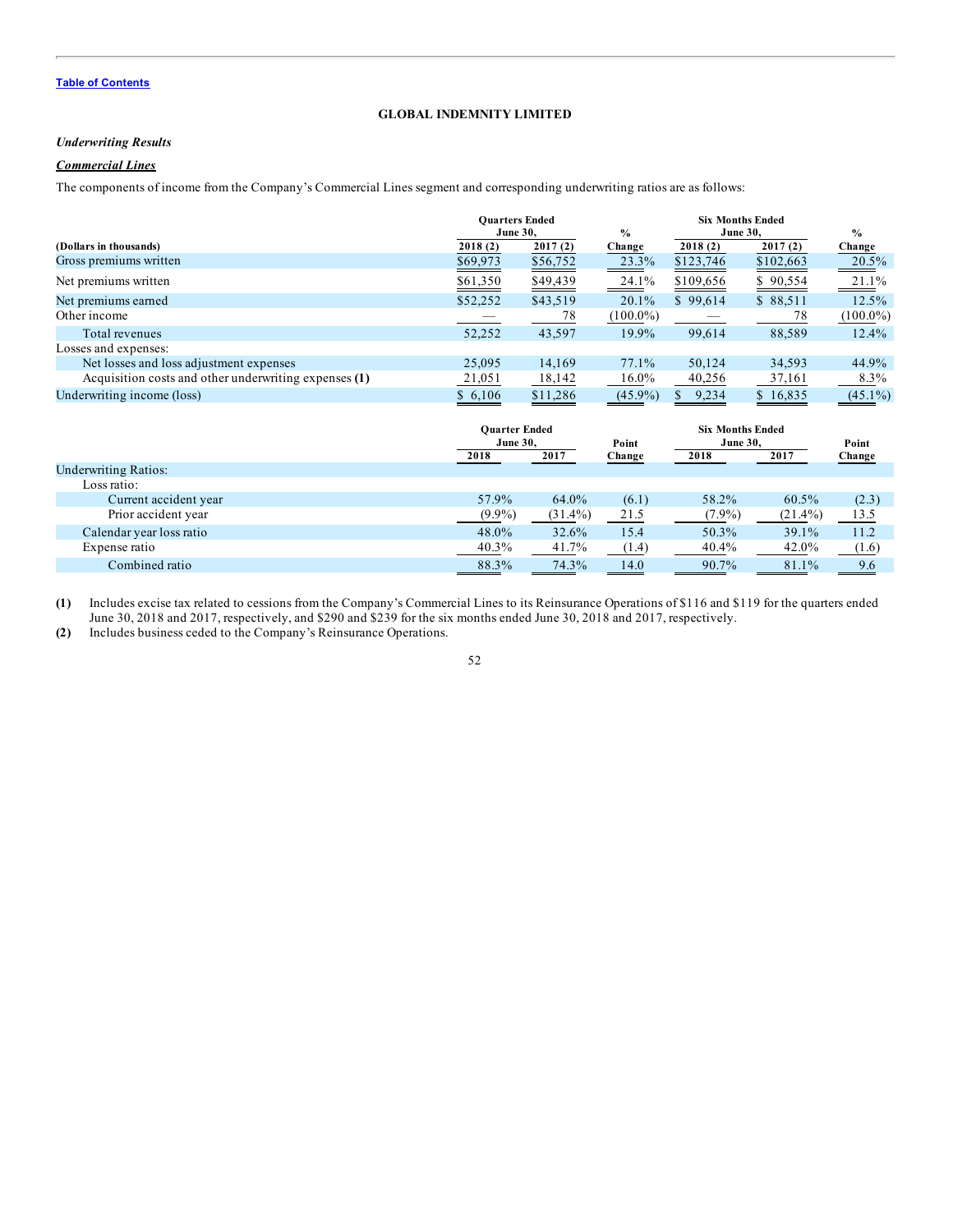Table of Contents

**GLOBAL INDEMNITY LIMITED**

***Underwriting Results***

***Commercial Lines***

The components of income from the Company's Commercial Lines segment and corresponding underwriting ratios are as follows:

| (Dollars in thousands) | Quarters Ended June 30, 2018 (2) | Quarters Ended June 30, 2017 (2) | % Change | Six Months Ended June 30, 2018 (2) | Six Months Ended June 30, 2017 (2) | % Change |
|---|---|---|---|---|---|---|
| Gross premiums written | $69,973 | $56,752 | 23.3% | $123,746 | $102,663 | 20.5% |
| Net premiums written | $61,350 | $49,439 | 24.1% | $109,656 | $ 90,554 | 21.1% |
| Net premiums earned | $52,252 | $43,519 | 20.1% | $ 99,614 | $ 88,511 | 12.5% |
| Other income | — | 78 | (100.0%) | — | 78 | (100.0%) |
| Total revenues | 52,252 | 43,597 | 19.9% | 99,614 | 88,589 | 12.4% |
| Losses and expenses: | | | | | | |
| Net losses and loss adjustment expenses | 25,095 | 14,169 | 77.1% | 50,124 | 34,593 | 44.9% |
| Acquisition costs and other underwriting expenses **(1)** | 21,051 | 18,142 | 16.0% | 40,256 | 37,161 | 8.3% |
| Underwriting income (loss) | $ 6,106 | $11,286 | (45.9%) | $ 9,234 | $ 16,835 | (45.1%) |

| | Quarter Ended June 30, 2018 | Quarter Ended June 30, 2017 | Point Change | Six Months Ended June 30, 2018 | Six Months Ended June 30, 2017 | Point Change |
|---|---|---|---|---|---|---|
| Underwriting Ratios: | | | | | | |
| Loss ratio: | | | | | | |
| Current accident year | 57.9% | 64.0% | (6.1) | 58.2% | 60.5% | (2.3) |
| Prior accident year | (9.9%) | (31.4%) | 21.5 | (7.9%) | (21.4%) | 13.5 |
| Calendar year loss ratio | 48.0% | 32.6% | 15.4 | 50.3% | 39.1% | 11.2 |
| Expense ratio | 40.3% | 41.7% | (1.4) | 40.4% | 42.0% | (1.6) |
| Combined ratio | 88.3% | 74.3% | 14.0 | 90.7% | 81.1% | 9.6 |

**(1)** Includes excise tax related to cessions from the Company's Commercial Lines to its Reinsurance Operations of $116 and $119 for the quarters ended June 30, 2018 and 2017, respectively, and $290 and $239 for the six months ended June 30, 2018 and 2017, respectively.

**(2)** Includes business ceded to the Company's Reinsurance Operations.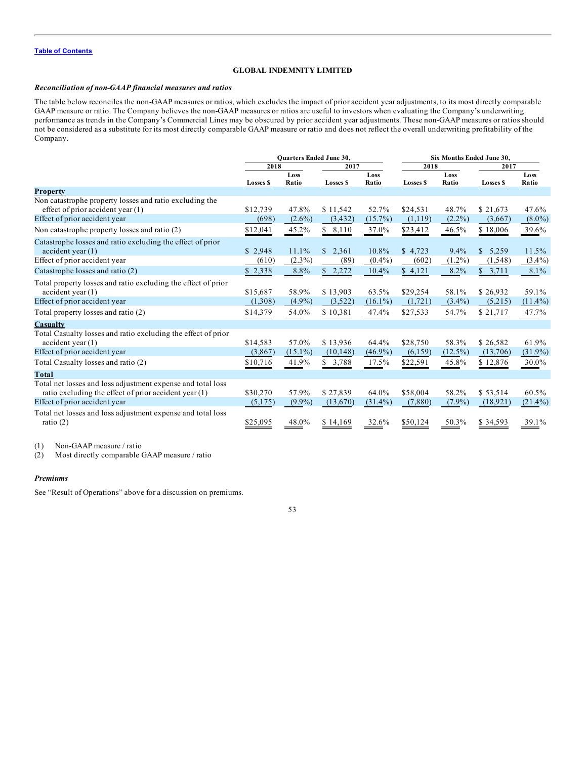Table of Contents

**GLOBAL INDEMNITY LIMITED**

***Reconciliation of non-GAAP financial measures and ratios***

The table below reconciles the non-GAAP measures or ratios, which excludes the impact of prior accident year adjustments, to its most directly comparable GAAP measure or ratio. The Company believes the non-GAAP measures or ratios are useful to investors when evaluating the Company's underwriting performance as trends in the Company's Commercial Lines may be obscured by prior accident year adjustments. These non-GAAP measures or ratios should not be considered as a substitute for its most directly comparable GAAP measure or ratio and does not reflect the overall underwriting profitability of the Company.

| | Quarters Ended June 30, | | | | Six Months Ended June 30, | | | |
|---|---|---|---|---|---|---|---|---|
| | 2018 | | 2017 | | 2018 | | 2017 | |
| | Losses $ | Loss Ratio | Losses $ | Loss Ratio | Losses $ | Loss Ratio | Losses $ | Loss Ratio |
| **Property** | | | | | | | | |
| Non catastrophe property losses and ratio excluding the effect of prior accident year (1) | $12,739 | 47.8% | $ 11,542 | 52.7% | $24,531 | 48.7% | $ 21,673 | 47.6% |
| Effect of prior accident year | (698) | (2.6%) | (3,432) | (15.7%) | (1,119) | (2.2%) | (3,667) | (8.0%) |
| Non catastrophe property losses and ratio (2) | $12,041 | 45.2% | $ 8,110 | 37.0% | $23,412 | 46.5% | $ 18,006 | 39.6% |
| Catastrophe losses and ratio excluding the effect of prior accident year (1) | $ 2,948 | 11.1% | $ 2,361 | 10.8% | $ 4,723 | 9.4% | $ 5,259 | 11.5% |
| Effect of prior accident year | (610) | (2.3%) | (89) | (0.4%) | (602) | (1.2%) | (1,548) | (3.4%) |
| Catastrophe losses and ratio (2) | $ 2,338 | 8.8% | $ 2,272 | 10.4% | $ 4,121 | 8.2% | $ 3,711 | 8.1% |
| Total property losses and ratio excluding the effect of prior accident year (1) | $15,687 | 58.9% | $ 13,903 | 63.5% | $29,254 | 58.1% | $ 26,932 | 59.1% |
| Effect of prior accident year | (1,308) | (4.9%) | (3,522) | (16.1%) | (1,721) | (3.4%) | (5,215) | (11.4%) |
| Total property losses and ratio (2) | $14,379 | 54.0% | $ 10,381 | 47.4% | $27,533 | 54.7% | $ 21,717 | 47.7% |
| **Casualty** | | | | | | | | |
| Total Casualty losses and ratio excluding the effect of prior accident year (1) | $14,583 | 57.0% | $ 13,936 | 64.4% | $28,750 | 58.3% | $ 26,582 | 61.9% |
| Effect of prior accident year | (3,867) | (15.1%) | (10,148) | (46.9%) | (6,159) | (12.5%) | (13,706) | (31.9%) |
| Total Casualty losses and ratio (2) | $10,716 | 41.9% | $ 3,788 | 17.5% | $22,591 | 45.8% | $ 12,876 | 30.0% |
| **Total** | | | | | | | | |
| Total net losses and loss adjustment expense and total loss ratio excluding the effect of prior accident year (1) | $30,270 | 57.9% | $ 27,839 | 64.0% | $58,004 | 58.2% | $ 53,514 | 60.5% |
| Effect of prior accident year | (5,175) | (9.9%) | (13,670) | (31.4%) | (7,880) | (7.9%) | (18,921) | (21.4%) |
| Total net losses and loss adjustment expense and total loss ratio (2) | $25,095 | 48.0% | $ 14,169 | 32.6% | $50,124 | 50.3% | $ 34,593 | 39.1% |

(1) Non-GAAP measure / ratio
(2) Most directly comparable GAAP measure / ratio

***Premiums***

See "Result of Operations" above for a discussion on premiums.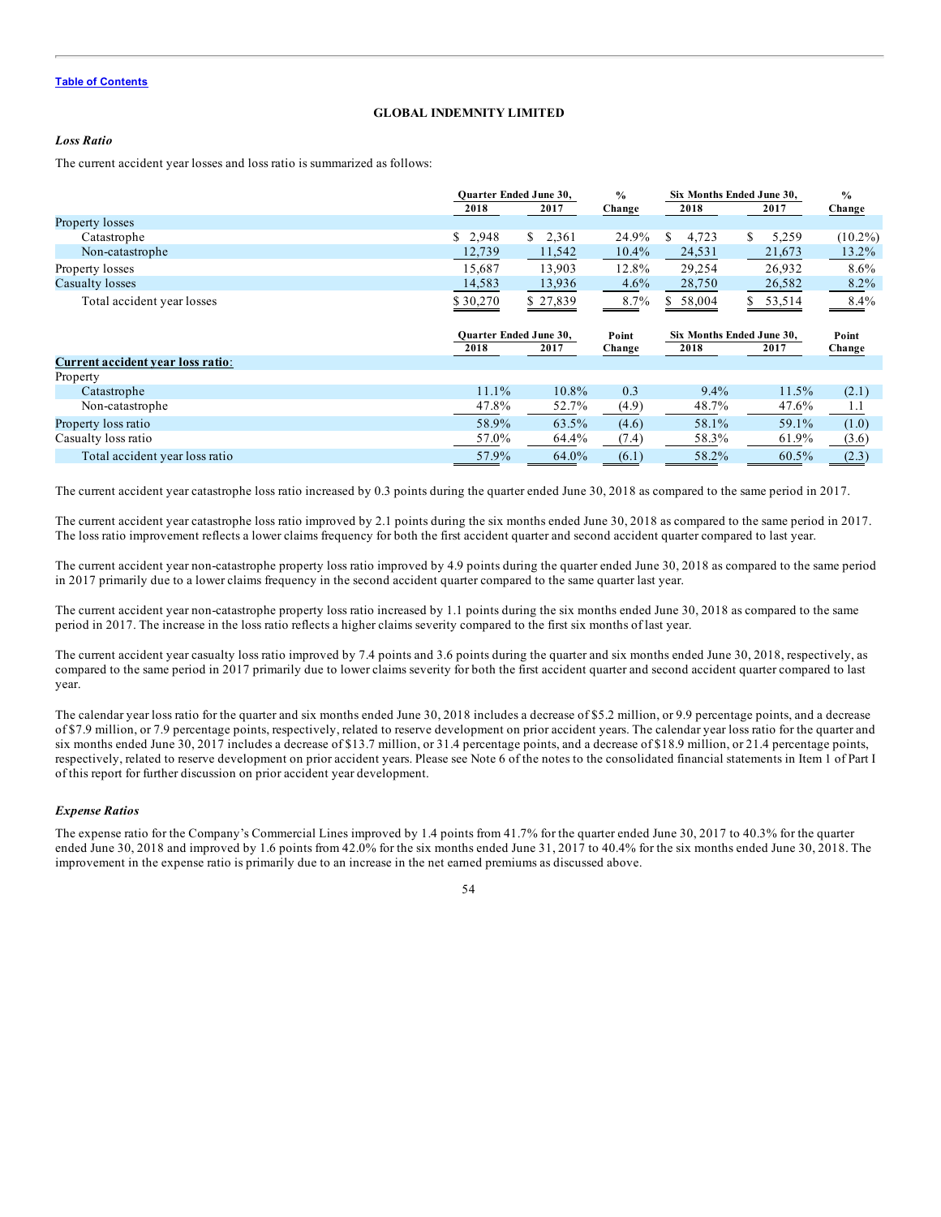**Table of Contents**

**GLOBAL INDEMNITY LIMITED**

***Loss Ratio***

The current accident year losses and loss ratio is summarized as follows:

| | Quarter Ended June 30, | | % | Six Months Ended June 30, | | % |
|---|---|---|---|---|---|---|
| | 2018 | 2017 | Change | 2018 | 2017 | Change |
| Property losses | | | | | | |
| Catastrophe | $ 2,948 | $ 2,361 | 24.9% | $ 4,723 | $ 5,259 | (10.2%) |
| Non-catastrophe | 12,739 | 11,542 | 10.4% | 24,531 | 21,673 | 13.2% |
| Property losses | 15,687 | 13,903 | 12.8% | 29,254 | 26,932 | 8.6% |
| Casualty losses | 14,583 | 13,936 | 4.6% | 28,750 | 26,582 | 8.2% |
| Total accident year losses | $ 30,270 | $ 27,839 | 8.7% | $ 58,004 | $ 53,514 | 8.4% |

| | Quarter Ended June 30, | | Point | Six Months Ended June 30, | | Point |
|---|---|---|---|---|---|---|
| | 2018 | 2017 | Change | 2018 | 2017 | Change |
| **Current accident year loss ratio**: | | | | | | |
| Property | | | | | | |
| Catastrophe | 11.1% | 10.8% | 0.3 | 9.4% | 11.5% | (2.1) |
| Non-catastrophe | 47.8% | 52.7% | (4.9) | 48.7% | 47.6% | 1.1 |
| Property loss ratio | 58.9% | 63.5% | (4.6) | 58.1% | 59.1% | (1.0) |
| Casualty loss ratio | 57.0% | 64.4% | (7.4) | 58.3% | 61.9% | (3.6) |
| Total accident year loss ratio | 57.9% | 64.0% | (6.1) | 58.2% | 60.5% | (2.3) |

The current accident year catastrophe loss ratio increased by 0.3 points during the quarter ended June 30, 2018 as compared to the same period in 2017.

The current accident year catastrophe loss ratio improved by 2.1 points during the six months ended June 30, 2018 as compared to the same period in 2017. The loss ratio improvement reflects a lower claims frequency for both the first accident quarter and second accident quarter compared to last year.

The current accident year non-catastrophe property loss ratio improved by 4.9 points during the quarter ended June 30, 2018 as compared to the same period in 2017 primarily due to a lower claims frequency in the second accident quarter compared to the same quarter last year.

The current accident year non-catastrophe property loss ratio increased by 1.1 points during the six months ended June 30, 2018 as compared to the same period in 2017. The increase in the loss ratio reflects a higher claims severity compared to the first six months of last year.

The current accident year casualty loss ratio improved by 7.4 points and 3.6 points during the quarter and six months ended June 30, 2018, respectively, as compared to the same period in 2017 primarily due to lower claims severity for both the first accident quarter and second accident quarter compared to last year.

The calendar year loss ratio for the quarter and six months ended June 30, 2018 includes a decrease of $5.2 million, or 9.9 percentage points, and a decrease of $7.9 million, or 7.9 percentage points, respectively, related to reserve development on prior accident years. The calendar year loss ratio for the quarter and six months ended June 30, 2017 includes a decrease of $13.7 million, or 31.4 percentage points, and a decrease of $18.9 million, or 21.4 percentage points, respectively, related to reserve development on prior accident years. Please see Note 6 of the notes to the consolidated financial statements in Item 1 of Part I of this report for further discussion on prior accident year development.

***Expense Ratios***

The expense ratio for the Company's Commercial Lines improved by 1.4 points from 41.7% for the quarter ended June 30, 2017 to 40.3% for the quarter ended June 30, 2018 and improved by 1.6 points from 42.0% for the six months ended June 31, 2017 to 40.4% for the six months ended June 30, 2018. The improvement in the expense ratio is primarily due to an increase in the net earned premiums as discussed above.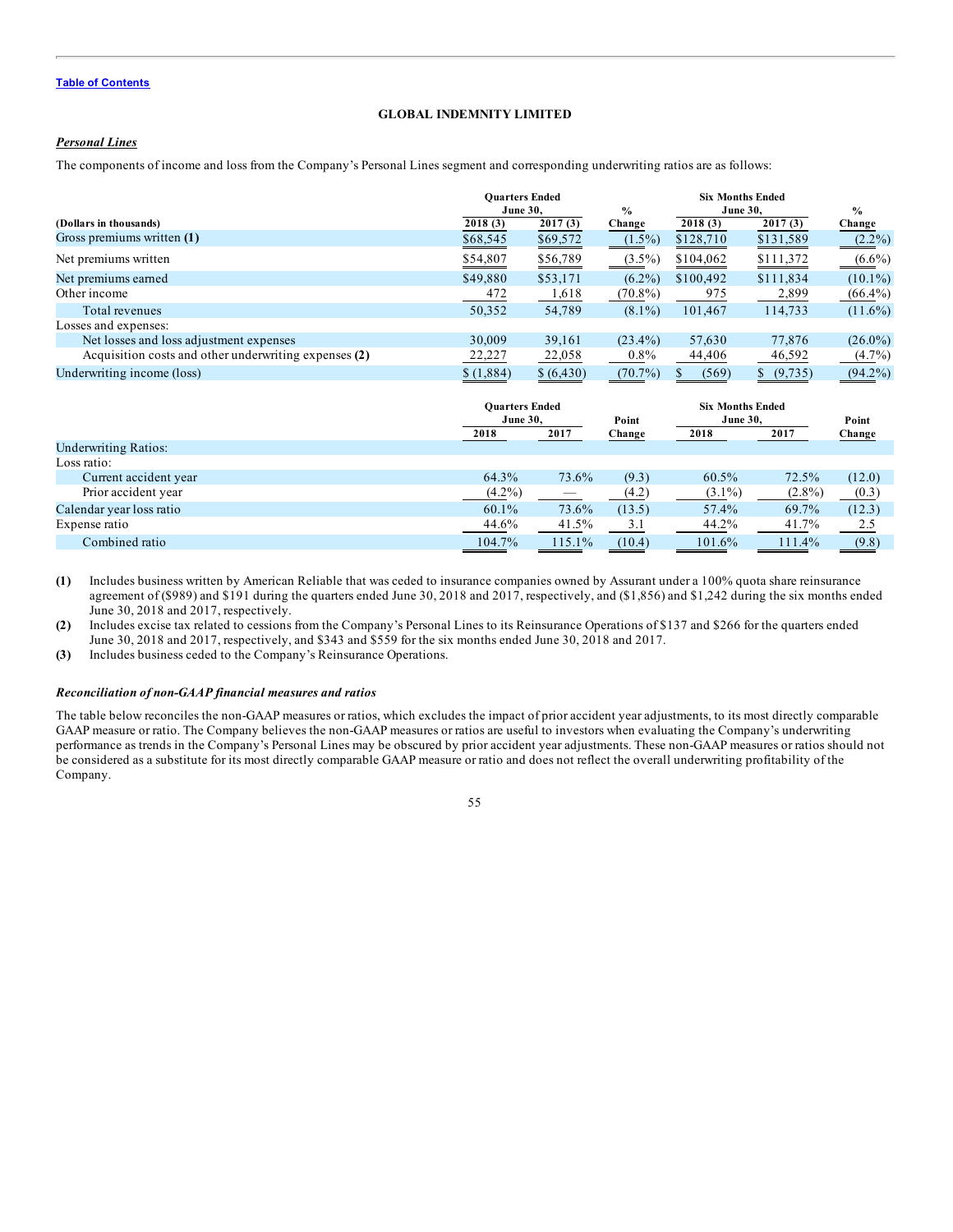**GLOBAL INDEMNITY LIMITED**

***Personal Lines***

The components of income and loss from the Company's Personal Lines segment and corresponding underwriting ratios are as follows:

| (Dollars in thousands) | Quarters Ended June 30, 2018 (3) | Quarters Ended June 30, 2017 (3) | % Change | Six Months Ended June 30, 2018 (3) | Six Months Ended June 30, 2017 (3) | % Change |
|---|---|---|---|---|---|---|
| Gross premiums written **(1)** | $68,545 | $69,572 | (1.5%) | $128,710 | $131,589 | (2.2%) |
| Net premiums written | $54,807 | $56,789 | (3.5%) | $104,062 | $111,372 | (6.6%) |
| Net premiums earned | $49,880 | $53,171 | (6.2%) | $100,492 | $111,834 | (10.1%) |
| Other income | 472 | 1,618 | (70.8%) | 975 | 2,899 | (66.4%) |
| Total revenues | 50,352 | 54,789 | (8.1%) | 101,467 | 114,733 | (11.6%) |
| Losses and expenses: | | | | | | |
| Net losses and loss adjustment expenses | 30,009 | 39,161 | (23.4%) | 57,630 | 77,876 | (26.0%) |
| Acquisition costs and other underwriting expenses **(2)** | 22,227 | 22,058 | 0.8% | 44,406 | 46,592 | (4.7%) |
| Underwriting income (loss) | $ (1,884) | $ (6,430) | (70.7%) | $ (569) | $ (9,735) | (94.2%) |

| | Quarters Ended June 30, 2018 | Quarters Ended June 30, 2017 | Point Change | Six Months Ended June 30, 2018 | Six Months Ended June 30, 2017 | Point Change |
|---|---|---|---|---|---|---|
| Underwriting Ratios: | | | | | | |
| Loss ratio: | | | | | | |
| Current accident year | 64.3% | 73.6% | (9.3) | 60.5% | 72.5% | (12.0) |
| Prior accident year | (4.2%) | — | (4.2) | (3.1%) | (2.8%) | (0.3) |
| Calendar year loss ratio | 60.1% | 73.6% | (13.5) | 57.4% | 69.7% | (12.3) |
| Expense ratio | 44.6% | 41.5% | 3.1 | 44.2% | 41.7% | 2.5 |
| Combined ratio | 104.7% | 115.1% | (10.4) | 101.6% | 111.4% | (9.8) |

**(1)** Includes business written by American Reliable that was ceded to insurance companies owned by Assurant under a 100% quota share reinsurance agreement of ($989) and $191 during the quarters ended June 30, 2018 and 2017, respectively, and ($1,856) and $1,242 during the six months ended June 30, 2018 and 2017, respectively.

**(2)** Includes excise tax related to cessions from the Company's Personal Lines to its Reinsurance Operations of $137 and $266 for the quarters ended June 30, 2018 and 2017, respectively, and $343 and $559 for the six months ended June 30, 2018 and 2017.

**(3)** Includes business ceded to the Company's Reinsurance Operations.

***Reconciliation of non-GAAP financial measures and ratios***

The table below reconciles the non-GAAP measures or ratios, which excludes the impact of prior accident year adjustments, to its most directly comparable GAAP measure or ratio. The Company believes the non-GAAP measures or ratios are useful to investors when evaluating the Company's underwriting performance as trends in the Company's Personal Lines may be obscured by prior accident year adjustments. These non-GAAP measures or ratios should not be considered as a substitute for its most directly comparable GAAP measure or ratio and does not reflect the overall underwriting profitability of the Company.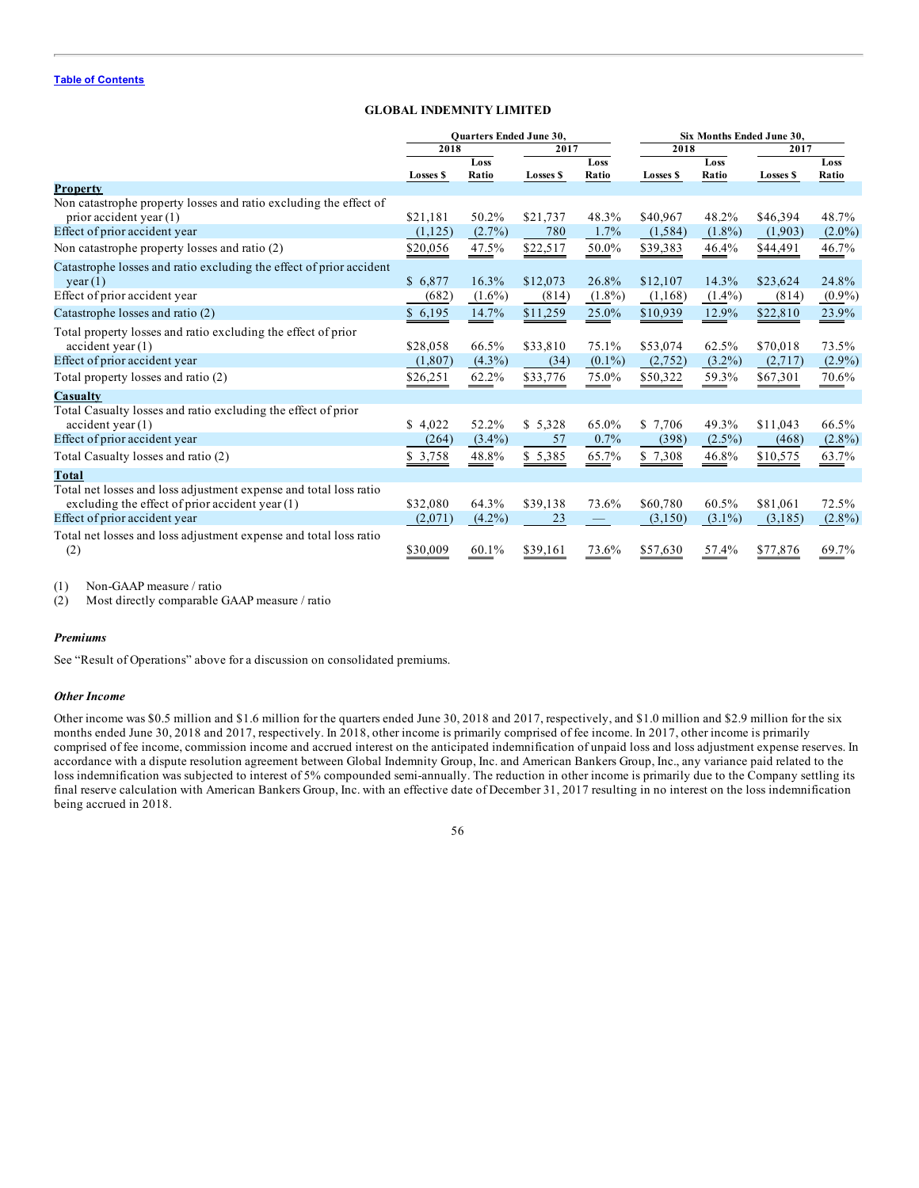[Table of Contents](#)

**GLOBAL INDEMNITY LIMITED**

| | Quarters Ended June 30, | | | | Six Months Ended June 30, | | | |
|---|---|---|---|---|---|---|---|---|
| | 2018 | | 2017 | | 2018 | | 2017 | |
| | Losses $ | Loss Ratio | Losses $ | Loss Ratio | Losses $ | Loss Ratio | Losses $ | Loss Ratio |
| **Property** | | | | | | | | |
| Non catastrophe property losses and ratio excluding the effect of prior accident year (1) | $21,181 | 50.2% | $21,737 | 48.3% | $40,967 | 48.2% | $46,394 | 48.7% |
| Effect of prior accident year | (1,125) | (2.7%) | 780 | 1.7% | (1,584) | (1.8%) | (1,903) | (2.0%) |
| Non catastrophe property losses and ratio (2) | $20,056 | 47.5% | $22,517 | 50.0% | $39,383 | 46.4% | $44,491 | 46.7% |
| Catastrophe losses and ratio excluding the effect of prior accident year (1) | $ 6,877 | 16.3% | $12,073 | 26.8% | $12,107 | 14.3% | $23,624 | 24.8% |
| Effect of prior accident year | (682) | (1.6%) | (814) | (1.8%) | (1,168) | (1.4%) | (814) | (0.9%) |
| Catastrophe losses and ratio (2) | $ 6,195 | 14.7% | $11,259 | 25.0% | $10,939 | 12.9% | $22,810 | 23.9% |
| Total property losses and ratio excluding the effect of prior accident year (1) | $28,058 | 66.5% | $33,810 | 75.1% | $53,074 | 62.5% | $70,018 | 73.5% |
| Effect of prior accident year | (1,807) | (4.3%) | (34) | (0.1%) | (2,752) | (3.2%) | (2,717) | (2.9%) |
| Total property losses and ratio (2) | $26,251 | 62.2% | $33,776 | 75.0% | $50,322 | 59.3% | $67,301 | 70.6% |
| **Casualty** | | | | | | | | |
| Total Casualty losses and ratio excluding the effect of prior accident year (1) | $ 4,022 | 52.2% | $ 5,328 | 65.0% | $ 7,706 | 49.3% | $11,043 | 66.5% |
| Effect of prior accident year | (264) | (3.4%) | 57 | 0.7% | (398) | (2.5%) | (468) | (2.8%) |
| Total Casualty losses and ratio (2) | $ 3,758 | 48.8% | $ 5,385 | 65.7% | $ 7,308 | 46.8% | $10,575 | 63.7% |
| **Total** | | | | | | | | |
| Total net losses and loss adjustment expense and total loss ratio excluding the effect of prior accident year (1) | $32,080 | 64.3% | $39,138 | 73.6% | $60,780 | 60.5% | $81,061 | 72.5% |
| Effect of prior accident year | (2,071) | (4.2%) | 23 | — | (3,150) | (3.1%) | (3,185) | (2.8%) |
| Total net losses and loss adjustment expense and total loss ratio (2) | $30,009 | 60.1% | $39,161 | 73.6% | $57,630 | 57.4% | $77,876 | 69.7% |

(1) Non-GAAP measure / ratio
(2) Most directly comparable GAAP measure / ratio

***Premiums***

See "Result of Operations" above for a discussion on consolidated premiums.

***Other Income***

Other income was $0.5 million and $1.6 million for the quarters ended June 30, 2018 and 2017, respectively, and $1.0 million and $2.9 million for the six months ended June 30, 2018 and 2017, respectively. In 2018, other income is primarily comprised of fee income. In 2017, other income is primarily comprised of fee income, commission income and accrued interest on the anticipated indemnification of unpaid loss and loss adjustment expense reserves. In accordance with a dispute resolution agreement between Global Indemnity Group, Inc. and American Bankers Group, Inc., any variance paid related to the loss indemnification was subjected to interest of 5% compounded semi-annually. The reduction in other income is primarily due to the Company settling its final reserve calculation with American Bankers Group, Inc. with an effective date of December 31, 2017 resulting in no interest on the loss indemnification being accrued in 2018.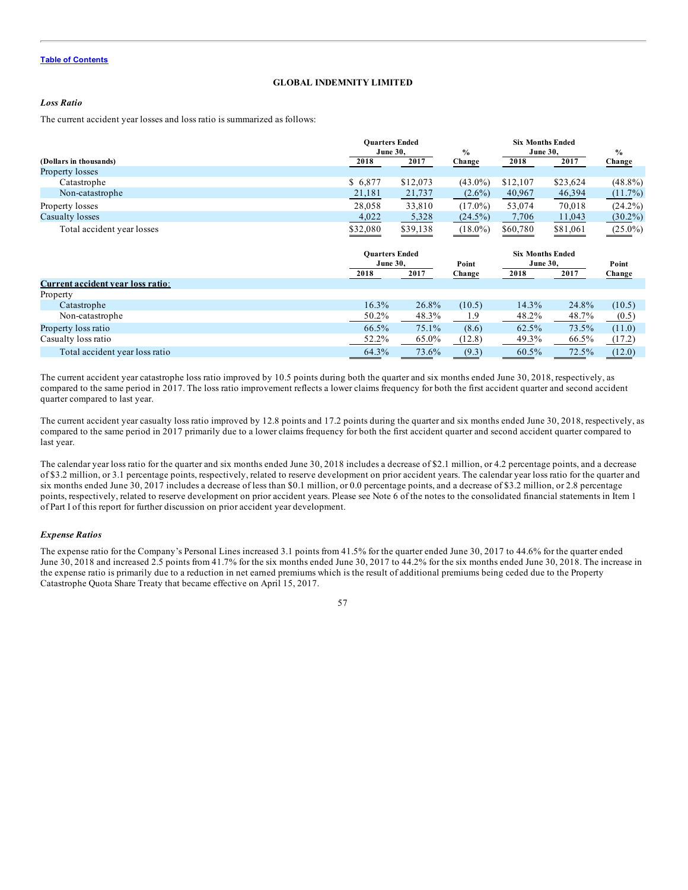**GLOBAL INDEMNITY LIMITED**

### *Loss Ratio*

The current accident year losses and loss ratio is summarized as follows:

| (Dollars in thousands) | Quarters Ended June 30, 2018 | Quarters Ended June 30, 2017 | % Change | Six Months Ended June 30, 2018 | Six Months Ended June 30, 2017 | % Change |
|---|---|---|---|---|---|---|
| Property losses | | | | | | |
| Catastrophe | $ 6,877 | $12,073 | (43.0%) | $12,107 | $23,624 | (48.8%) |
| Non-catastrophe | 21,181 | 21,737 | (2.6%) | 40,967 | 46,394 | (11.7%) |
| Property losses | 28,058 | 33,810 | (17.0%) | 53,074 | 70,018 | (24.2%) |
| Casualty losses | 4,022 | 5,328 | (24.5%) | 7,706 | 11,043 | (30.2%) |
| Total accident year losses | $32,080 | $39,138 | (18.0%) | $60,780 | $81,061 | (25.0%) |

| | Quarters Ended June 30, 2018 | Quarters Ended June 30, 2017 | Point Change | Six Months Ended June 30, 2018 | Six Months Ended June 30, 2017 | Point Change |
|---|---|---|---|---|---|---|
| **Current accident year loss ratio**: | | | | | | |
| Property | | | | | | |
| Catastrophe | 16.3% | 26.8% | (10.5) | 14.3% | 24.8% | (10.5) |
| Non-catastrophe | 50.2% | 48.3% | 1.9 | 48.2% | 48.7% | (0.5) |
| Property loss ratio | 66.5% | 75.1% | (8.6) | 62.5% | 73.5% | (11.0) |
| Casualty loss ratio | 52.2% | 65.0% | (12.8) | 49.3% | 66.5% | (17.2) |
| Total accident year loss ratio | 64.3% | 73.6% | (9.3) | 60.5% | 72.5% | (12.0) |

The current accident year catastrophe loss ratio improved by 10.5 points during both the quarter and six months ended June 30, 2018, respectively, as compared to the same period in 2017. The loss ratio improvement reflects a lower claims frequency for both the first accident quarter and second accident quarter compared to last year.

The current accident year casualty loss ratio improved by 12.8 points and 17.2 points during the quarter and six months ended June 30, 2018, respectively, as compared to the same period in 2017 primarily due to a lower claims frequency for both the first accident quarter and second accident quarter compared to last year.

The calendar year loss ratio for the quarter and six months ended June 30, 2018 includes a decrease of $2.1 million, or 4.2 percentage points, and a decrease of $3.2 million, or 3.1 percentage points, respectively, related to reserve development on prior accident years. The calendar year loss ratio for the quarter and six months ended June 30, 2017 includes a decrease of less than $0.1 million, or 0.0 percentage points, and a decrease of $3.2 million, or 2.8 percentage points, respectively, related to reserve development on prior accident years. Please see Note 6 of the notes to the consolidated financial statements in Item 1 of Part I of this report for further discussion on prior accident year development.

### *Expense Ratios*

The expense ratio for the Company's Personal Lines increased 3.1 points from 41.5% for the quarter ended June 30, 2017 to 44.6% for the quarter ended June 30, 2018 and increased 2.5 points from 41.7% for the six months ended June 30, 2017 to 44.2% for the six months ended June 30, 2018. The increase in the expense ratio is primarily due to a reduction in net earned premiums which is the result of additional premiums being ceded due to the Property Catastrophe Quota Share Treaty that became effective on April 15, 2017.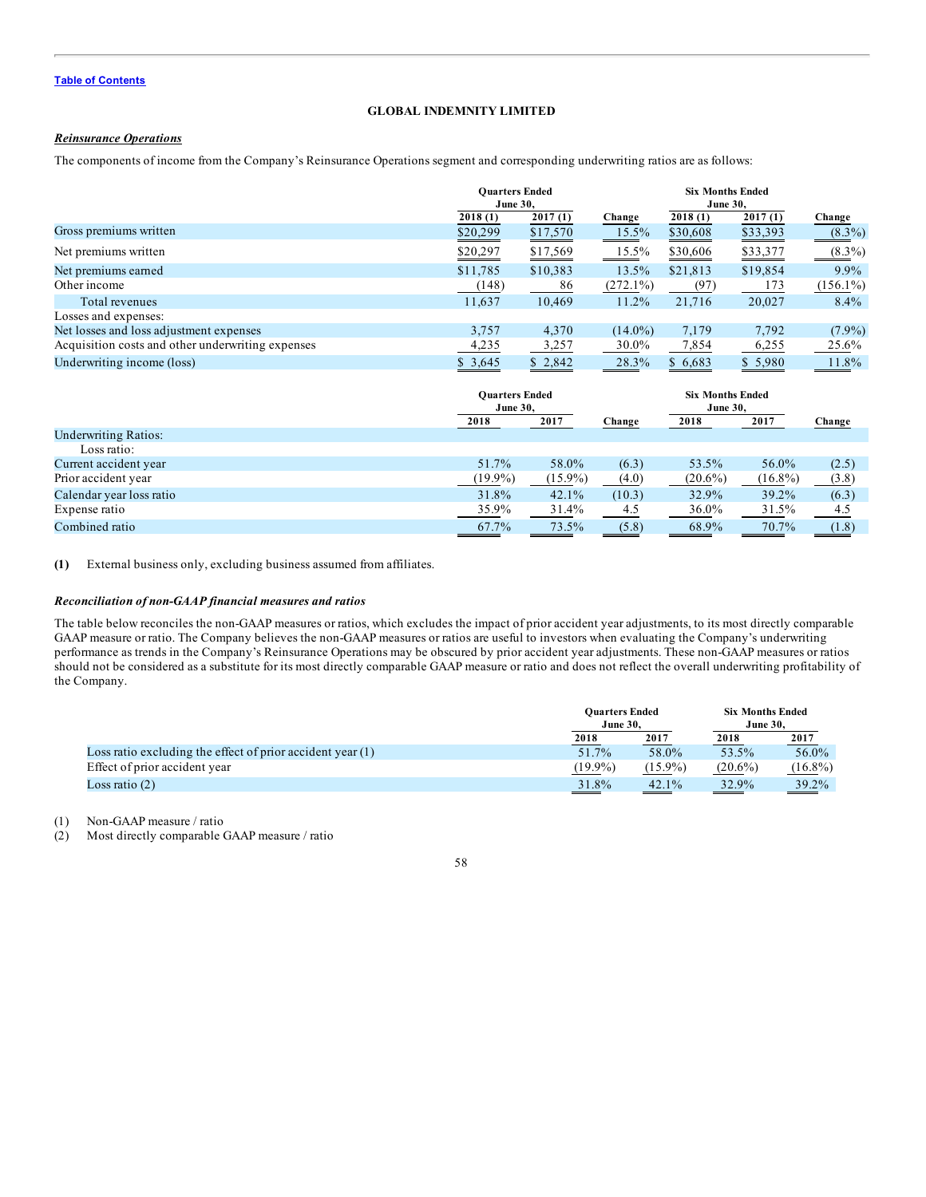**GLOBAL INDEMNITY LIMITED**

***Reinsurance Operations***

The components of income from the Company's Reinsurance Operations segment and corresponding underwriting ratios are as follows:

| | Quarters Ended June 30, | | | Six Months Ended June 30, | | |
|---|---|---|---|---|---|---|
| | 2018 (1) | 2017 (1) | Change | 2018 (1) | 2017 (1) | Change |
| Gross premiums written | $20,299 | $17,570 | 15.5% | $30,608 | $33,393 | (8.3%) |
| Net premiums written | $20,297 | $17,569 | 15.5% | $30,606 | $33,377 | (8.3%) |
| Net premiums earned | $11,785 | $10,383 | 13.5% | $21,813 | $19,854 | 9.9% |
| Other income | (148) | 86 | (272.1%) | (97) | 173 | (156.1%) |
| Total revenues | 11,637 | 10,469 | 11.2% | 21,716 | 20,027 | 8.4% |
| Losses and expenses: | | | | | | |
| Net losses and loss adjustment expenses | 3,757 | 4,370 | (14.0%) | 7,179 | 7,792 | (7.9%) |
| Acquisition costs and other underwriting expenses | 4,235 | 3,257 | 30.0% | 7,854 | 6,255 | 25.6% |
| Underwriting income (loss) | $ 3,645 | $ 2,842 | 28.3% | $ 6,683 | $ 5,980 | 11.8% |

| | Quarters Ended June 30, | | | Six Months Ended June 30, | | |
|---|---|---|---|---|---|---|
| | 2018 | 2017 | Change | 2018 | 2017 | Change |
| Underwriting Ratios: | | | | | | |
| Loss ratio: | | | | | | |
| Current accident year | 51.7% | 58.0% | (6.3) | 53.5% | 56.0% | (2.5) |
| Prior accident year | (19.9%) | (15.9%) | (4.0) | (20.6%) | (16.8%) | (3.8) |
| Calendar year loss ratio | 31.8% | 42.1% | (10.3) | 32.9% | 39.2% | (6.3) |
| Expense ratio | 35.9% | 31.4% | 4.5 | 36.0% | 31.5% | 4.5 |
| Combined ratio | 67.7% | 73.5% | (5.8) | 68.9% | 70.7% | (1.8) |

**(1)** External business only, excluding business assumed from affiliates.

***Reconciliation of non-GAAP financial measures and ratios***

The table below reconciles the non-GAAP measures or ratios, which excludes the impact of prior accident year adjustments, to its most directly comparable GAAP measure or ratio. The Company believes the non-GAAP measures or ratios are useful to investors when evaluating the Company's underwriting performance as trends in the Company's Reinsurance Operations may be obscured by prior accident year adjustments. These non-GAAP measures or ratios should not be considered as a substitute for its most directly comparable GAAP measure or ratio and does not reflect the overall underwriting profitability of the Company.

| | Quarters Ended June 30, | | Six Months Ended June 30, | |
|---|---|---|---|---|
| | 2018 | 2017 | 2018 | 2017 |
| Loss ratio excluding the effect of prior accident year (1) | 51.7% | 58.0% | 53.5% | 56.0% |
| Effect of prior accident year | (19.9%) | (15.9%) | (20.6%) | (16.8%) |
| Loss ratio (2) | 31.8% | 42.1% | 32.9% | 39.2% |

(1) Non-GAAP measure / ratio
(2) Most directly comparable GAAP measure / ratio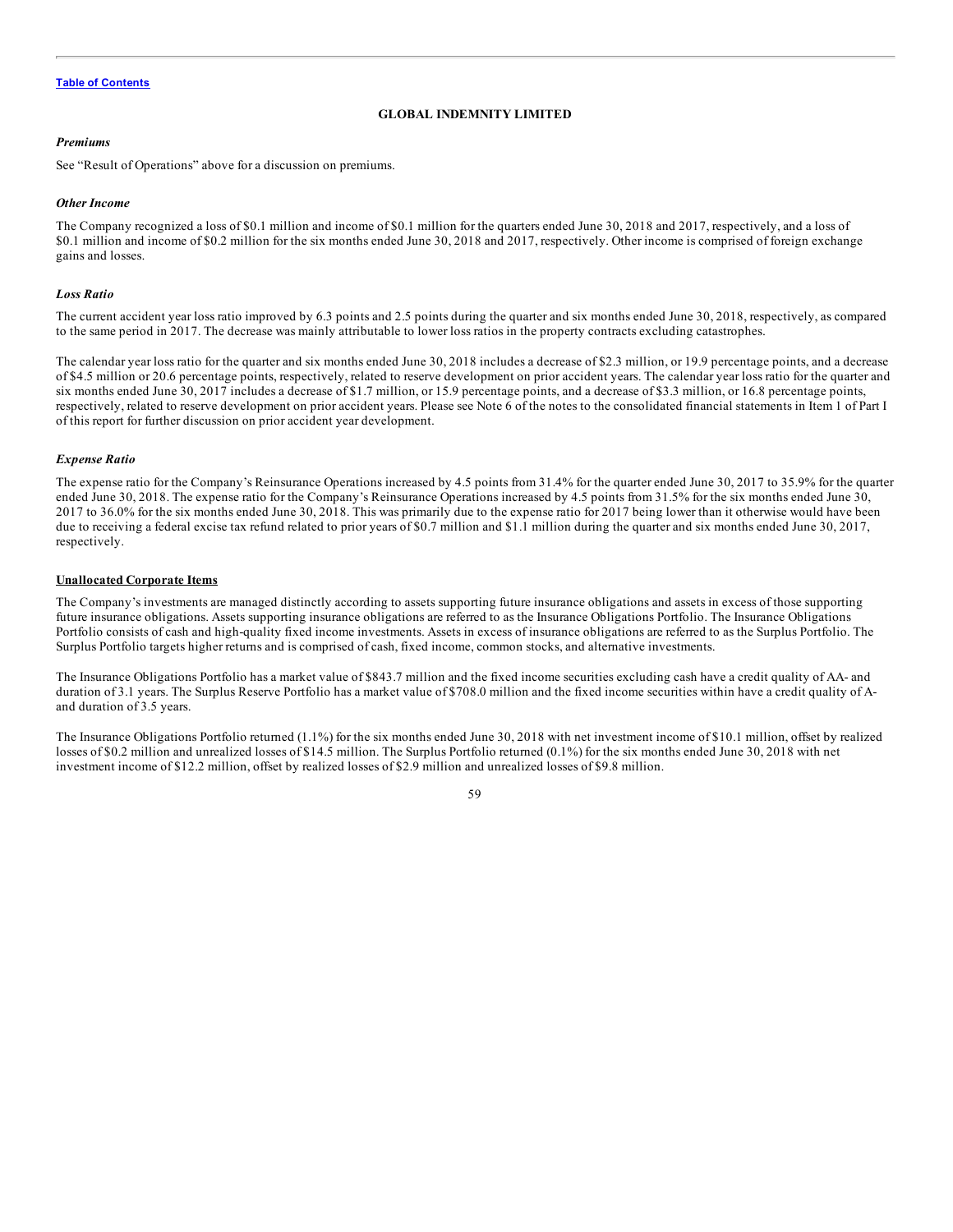**GLOBAL INDEMNITY LIMITED**

### *Premiums*

See "Result of Operations" above for a discussion on premiums.

### *Other Income*

The Company recognized a loss of $0.1 million and income of $0.1 million for the quarters ended June 30, 2018 and 2017, respectively, and a loss of $0.1 million and income of $0.2 million for the six months ended June 30, 2018 and 2017, respectively. Other income is comprised of foreign exchange gains and losses.

### *Loss Ratio*

The current accident year loss ratio improved by 6.3 points and 2.5 points during the quarter and six months ended June 30, 2018, respectively, as compared to the same period in 2017. The decrease was mainly attributable to lower loss ratios in the property contracts excluding catastrophes.

The calendar year loss ratio for the quarter and six months ended June 30, 2018 includes a decrease of $2.3 million, or 19.9 percentage points, and a decrease of $4.5 million or 20.6 percentage points, respectively, related to reserve development on prior accident years. The calendar year loss ratio for the quarter and six months ended June 30, 2017 includes a decrease of $1.7 million, or 15.9 percentage points, and a decrease of $3.3 million, or 16.8 percentage points, respectively, related to reserve development on prior accident years. Please see Note 6 of the notes to the consolidated financial statements in Item 1 of Part I of this report for further discussion on prior accident year development.

### *Expense Ratio*

The expense ratio for the Company's Reinsurance Operations increased by 4.5 points from 31.4% for the quarter ended June 30, 2017 to 35.9% for the quarter ended June 30, 2018. The expense ratio for the Company's Reinsurance Operations increased by 4.5 points from 31.5% for the six months ended June 30, 2017 to 36.0% for the six months ended June 30, 2018. This was primarily due to the expense ratio for 2017 being lower than it otherwise would have been due to receiving a federal excise tax refund related to prior years of $0.7 million and $1.1 million during the quarter and six months ended June 30, 2017, respectively.

## Unallocated Corporate Items

The Company's investments are managed distinctly according to assets supporting future insurance obligations and assets in excess of those supporting future insurance obligations. Assets supporting insurance obligations are referred to as the Insurance Obligations Portfolio. The Insurance Obligations Portfolio consists of cash and high-quality fixed income investments. Assets in excess of insurance obligations are referred to as the Surplus Portfolio. The Surplus Portfolio targets higher returns and is comprised of cash, fixed income, common stocks, and alternative investments.

The Insurance Obligations Portfolio has a market value of $843.7 million and the fixed income securities excluding cash have a credit quality of AA- and duration of 3.1 years. The Surplus Reserve Portfolio has a market value of $708.0 million and the fixed income securities within have a credit quality of A- and duration of 3.5 years.

The Insurance Obligations Portfolio returned (1.1%) for the six months ended June 30, 2018 with net investment income of $10.1 million, offset by realized losses of $0.2 million and unrealized losses of $14.5 million. The Surplus Portfolio returned (0.1%) for the six months ended June 30, 2018 with net investment income of $12.2 million, offset by realized losses of $2.9 million and unrealized losses of $9.8 million.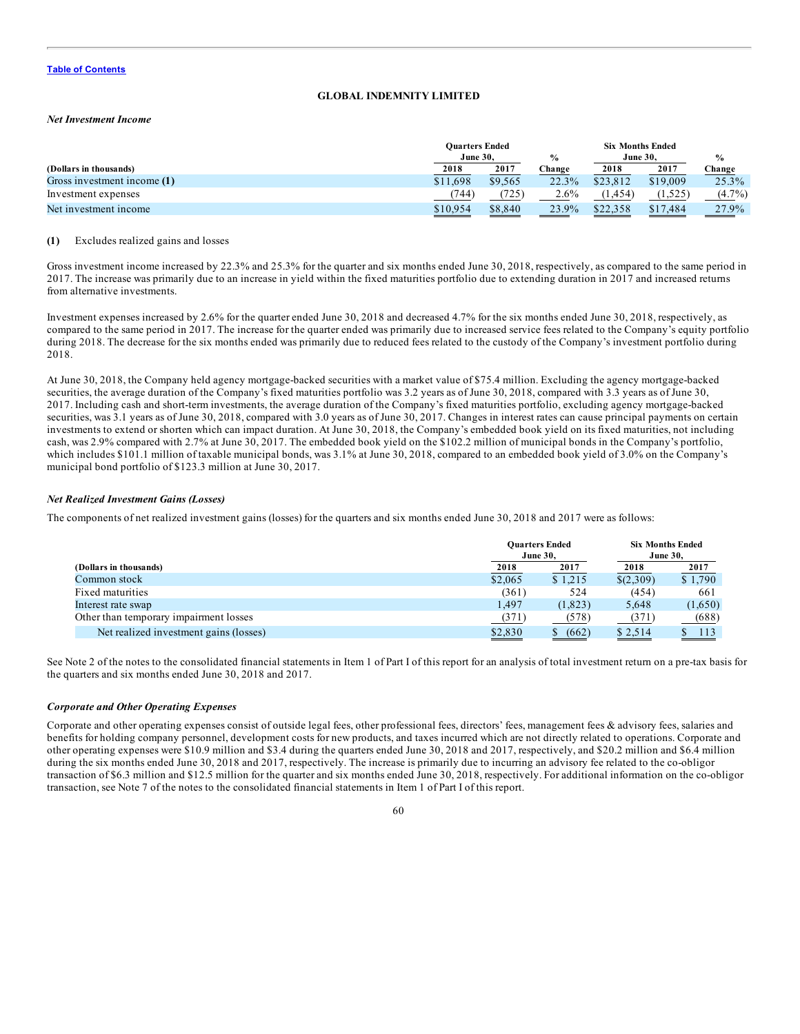GLOBAL INDEMNITY LIMITED

### *Net Investment Income*

| (Dollars in thousands) | Quarters Ended June 30, 2018 | 2017 | % Change | Six Months Ended June 30, 2018 | 2017 | % Change |
|---|---|---|---|---|---|---|
| Gross investment income **(1)** | $11,698 | $9,565 | 22.3% | $23,812 | $19,009 | 25.3% |
| Investment expenses | (744) | (725) | 2.6% | (1,454) | (1,525) | (4.7%) |
| Net investment income | $10,954 | $8,840 | 23.9% | $22,358 | $17,484 | 27.9% |

**(1)** Excludes realized gains and losses

Gross investment income increased by 22.3% and 25.3% for the quarter and six months ended June 30, 2018, respectively, as compared to the same period in 2017. The increase was primarily due to an increase in yield within the fixed maturities portfolio due to extending duration in 2017 and increased returns from alternative investments.

Investment expenses increased by 2.6% for the quarter ended June 30, 2018 and decreased 4.7% for the six months ended June 30, 2018, respectively, as compared to the same period in 2017. The increase for the quarter ended was primarily due to increased service fees related to the Company's equity portfolio during 2018. The decrease for the six months ended was primarily due to reduced fees related to the custody of the Company's investment portfolio during 2018.

At June 30, 2018, the Company held agency mortgage-backed securities with a market value of $75.4 million. Excluding the agency mortgage-backed securities, the average duration of the Company's fixed maturities portfolio was 3.2 years as of June 30, 2018, compared with 3.3 years as of June 30, 2017. Including cash and short-term investments, the average duration of the Company's fixed maturities portfolio, excluding agency mortgage-backed securities, was 3.1 years as of June 30, 2018, compared with 3.0 years as of June 30, 2017. Changes in interest rates can cause principal payments on certain investments to extend or shorten which can impact duration. At June 30, 2018, the Company's embedded book yield on its fixed maturities, not including cash, was 2.9% compared with 2.7% at June 30, 2017. The embedded book yield on the $102.2 million of municipal bonds in the Company's portfolio, which includes $101.1 million of taxable municipal bonds, was 3.1% at June 30, 2018, compared to an embedded book yield of 3.0% on the Company's municipal bond portfolio of $123.3 million at June 30, 2017.

### *Net Realized Investment Gains (Losses)*

The components of net realized investment gains (losses) for the quarters and six months ended June 30, 2018 and 2017 were as follows:

| (Dollars in thousands) | Quarters Ended June 30, 2018 | 2017 | Six Months Ended June 30, 2018 | 2017 |
|---|---|---|---|---|
| Common stock | $2,065 | $ 1,215 | $(2,309) | $ 1,790 |
| Fixed maturities | (361) | 524 | (454) | 661 |
| Interest rate swap | 1,497 | (1,823) | 5,648 | (1,650) |
| Other than temporary impairment losses | (371) | (578) | (371) | (688) |
| Net realized investment gains (losses) | $2,830 | $ (662) | $ 2,514 | $ 113 |

See Note 2 of the notes to the consolidated financial statements in Item 1 of Part I of this report for an analysis of total investment return on a pre-tax basis for the quarters and six months ended June 30, 2018 and 2017.

### *Corporate and Other Operating Expenses*

Corporate and other operating expenses consist of outside legal fees, other professional fees, directors' fees, management fees & advisory fees, salaries and benefits for holding company personnel, development costs for new products, and taxes incurred which are not directly related to operations. Corporate and other operating expenses were $10.9 million and $3.4 during the quarters ended June 30, 2018 and 2017, respectively, and $20.2 million and $6.4 million during the six months ended June 30, 2018 and 2017, respectively. The increase is primarily due to incurring an advisory fee related to the co-obligor transaction of $6.3 million and $12.5 million for the quarter and six months ended June 30, 2018, respectively. For additional information on the co-obligor transaction, see Note 7 of the notes to the consolidated financial statements in Item 1 of Part I of this report.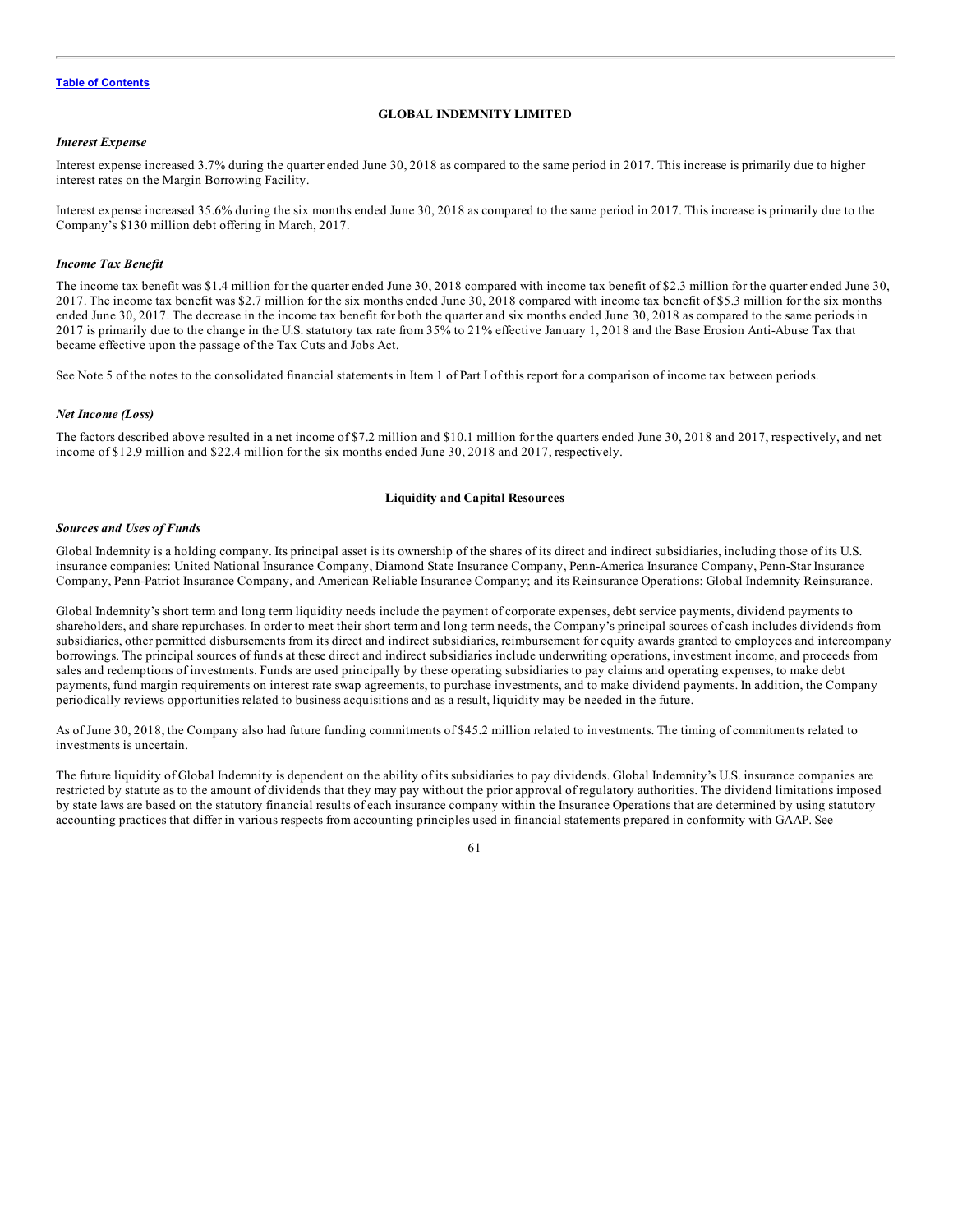*Interest Expense*

Interest expense increased 3.7% during the quarter ended June 30, 2018 as compared to the same period in 2017. This increase is primarily due to higher interest rates on the Margin Borrowing Facility.

Interest expense increased 35.6% during the six months ended June 30, 2018 as compared to the same period in 2017. This increase is primarily due to the Company's $130 million debt offering in March, 2017.

*Income Tax Benefit*

The income tax benefit was $1.4 million for the quarter ended June 30, 2018 compared with income tax benefit of $2.3 million for the quarter ended June 30, 2017. The income tax benefit was $2.7 million for the six months ended June 30, 2018 compared with income tax benefit of $5.3 million for the six months ended June 30, 2017. The decrease in the income tax benefit for both the quarter and six months ended June 30, 2018 as compared to the same periods in 2017 is primarily due to the change in the U.S. statutory tax rate from 35% to 21% effective January 1, 2018 and the Base Erosion Anti-Abuse Tax that became effective upon the passage of the Tax Cuts and Jobs Act.

See Note 5 of the notes to the consolidated financial statements in Item 1 of Part I of this report for a comparison of income tax between periods.

*Net Income (Loss)*

The factors described above resulted in a net income of $7.2 million and $10.1 million for the quarters ended June 30, 2018 and 2017, respectively, and net income of $12.9 million and $22.4 million for the six months ended June 30, 2018 and 2017, respectively.

**Liquidity and Capital Resources**

*Sources and Uses of Funds*

Global Indemnity is a holding company. Its principal asset is its ownership of the shares of its direct and indirect subsidiaries, including those of its U.S. insurance companies: United National Insurance Company, Diamond State Insurance Company, Penn-America Insurance Company, Penn-Star Insurance Company, Penn-Patriot Insurance Company, and American Reliable Insurance Company; and its Reinsurance Operations: Global Indemnity Reinsurance.

Global Indemnity's short term and long term liquidity needs include the payment of corporate expenses, debt service payments, dividend payments to shareholders, and share repurchases. In order to meet their short term and long term needs, the Company's principal sources of cash includes dividends from subsidiaries, other permitted disbursements from its direct and indirect subsidiaries, reimbursement for equity awards granted to employees and intercompany borrowings. The principal sources of funds at these direct and indirect subsidiaries include underwriting operations, investment income, and proceeds from sales and redemptions of investments. Funds are used principally by these operating subsidiaries to pay claims and operating expenses, to make debt payments, fund margin requirements on interest rate swap agreements, to purchase investments, and to make dividend payments. In addition, the Company periodically reviews opportunities related to business acquisitions and as a result, liquidity may be needed in the future.

As of June 30, 2018, the Company also had future funding commitments of $45.2 million related to investments. The timing of commitments related to investments is uncertain.

The future liquidity of Global Indemnity is dependent on the ability of its subsidiaries to pay dividends. Global Indemnity's U.S. insurance companies are restricted by statute as to the amount of dividends that they may pay without the prior approval of regulatory authorities. The dividend limitations imposed by state laws are based on the statutory financial results of each insurance company within the Insurance Operations that are determined by using statutory accounting practices that differ in various respects from accounting principles used in financial statements prepared in conformity with GAAP. See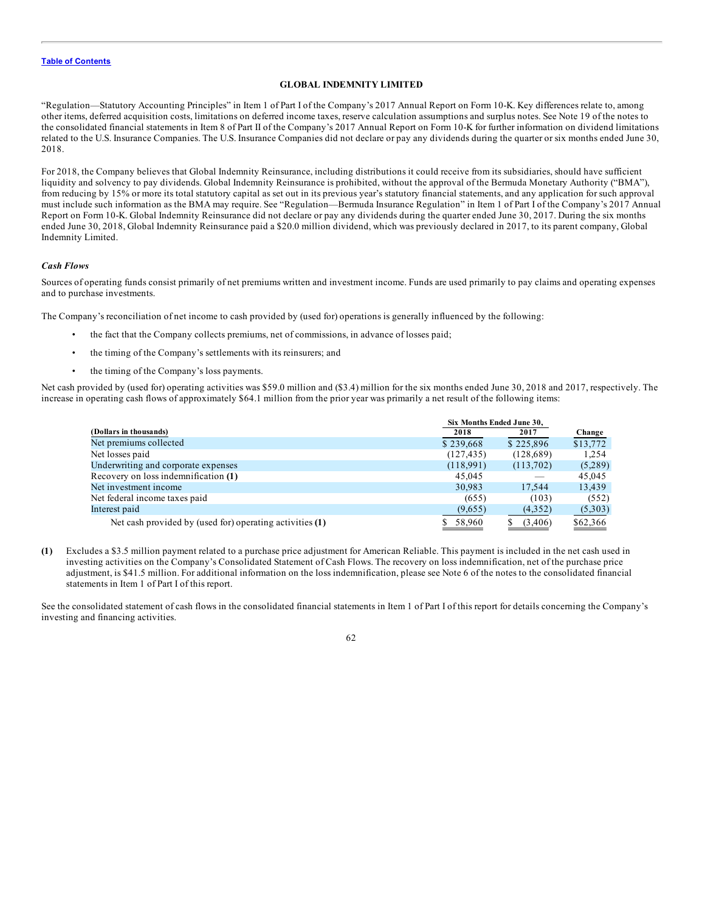“Regulation—Statutory Accounting Principles” in Item 1 of Part I of the Company’s 2017 Annual Report on Form 10-K. Key differences relate to, among other items, deferred acquisition costs, limitations on deferred income taxes, reserve calculation assumptions and surplus notes. See Note 19 of the notes to the consolidated financial statements in Item 8 of Part II of the Company’s 2017 Annual Report on Form 10-K for further information on dividend limitations related to the U.S. Insurance Companies. The U.S. Insurance Companies did not declare or pay any dividends during the quarter or six months ended June 30, 2018.

For 2018, the Company believes that Global Indemnity Reinsurance, including distributions it could receive from its subsidiaries, should have sufficient liquidity and solvency to pay dividends. Global Indemnity Reinsurance is prohibited, without the approval of the Bermuda Monetary Authority (“BMA”), from reducing by 15% or more its total statutory capital as set out in its previous year’s statutory financial statements, and any application for such approval must include such information as the BMA may require. See “Regulation—Bermuda Insurance Regulation” in Item 1 of Part I of the Company’s 2017 Annual Report on Form 10-K. Global Indemnity Reinsurance did not declare or pay any dividends during the quarter ended June 30, 2017. During the six months ended June 30, 2018, Global Indemnity Reinsurance paid a $20.0 million dividend, which was previously declared in 2017, to its parent company, Global Indemnity Limited.

### *Cash Flows*

Sources of operating funds consist primarily of net premiums written and investment income. Funds are used primarily to pay claims and operating expenses and to purchase investments.

The Company’s reconciliation of net income to cash provided by (used for) operations is generally influenced by the following:

- the fact that the Company collects premiums, net of commissions, in advance of losses paid;
- the timing of the Company’s settlements with its reinsurers; and
- the timing of the Company’s loss payments.

Net cash provided by (used for) operating activities was $59.0 million and ($3.4) million for the six months ended June 30, 2018 and 2017, respectively. The increase in operating cash flows of approximately $64.1 million from the prior year was primarily a net result of the following items:

| | Six Months Ended June 30, | | |
|---|---|---|---|
| **(Dollars in thousands)** | **2018** | **2017** | **Change** |
| Net premiums collected | $ 239,668 | $ 225,896 | $13,772 |
| Net losses paid | (127,435) | (128,689) | 1,254 |
| Underwriting and corporate expenses | (118,991) | (113,702) | (5,289) |
| Recovery on loss indemnification **(1)** | 45,045 | — | 45,045 |
| Net investment income | 30,983 | 17,544 | 13,439 |
| Net federal income taxes paid | (655) | (103) | (552) |
| Interest paid | (9,655) | (4,352) | (5,303) |
| Net cash provided by (used for) operating activities **(1)** | $ 58,960 | $ (3,406) | $62,366 |

**(1)** Excludes a $3.5 million payment related to a purchase price adjustment for American Reliable. This payment is included in the net cash used in investing activities on the Company’s Consolidated Statement of Cash Flows. The recovery on loss indemnification, net of the purchase price adjustment, is $41.5 million. For additional information on the loss indemnification, please see Note 6 of the notes to the consolidated financial statements in Item 1 of Part I of this report.

See the consolidated statement of cash flows in the consolidated financial statements in Item 1 of Part I of this report for details concerning the Company’s investing and financing activities.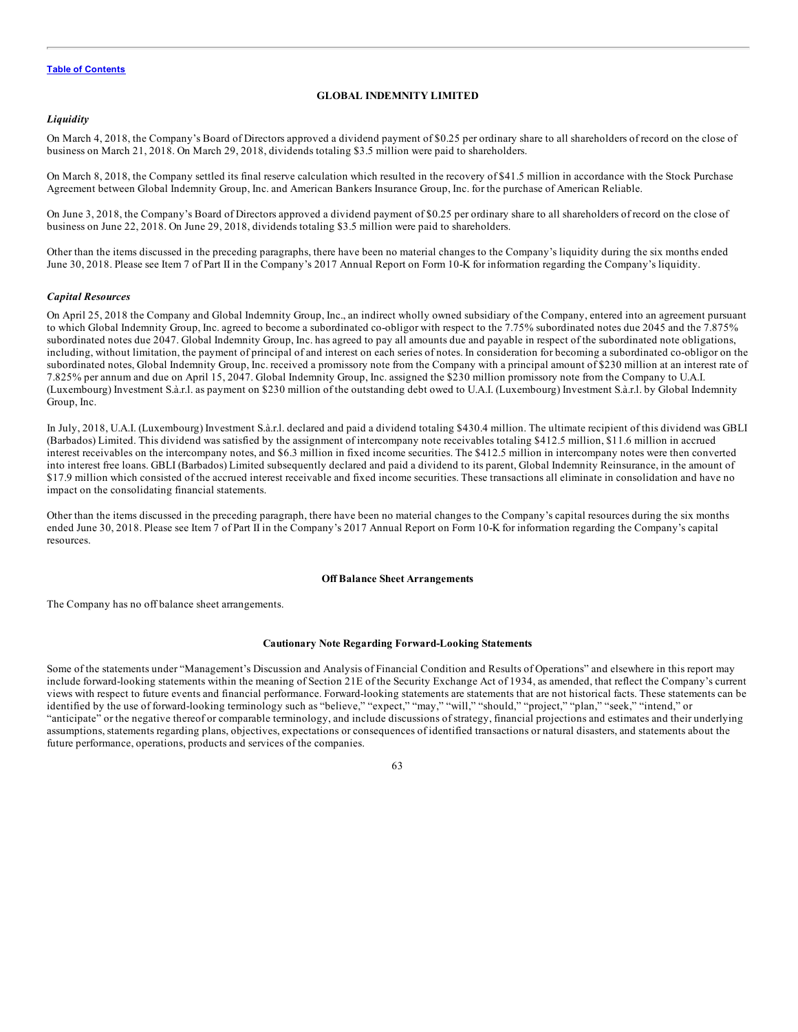**GLOBAL INDEMNITY LIMITED**

*Liquidity*

On March 4, 2018, the Company's Board of Directors approved a dividend payment of $0.25 per ordinary share to all shareholders of record on the close of business on March 21, 2018. On March 29, 2018, dividends totaling $3.5 million were paid to shareholders.

On March 8, 2018, the Company settled its final reserve calculation which resulted in the recovery of $41.5 million in accordance with the Stock Purchase Agreement between Global Indemnity Group, Inc. and American Bankers Insurance Group, Inc. for the purchase of American Reliable.

On June 3, 2018, the Company's Board of Directors approved a dividend payment of $0.25 per ordinary share to all shareholders of record on the close of business on June 22, 2018. On June 29, 2018, dividends totaling $3.5 million were paid to shareholders.

Other than the items discussed in the preceding paragraphs, there have been no material changes to the Company's liquidity during the six months ended June 30, 2018. Please see Item 7 of Part II in the Company's 2017 Annual Report on Form 10-K for information regarding the Company's liquidity.

*Capital Resources*

On April 25, 2018 the Company and Global Indemnity Group, Inc., an indirect wholly owned subsidiary of the Company, entered into an agreement pursuant to which Global Indemnity Group, Inc. agreed to become a subordinated co-obligor with respect to the 7.75% subordinated notes due 2045 and the 7.875% subordinated notes due 2047. Global Indemnity Group, Inc. has agreed to pay all amounts due and payable in respect of the subordinated note obligations, including, without limitation, the payment of principal of and interest on each series of notes. In consideration for becoming a subordinated co-obligor on the subordinated notes, Global Indemnity Group, Inc. received a promissory note from the Company with a principal amount of $230 million at an interest rate of 7.825% per annum and due on April 15, 2047. Global Indemnity Group, Inc. assigned the $230 million promissory note from the Company to U.A.I. (Luxembourg) Investment S.à.r.l. as payment on $230 million of the outstanding debt owed to U.A.I. (Luxembourg) Investment S.à.r.l. by Global Indemnity Group, Inc.

In July, 2018, U.A.I. (Luxembourg) Investment S.à.r.l. declared and paid a dividend totaling $430.4 million. The ultimate recipient of this dividend was GBLI (Barbados) Limited. This dividend was satisfied by the assignment of intercompany note receivables totaling $412.5 million, $11.6 million in accrued interest receivables on the intercompany notes, and $6.3 million in fixed income securities. The $412.5 million in intercompany notes were then converted into interest free loans. GBLI (Barbados) Limited subsequently declared and paid a dividend to its parent, Global Indemnity Reinsurance, in the amount of $17.9 million which consisted of the accrued interest receivable and fixed income securities. These transactions all eliminate in consolidation and have no impact on the consolidating financial statements.

Other than the items discussed in the preceding paragraph, there have been no material changes to the Company's capital resources during the six months ended June 30, 2018. Please see Item 7 of Part II in the Company's 2017 Annual Report on Form 10-K for information regarding the Company's capital resources.

**Off Balance Sheet Arrangements**

The Company has no off balance sheet arrangements.

**Cautionary Note Regarding Forward-Looking Statements**

Some of the statements under "Management's Discussion and Analysis of Financial Condition and Results of Operations" and elsewhere in this report may include forward-looking statements within the meaning of Section 21E of the Security Exchange Act of 1934, as amended, that reflect the Company's current views with respect to future events and financial performance. Forward-looking statements are statements that are not historical facts. These statements can be identified by the use of forward-looking terminology such as "believe," "expect," "may," "will," "should," "project," "plan," "seek," "intend," or "anticipate" or the negative thereof or comparable terminology, and include discussions of strategy, financial projections and estimates and their underlying assumptions, statements regarding plans, objectives, expectations or consequences of identified transactions or natural disasters, and statements about the future performance, operations, products and services of the companies.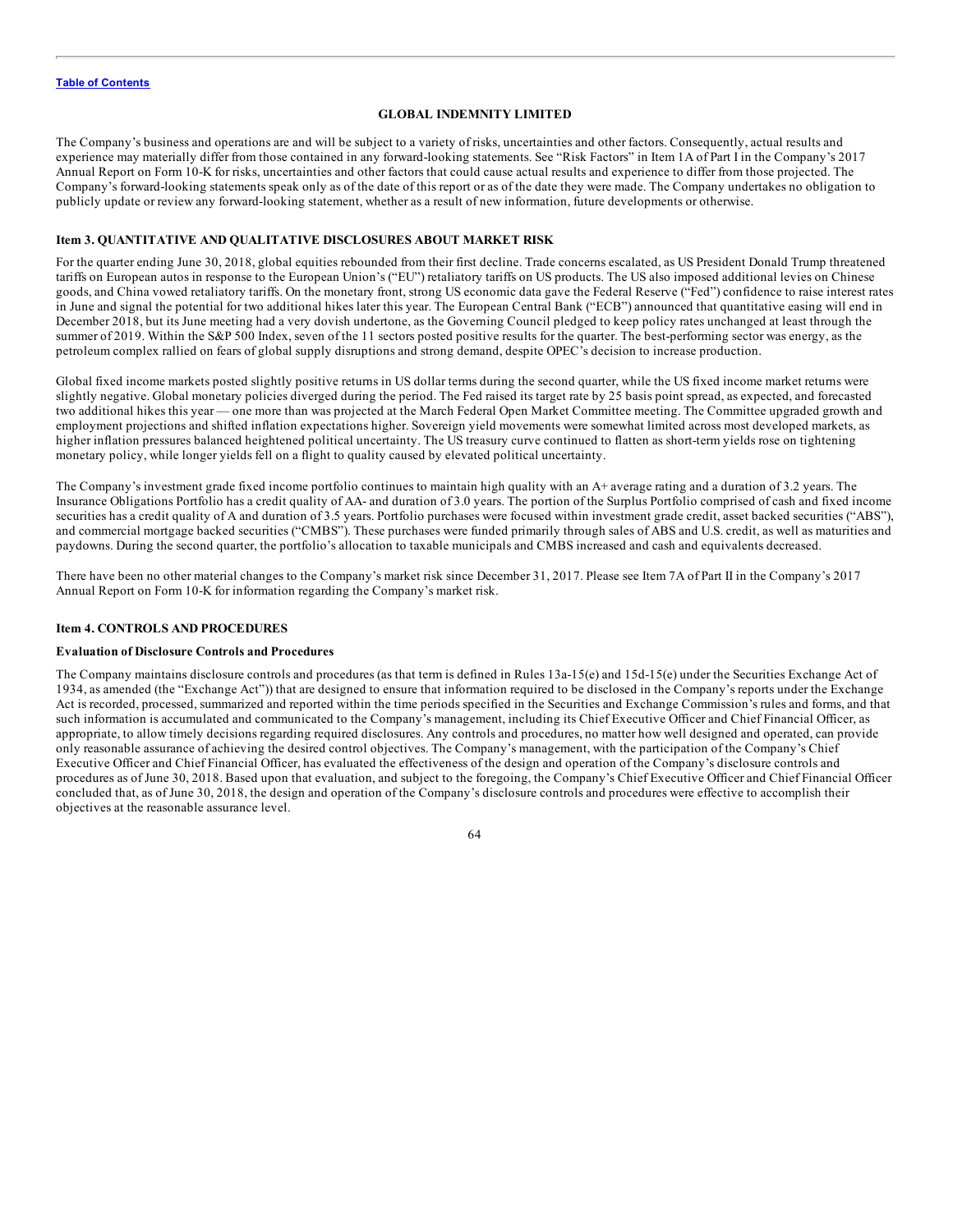**GLOBAL INDEMNITY LIMITED**

The Company's business and operations are and will be subject to a variety of risks, uncertainties and other factors. Consequently, actual results and experience may materially differ from those contained in any forward-looking statements. See "Risk Factors" in Item 1A of Part I in the Company's 2017 Annual Report on Form 10-K for risks, uncertainties and other factors that could cause actual results and experience to differ from those projected. The Company's forward-looking statements speak only as of the date of this report or as of the date they were made. The Company undertakes no obligation to publicly update or review any forward-looking statement, whether as a result of new information, future developments or otherwise.

### Item 3. QUANTITATIVE AND QUALITATIVE DISCLOSURES ABOUT MARKET RISK

For the quarter ending June 30, 2018, global equities rebounded from their first decline. Trade concerns escalated, as US President Donald Trump threatened tariffs on European autos in response to the European Union's ("EU") retaliatory tariffs on US products. The US also imposed additional levies on Chinese goods, and China vowed retaliatory tariffs. On the monetary front, strong US economic data gave the Federal Reserve ("Fed") confidence to raise interest rates in June and signal the potential for two additional hikes later this year. The European Central Bank ("ECB") announced that quantitative easing will end in December 2018, but its June meeting had a very dovish undertone, as the Governing Council pledged to keep policy rates unchanged at least through the summer of 2019. Within the S&P 500 Index, seven of the 11 sectors posted positive results for the quarter. The best-performing sector was energy, as the petroleum complex rallied on fears of global supply disruptions and strong demand, despite OPEC's decision to increase production.

Global fixed income markets posted slightly positive returns in US dollar terms during the second quarter, while the US fixed income market returns were slightly negative. Global monetary policies diverged during the period. The Fed raised its target rate by 25 basis point spread, as expected, and forecasted two additional hikes this year — one more than was projected at the March Federal Open Market Committee meeting. The Committee upgraded growth and employment projections and shifted inflation expectations higher. Sovereign yield movements were somewhat limited across most developed markets, as higher inflation pressures balanced heightened political uncertainty. The US treasury curve continued to flatten as short-term yields rose on tightening monetary policy, while longer yields fell on a flight to quality caused by elevated political uncertainty.

The Company's investment grade fixed income portfolio continues to maintain high quality with an A+ average rating and a duration of 3.2 years. The Insurance Obligations Portfolio has a credit quality of AA- and duration of 3.0 years. The portion of the Surplus Portfolio comprised of cash and fixed income securities has a credit quality of A and duration of 3.5 years. Portfolio purchases were focused within investment grade credit, asset backed securities ("ABS"), and commercial mortgage backed securities ("CMBS"). These purchases were funded primarily through sales of ABS and U.S. credit, as well as maturities and paydowns. During the second quarter, the portfolio's allocation to taxable municipals and CMBS increased and cash and equivalents decreased.

There have been no other material changes to the Company's market risk since December 31, 2017. Please see Item 7A of Part II in the Company's 2017 Annual Report on Form 10-K for information regarding the Company's market risk.

### Item 4. CONTROLS AND PROCEDURES

**Evaluation of Disclosure Controls and Procedures**

The Company maintains disclosure controls and procedures (as that term is defined in Rules 13a-15(e) and 15d-15(e) under the Securities Exchange Act of 1934, as amended (the "Exchange Act")) that are designed to ensure that information required to be disclosed in the Company's reports under the Exchange Act is recorded, processed, summarized and reported within the time periods specified in the Securities and Exchange Commission's rules and forms, and that such information is accumulated and communicated to the Company's management, including its Chief Executive Officer and Chief Financial Officer, as appropriate, to allow timely decisions regarding required disclosures. Any controls and procedures, no matter how well designed and operated, can provide only reasonable assurance of achieving the desired control objectives. The Company's management, with the participation of the Company's Chief Executive Officer and Chief Financial Officer, has evaluated the effectiveness of the design and operation of the Company's disclosure controls and procedures as of June 30, 2018. Based upon that evaluation, and subject to the foregoing, the Company's Chief Executive Officer and Chief Financial Officer concluded that, as of June 30, 2018, the design and operation of the Company's disclosure controls and procedures were effective to accomplish their objectives at the reasonable assurance level.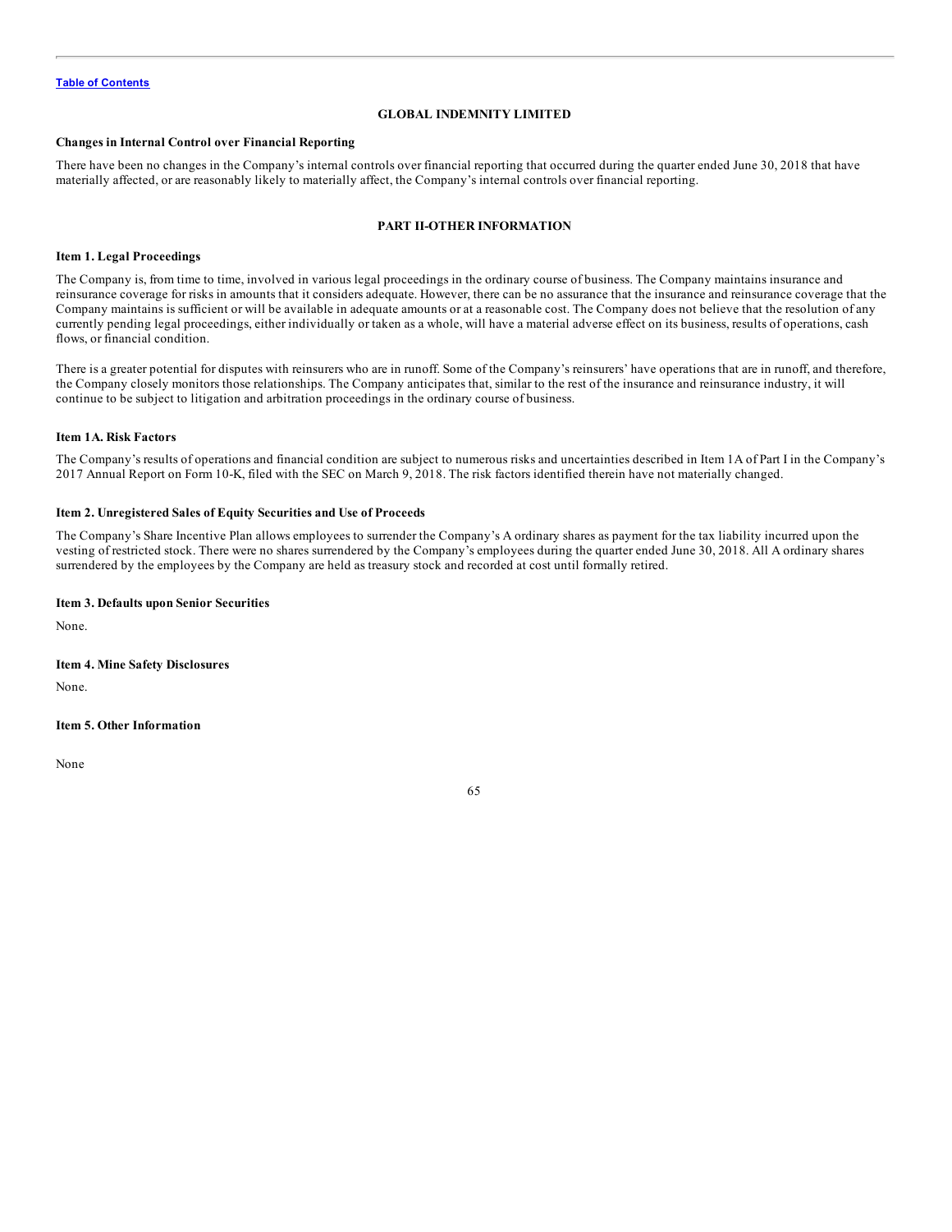**GLOBAL INDEMNITY LIMITED**

### Changes in Internal Control over Financial Reporting

There have been no changes in the Company's internal controls over financial reporting that occurred during the quarter ended June 30, 2018 that have materially affected, or are reasonably likely to materially affect, the Company's internal controls over financial reporting.

## PART II-OTHER INFORMATION

### Item 1. Legal Proceedings

The Company is, from time to time, involved in various legal proceedings in the ordinary course of business. The Company maintains insurance and reinsurance coverage for risks in amounts that it considers adequate. However, there can be no assurance that the insurance and reinsurance coverage that the Company maintains is sufficient or will be available in adequate amounts or at a reasonable cost. The Company does not believe that the resolution of any currently pending legal proceedings, either individually or taken as a whole, will have a material adverse effect on its business, results of operations, cash flows, or financial condition.

There is a greater potential for disputes with reinsurers who are in runoff. Some of the Company's reinsurers' have operations that are in runoff, and therefore, the Company closely monitors those relationships. The Company anticipates that, similar to the rest of the insurance and reinsurance industry, it will continue to be subject to litigation and arbitration proceedings in the ordinary course of business.

### Item 1A. Risk Factors

The Company's results of operations and financial condition are subject to numerous risks and uncertainties described in Item 1A of Part I in the Company's 2017 Annual Report on Form 10-K, filed with the SEC on March 9, 2018. The risk factors identified therein have not materially changed.

### Item 2. Unregistered Sales of Equity Securities and Use of Proceeds

The Company's Share Incentive Plan allows employees to surrender the Company's A ordinary shares as payment for the tax liability incurred upon the vesting of restricted stock. There were no shares surrendered by the Company's employees during the quarter ended June 30, 2018. All A ordinary shares surrendered by the employees by the Company are held as treasury stock and recorded at cost until formally retired.

### Item 3. Defaults upon Senior Securities

None.

### Item 4. Mine Safety Disclosures

None.

### Item 5. Other Information

None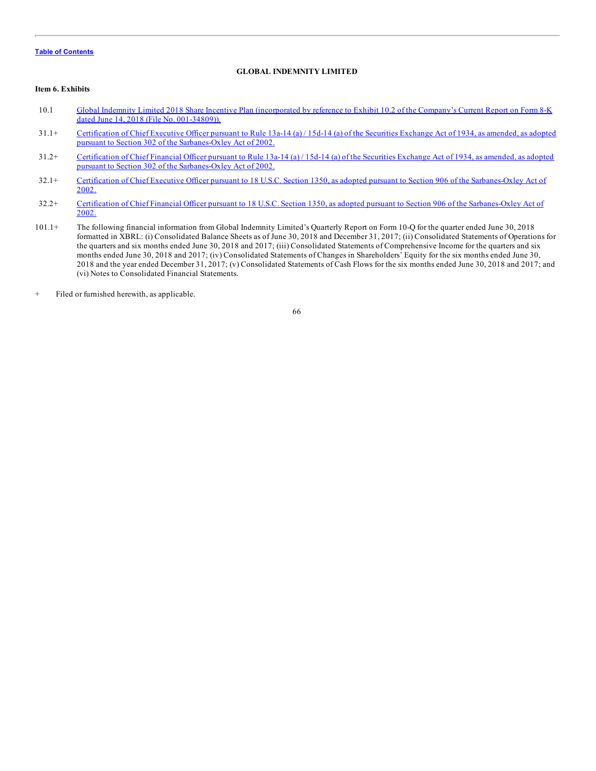[Table of Contents]

**GLOBAL INDEMNITY LIMITED**

**Item 6. Exhibits**

| | |
|---|---|
| 10.1 | Global Indemnity Limited 2018 Share Incentive Plan (incorporated by reference to Exhibit 10.2 of the Company's Current Report on Form 8-K dated June 14, 2018 (File No. 001-34809)). |
| 31.1+ | Certification of Chief Executive Officer pursuant to Rule 13a-14 (a) / 15d-14 (a) of the Securities Exchange Act of 1934, as amended, as adopted pursuant to Section 302 of the Sarbanes-Oxley Act of 2002. |
| 31.2+ | Certification of Chief Financial Officer pursuant to Rule 13a-14 (a) / 15d-14 (a) of the Securities Exchange Act of 1934, as amended, as adopted pursuant to Section 302 of the Sarbanes-Oxley Act of 2002. |
| 32.1+ | Certification of Chief Executive Officer pursuant to 18 U.S.C. Section 1350, as adopted pursuant to Section 906 of the Sarbanes-Oxley Act of 2002. |
| 32.2+ | Certification of Chief Financial Officer pursuant to 18 U.S.C. Section 1350, as adopted pursuant to Section 906 of the Sarbanes-Oxley Act of 2002. |
| 101.1+ | The following financial information from Global Indemnity Limited's Quarterly Report on Form 10-Q for the quarter ended June 30, 2018 formatted in XBRL: (i) Consolidated Balance Sheets as of June 30, 2018 and December 31, 2017; (ii) Consolidated Statements of Operations for the quarters and six months ended June 30, 2018 and 2017; (iii) Consolidated Statements of Comprehensive Income for the quarters and six months ended June 30, 2018 and 2017; (iv) Consolidated Statements of Changes in Shareholders' Equity for the six months ended June 30, 2018 and the year ended December 31, 2017; (v) Consolidated Statements of Cash Flows for the six months ended June 30, 2018 and 2017; and (vi) Notes to Consolidated Financial Statements. |

\+ Filed or furnished herewith, as applicable.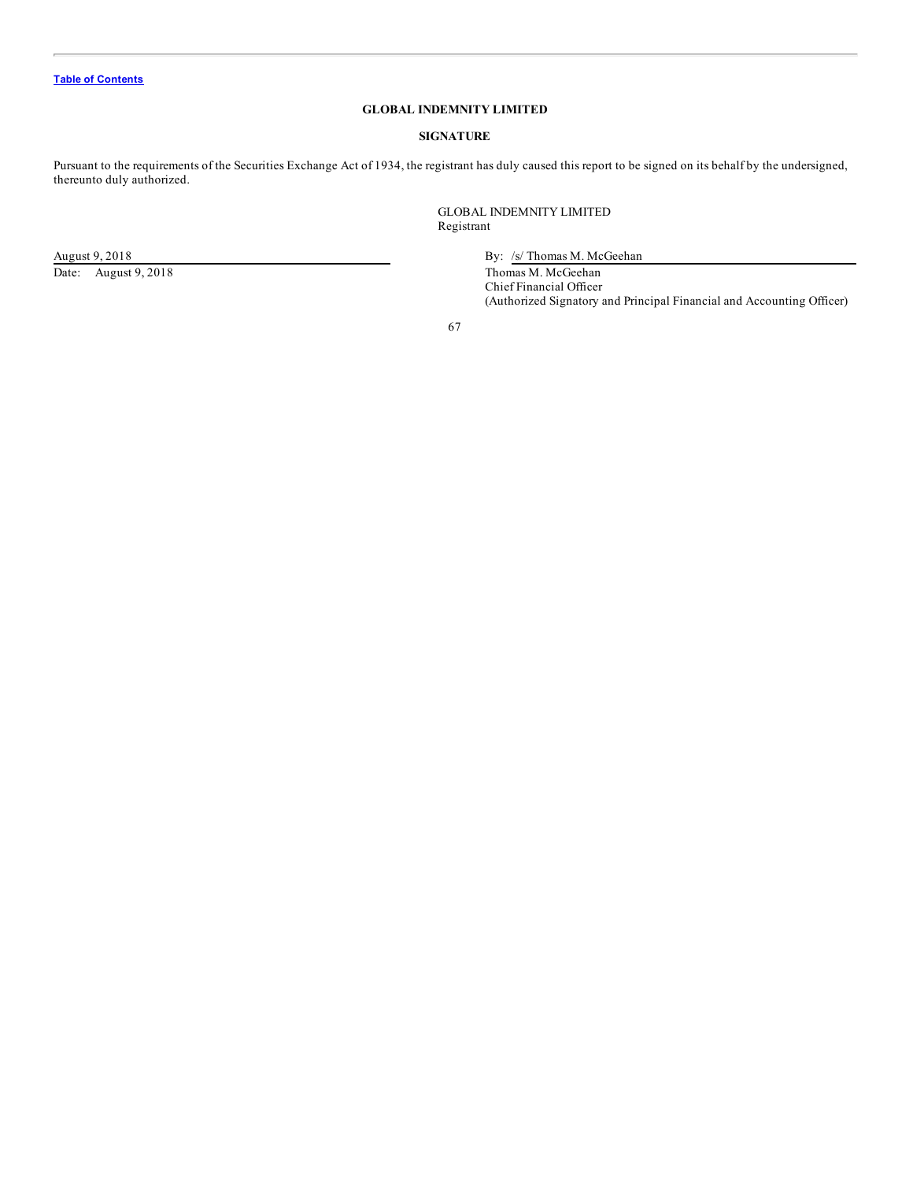Table of Contents

**GLOBAL INDEMNITY LIMITED**

**SIGNATURE**

Pursuant to the requirements of the Securities Exchange Act of 1934, the registrant has duly caused this report to be signed on its behalf by the undersigned, thereunto duly authorized.

GLOBAL INDEMNITY LIMITED
Registrant

| | |
|---|---|
| August 9, 2018 | By: /s/ Thomas M. McGeehan |
| Date: August 9, 2018 | Thomas M. McGeehan<br>Chief Financial Officer<br>(Authorized Signatory and Principal Financial and Accounting Officer) |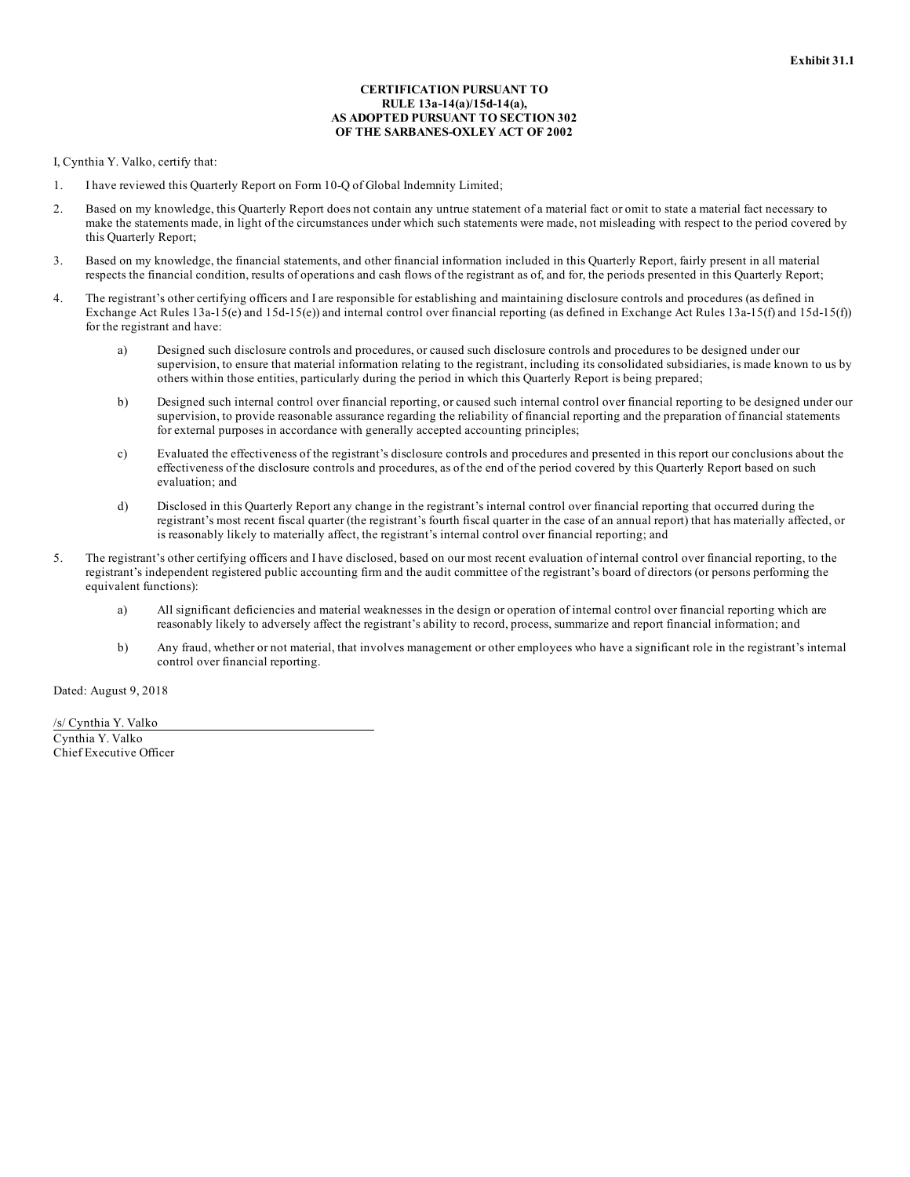Exhibit 31.1

**CERTIFICATION PURSUANT TO
RULE 13a-14(a)/15d-14(a),
AS ADOPTED PURSUANT TO SECTION 302
OF THE SARBANES-OXLEY ACT OF 2002**

I, Cynthia Y. Valko, certify that:

1. I have reviewed this Quarterly Report on Form 10-Q of Global Indemnity Limited;
2. Based on my knowledge, this Quarterly Report does not contain any untrue statement of a material fact or omit to state a material fact necessary to make the statements made, in light of the circumstances under which such statements were made, not misleading with respect to the period covered by this Quarterly Report;
3. Based on my knowledge, the financial statements, and other financial information included in this Quarterly Report, fairly present in all material respects the financial condition, results of operations and cash flows of the registrant as of, and for, the periods presented in this Quarterly Report;
4. The registrant's other certifying officers and I are responsible for establishing and maintaining disclosure controls and procedures (as defined in Exchange Act Rules 13a-15(e) and 15d-15(e)) and internal control over financial reporting (as defined in Exchange Act Rules 13a-15(f) and 15d-15(f)) for the registrant and have:
   a) Designed such disclosure controls and procedures, or caused such disclosure controls and procedures to be designed under our supervision, to ensure that material information relating to the registrant, including its consolidated subsidiaries, is made known to us by others within those entities, particularly during the period in which this Quarterly Report is being prepared;
   b) Designed such internal control over financial reporting, or caused such internal control over financial reporting to be designed under our supervision, to provide reasonable assurance regarding the reliability of financial reporting and the preparation of financial statements for external purposes in accordance with generally accepted accounting principles;
   c) Evaluated the effectiveness of the registrant's disclosure controls and procedures and presented in this report our conclusions about the effectiveness of the disclosure controls and procedures, as of the end of the period covered by this Quarterly Report based on such evaluation; and
   d) Disclosed in this Quarterly Report any change in the registrant's internal control over financial reporting that occurred during the registrant's most recent fiscal quarter (the registrant's fourth fiscal quarter in the case of an annual report) that has materially affected, or is reasonably likely to materially affect, the registrant's internal control over financial reporting; and
5. The registrant's other certifying officers and I have disclosed, based on our most recent evaluation of internal control over financial reporting, to the registrant's independent registered public accounting firm and the audit committee of the registrant's board of directors (or persons performing the equivalent functions):
   a) All significant deficiencies and material weaknesses in the design or operation of internal control over financial reporting which are reasonably likely to adversely affect the registrant's ability to record, process, summarize and report financial information; and
   b) Any fraud, whether or not material, that involves management or other employees who have a significant role in the registrant's internal control over financial reporting.

Dated: August 9, 2018

/s/ Cynthia Y. Valko
Cynthia Y. Valko
Chief Executive Officer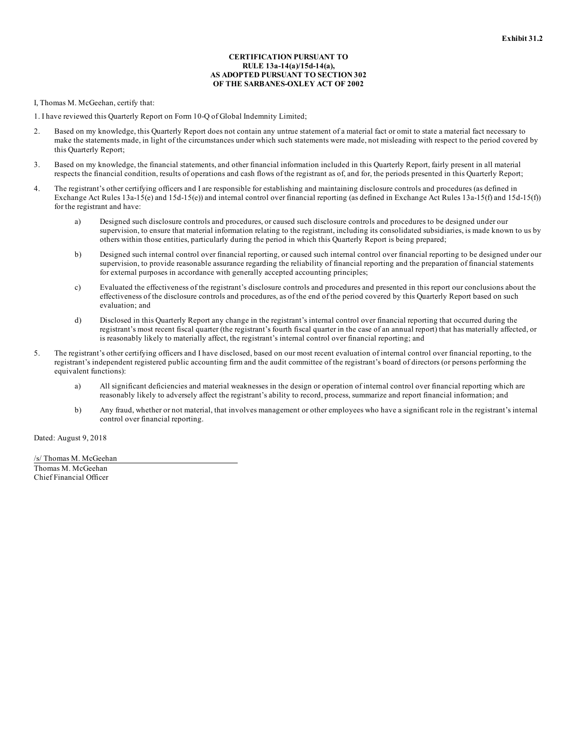**Exhibit 31.2**

**CERTIFICATION PURSUANT TO**
**RULE 13a-14(a)/15d-14(a),**
**AS ADOPTED PURSUANT TO SECTION 302**
**OF THE SARBANES-OXLEY ACT OF 2002**

I, Thomas M. McGeehan, certify that:

1. I have reviewed this Quarterly Report on Form 10-Q of Global Indemnity Limited;

2. Based on my knowledge, this Quarterly Report does not contain any untrue statement of a material fact or omit to state a material fact necessary to make the statements made, in light of the circumstances under which such statements were made, not misleading with respect to the period covered by this Quarterly Report;

3. Based on my knowledge, the financial statements, and other financial information included in this Quarterly Report, fairly present in all material respects the financial condition, results of operations and cash flows of the registrant as of, and for, the periods presented in this Quarterly Report;

4. The registrant's other certifying officers and I are responsible for establishing and maintaining disclosure controls and procedures (as defined in Exchange Act Rules 13a-15(e) and 15d-15(e)) and internal control over financial reporting (as defined in Exchange Act Rules 13a-15(f) and 15d-15(f)) for the registrant and have:

   a) Designed such disclosure controls and procedures, or caused such disclosure controls and procedures to be designed under our supervision, to ensure that material information relating to the registrant, including its consolidated subsidiaries, is made known to us by others within those entities, particularly during the period in which this Quarterly Report is being prepared;

   b) Designed such internal control over financial reporting, or caused such internal control over financial reporting to be designed under our supervision, to provide reasonable assurance regarding the reliability of financial reporting and the preparation of financial statements for external purposes in accordance with generally accepted accounting principles;

   c) Evaluated the effectiveness of the registrant's disclosure controls and procedures and presented in this report our conclusions about the effectiveness of the disclosure controls and procedures, as of the end of the period covered by this Quarterly Report based on such evaluation; and

   d) Disclosed in this Quarterly Report any change in the registrant's internal control over financial reporting that occurred during the registrant's most recent fiscal quarter (the registrant's fourth fiscal quarter in the case of an annual report) that has materially affected, or is reasonably likely to materially affect, the registrant's internal control over financial reporting; and

5. The registrant's other certifying officers and I have disclosed, based on our most recent evaluation of internal control over financial reporting, to the registrant's independent registered public accounting firm and the audit committee of the registrant's board of directors (or persons performing the equivalent functions):

   a) All significant deficiencies and material weaknesses in the design or operation of internal control over financial reporting which are reasonably likely to adversely affect the registrant's ability to record, process, summarize and report financial information; and

   b) Any fraud, whether or not material, that involves management or other employees who have a significant role in the registrant's internal control over financial reporting.

Dated: August 9, 2018

/s/ Thomas M. McGeehan

Thomas M. McGeehan
Chief Financial Officer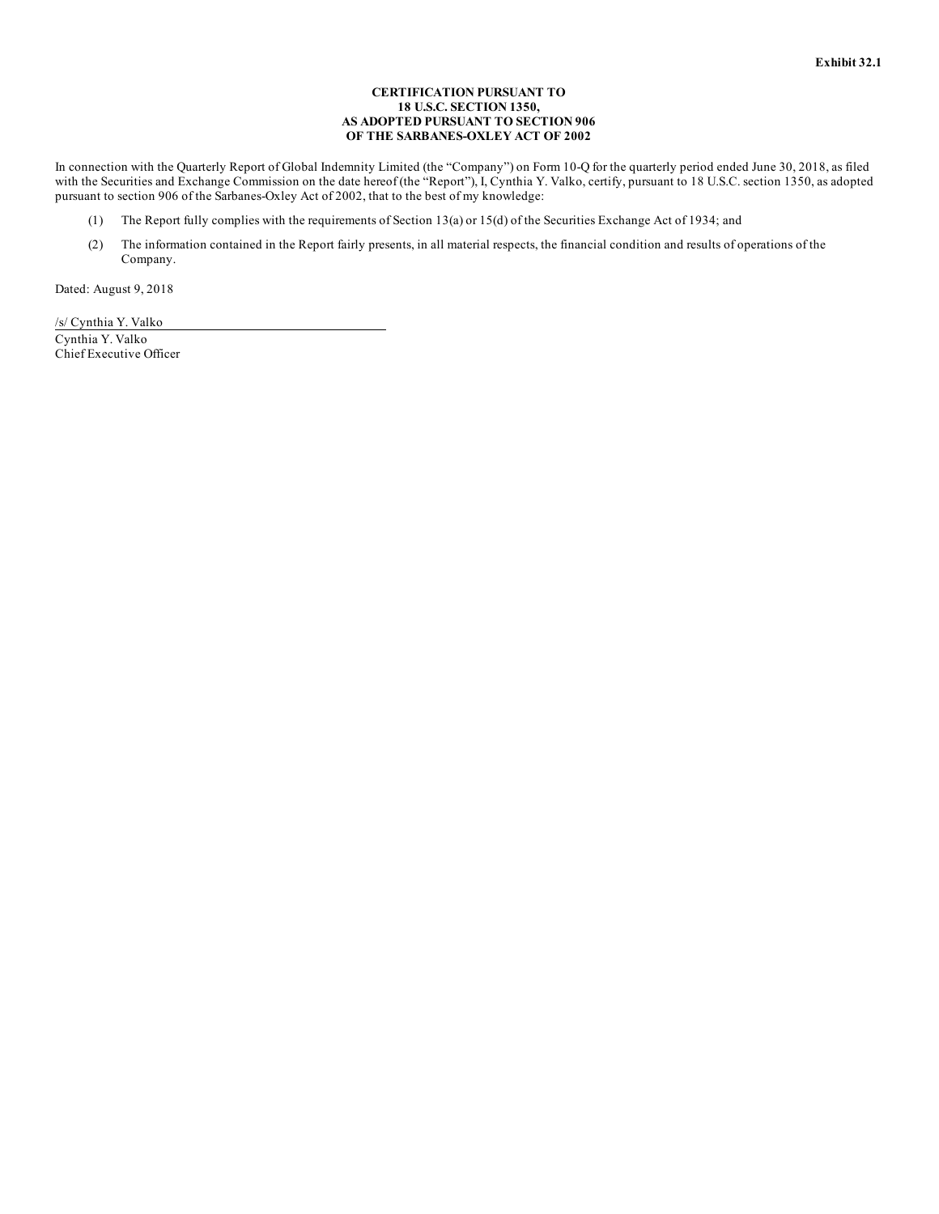**Exhibit 32.1**

**CERTIFICATION PURSUANT TO**
**18 U.S.C. SECTION 1350,**
**AS ADOPTED PURSUANT TO SECTION 906**
**OF THE SARBANES-OXLEY ACT OF 2002**

In connection with the Quarterly Report of Global Indemnity Limited (the "Company") on Form 10-Q for the quarterly period ended June 30, 2018, as filed with the Securities and Exchange Commission on the date hereof (the "Report"), I, Cynthia Y. Valko, certify, pursuant to 18 U.S.C. section 1350, as adopted pursuant to section 906 of the Sarbanes-Oxley Act of 2002, that to the best of my knowledge:

(1) The Report fully complies with the requirements of Section 13(a) or 15(d) of the Securities Exchange Act of 1934; and

(2) The information contained in the Report fairly presents, in all material respects, the financial condition and results of operations of the Company.

Dated: August 9, 2018

/s/ Cynthia Y. Valko

Cynthia Y. Valko
Chief Executive Officer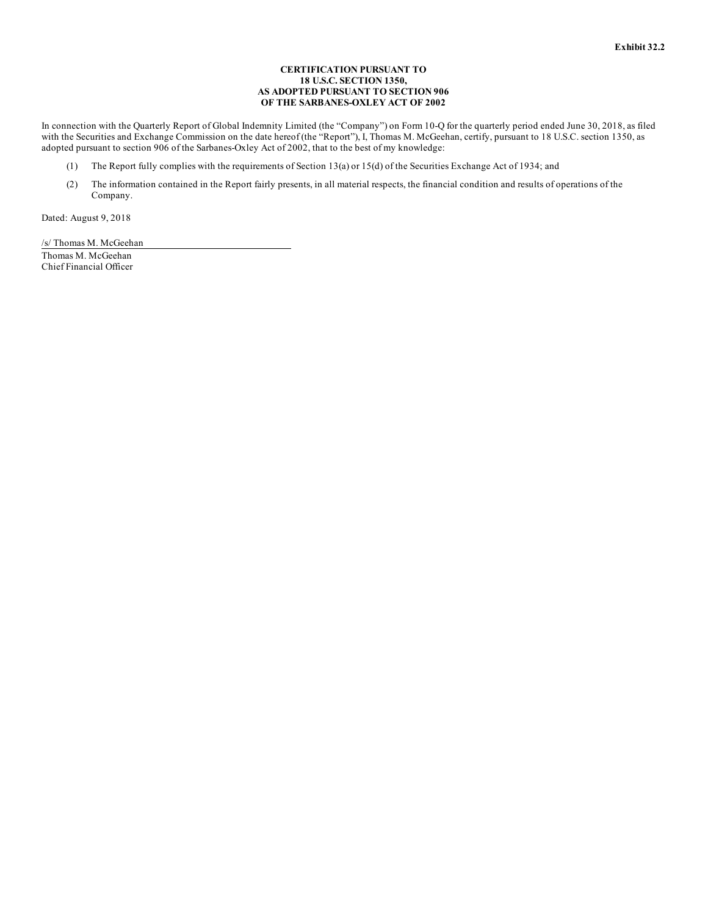**Exhibit 32.2**

**CERTIFICATION PURSUANT TO
18 U.S.C. SECTION 1350,
AS ADOPTED PURSUANT TO SECTION 906
OF THE SARBANES-OXLEY ACT OF 2002**

In connection with the Quarterly Report of Global Indemnity Limited (the "Company") on Form 10-Q for the quarterly period ended June 30, 2018, as filed with the Securities and Exchange Commission on the date hereof (the "Report"), I, Thomas M. McGeehan, certify, pursuant to 18 U.S.C. section 1350, as adopted pursuant to section 906 of the Sarbanes-Oxley Act of 2002, that to the best of my knowledge:

(1) The Report fully complies with the requirements of Section 13(a) or 15(d) of the Securities Exchange Act of 1934; and

(2) The information contained in the Report fairly presents, in all material respects, the financial condition and results of operations of the Company.

Dated: August 9, 2018

/s/ Thomas M. McGeehan

Thomas M. McGeehan
Chief Financial Officer